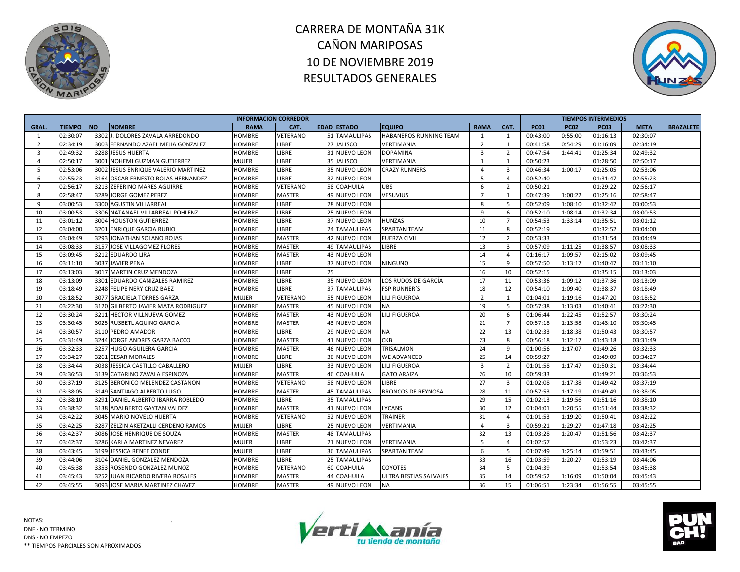# CARRERA DE MONTAÑA 31K
# CAÑON MARIPOSAS
# 10 DE NOVIEMBRE 2019
# RESULTADOS GENERALES

| INFORMACION CORREDOR | | | | | | | | | | | TIEMPOS INTERMEDIOS | | | | |
|---|---|---|---|---|---|---|---|---|---|---|---|---|---|---|---|
| GRAL. | TIEMPO | NO | NOMBRE | RAMA | CAT. | EDAD | ESTADO | EQUIPO | RAMA | CAT. | PC01 | PC02 | PC03 | META | BRAZALETE |
| 1 | 02:30:07 | 3302 | J. DOLORES ZAVALA ARREDONDO | HOMBRE | VETERANO | 51 | TAMAULIPAS | HABANEROS RUNNING TEAM | 1 | 1 | 00:43:00 | 0:55:00 | 01:16:13 | 02:30:07 | |
| 2 | 02:34:19 | 3003 | FERNANDO AZAEL MEJIA GONZALEZ | HOMBRE | LIBRE | 27 | JALISCO | VERTIMANIA | 2 | 1 | 00:41:58 | 0:54:29 | 01:16:09 | 02:34:19 | |
| 3 | 02:49:32 | 3288 | JESUS HUERTA | HOMBRE | LIBRE | 31 | NUEVO LEON | DOPAMINA | 3 | 2 | 00:47:54 | 1:44:41 | 01:25:34 | 02:49:32 | |
| 4 | 02:50:17 | 3001 | NOHEMI GUZMAN GUTIERREZ | MUJER | LIBRE | 35 | JALISCO | VERTIMANIA | 1 | 1 | 00:50:23 | | 01:28:50 | 02:50:17 | |
| 5 | 02:53:06 | 3002 | JESUS ENRIQUE VALERIO MARTINEZ | HOMBRE | LIBRE | 35 | NUEVO LEON | CRAZY RUNNERS | 4 | 3 | 00:46:34 | 1:00:17 | 01:25:05 | 02:53:06 | |
| 6 | 02:55:23 | 3164 | OSCAR ERNESTO ROJAS HERNANDEZ | HOMBRE | LIBRE | 32 | NUEVO LEON | | 5 | 4 | 00:52:40 | | 01:31:47 | 02:55:23 | |
| 7 | 02:56:17 | 3213 | ZEFERINO MARES AGUIRRE | HOMBRE | VETERANO | 58 | COAHUILA | UBS | 6 | 2 | 00:50:21 | | 01:29:22 | 02:56:17 | |
| 8 | 02:58:47 | 3289 | JORGE GOMEZ PEREZ | HOMBRE | MASTER | 49 | NUEVO LEON | VESUVIUS | 7 | 1 | 00:47:39 | 1:00:22 | 01:25:16 | 02:58:47 | |
| 9 | 03:00:53 | 3300 | AGUSTIN VILLARREAL | HOMBRE | LIBRE | 28 | NUEVO LEON | | 8 | 5 | 00:52:09 | 1:08:10 | 01:32:42 | 03:00:53 | |
| 10 | 03:00:53 | 3306 | NATANAEL VILLARREAL POHLENZ | HOMBRE | LIBRE | 25 | NUEVO LEON | | 9 | 6 | 00:52:10 | 1:08:14 | 01:32:34 | 03:00:53 | |
| 11 | 03:01:12 | 3004 | HOUSTON GUTIERREZ | HOMBRE | LIBRE | 37 | NUEVO LEON | HUNZAS | 10 | 7 | 00:54:53 | 1:33:14 | 01:35:51 | 03:01:12 | |
| 12 | 03:04:00 | 3201 | ENRIQUE GARCIA RUBIO | HOMBRE | LIBRE | 24 | TAMAULIPAS | SPARTAN TEAM | 11 | 8 | 00:52:19 | | 01:32:52 | 03:04:00 | |
| 13 | 03:04:49 | 3293 | JONATHAN SOLANO ROJAS | HOMBRE | MASTER | 42 | NUEVO LEON | FUERZA CIVIL | 12 | 2 | 00:53:33 | | 01:31:54 | 03:04:49 | |
| 14 | 03:08:33 | 3157 | JOSE VILLAGOMEZ FLORES | HOMBRE | MASTER | 49 | TAMAULIPAS | LIBRE | 13 | 3 | 00:57:09 | 1:11:25 | 01:38:57 | 03:08:33 | |
| 15 | 03:09:45 | 3212 | EDUARDO LIRA | HOMBRE | MASTER | 43 | NUEVO LEON | | 14 | 4 | 01:16:17 | 1:09:57 | 02:15:02 | 03:09:45 | |
| 16 | 03:11:10 | 3037 | JAVIER PENA | HOMBRE | LIBRE | 37 | NUEVO LEON | NINGUNO | 15 | 9 | 00:57:50 | 1:13:17 | 01:40:47 | 03:11:10 | |
| 17 | 03:13:03 | 3017 | MARTIN CRUZ MENDOZA | HOMBRE | LIBRE | 25 | | | 16 | 10 | 00:52:15 | | 01:35:15 | 03:13:03 | |
| 18 | 03:13:09 | 3301 | EDUARDO CANIZALES RAMIREZ | HOMBRE | LIBRE | 35 | NUEVO LEON | LOS RUDOS DE GARCÍA | 17 | 11 | 00:53:36 | 1:09:12 | 01:37:36 | 03:13:09 | |
| 19 | 03:18:49 | 3248 | FELIPE NERY CRUZ BAEZ | HOMBRE | LIBRE | 37 | TAMAULIPAS | FSP RUNNER´S | 18 | 12 | 00:54:10 | 1:09:40 | 01:38:37 | 03:18:49 | |
| 20 | 03:18:52 | 3077 | GRACIELA TORRES GARZA | MUJER | VETERANO | 55 | NUEVO LEON | LILI FIGUEROA | 2 | 1 | 01:04:01 | 1:19:16 | 01:47:20 | 03:18:52 | |
| 21 | 03:22:30 | 3120 | GILBERTO JAVIER MATA RODRIGUEZ | HOMBRE | MASTER | 45 | NUEVO LEON | NA | 19 | 5 | 00:57:38 | 1:13:03 | 01:40:41 | 03:22:30 | |
| 22 | 03:30:24 | 3211 | HECTOR VILLNUEVA GOMEZ | HOMBRE | MASTER | 43 | NUEVO LEON | LILI FIGUEROA | 20 | 6 | 01:06:44 | 1:22:45 | 01:52:57 | 03:30:24 | |
| 23 | 03:30:45 | 3025 | RUSBETL AQUINO GARCIA | HOMBRE | MASTER | 43 | NUEVO LEON | | 21 | 7 | 00:57:18 | 1:13:58 | 01:43:10 | 03:30:45 | |
| 24 | 03:30:57 | 3110 | PEDRO AMADOR | HOMBRE | LIBRE | 29 | NUEVO LEON | NA | 22 | 13 | 01:02:33 | 1:18:38 | 01:50:43 | 03:30:57 | |
| 25 | 03:31:49 | 3244 | JORGE ANDRES GARZA BACCO | HOMBRE | MASTER | 41 | NUEVO LEON | CKB | 23 | 8 | 00:56:18 | 1:12:17 | 01:43:18 | 03:31:49 | |
| 26 | 03:32:33 | 3257 | HUGO AGUILERA GARCIA | HOMBRE | MASTER | 46 | NUEVO LEON | TRISALMON | 24 | 9 | 01:00:56 | 1:17:07 | 01:49:26 | 03:32:33 | |
| 27 | 03:34:27 | 3261 | CESAR MORALES | HOMBRE | LIBRE | 36 | NUEVO LEON | WE ADVANCED | 25 | 14 | 00:59:27 | | 01:49:09 | 03:34:27 | |
| 28 | 03:34:44 | 3038 | JESSICA CASTILLO CABALLERO | MUJER | LIBRE | 33 | NUEVO LEON | LILI FIGUEROA | 3 | 2 | 01:01:58 | 1:17:47 | 01:50:31 | 03:34:44 | |
| 29 | 03:36:53 | 3139 | CATARINO ZAVALA ESPINOZA | HOMBRE | MASTER | 46 | COAHUILA | GATO ARAIZA | 26 | 10 | 00:59:33 | | 01:49:21 | 03:36:53 | |
| 30 | 03:37:19 | 3125 | BERONICO MELENDEZ CASTANON | HOMBRE | VETERANO | 58 | NUEVO LEON | LIBRE | 27 | 3 | 01:02:08 | 1:17:38 | 01:49:42 | 03:37:19 | |
| 31 | 03:38:05 | 3149 | SANTIAGO ALBERTO LUGO | HOMBRE | MASTER | 45 | TAMAULIPAS | BRONCOS DE REYNOSA | 28 | 11 | 00:57:53 | 1:17:19 | 01:49:49 | 03:38:05 | |
| 32 | 03:38:10 | 3291 | DANIEL ALBERTO IBARRA ROBLEDO | HOMBRE | LIBRE | 35 | TAMAULIPAS | | 29 | 15 | 01:02:13 | 1:19:56 | 01:51:16 | 03:38:10 | |
| 33 | 03:38:32 | 3138 | ADALBERTO GAYTAN VALDEZ | HOMBRE | MASTER | 41 | NUEVO LEON | LYCANS | 30 | 12 | 01:04:01 | 1:20:55 | 01:51:44 | 03:38:32 | |
| 34 | 03:42:22 | 3045 | MARIO NOVELO HUERTA | HOMBRE | VETERANO | 52 | NUEVO LEON | TRAINER | 31 | 4 | 01:01:53 | 1:19:20 | 01:50:41 | 03:42:22 | |
| 35 | 03:42:25 | 3287 | ZELZIN AKETZALLI CERDENO RAMOS | MUJER | LIBRE | 25 | NUEVO LEON | VERTIMANIA | 4 | 3 | 00:59:21 | 1:29:27 | 01:47:18 | 03:42:25 | |
| 36 | 03:42:37 | 3086 | JOSE HENRIQUE DE SOUZA | HOMBRE | MASTER | 48 | TAMAULIPAS | | 32 | 13 | 01:03:28 | 1:20:47 | 01:51:56 | 03:42:37 | |
| 37 | 03:42:37 | 3286 | KARLA MARTINEZ NEVAREZ | MUJER | LIBRE | 21 | NUEVO LEON | VERTIMANIA | 5 | 4 | 01:02:57 | | 01:53:23 | 03:42:37 | |
| 38 | 03:43:45 | 3199 | JESSICA RENEE CONDE | MUJER | LIBRE | 36 | TAMAULIPAS | SPARTAN TEAM | 6 | 5 | 01:07:49 | 1:25:14 | 01:59:51 | 03:43:45 | |
| 39 | 03:44:06 | 3104 | DANIEL GONZALEZ MENDOZA | HOMBRE | LIBRE | 25 | TAMAULIPAS | | 33 | 16 | 01:03:59 | 1:20:27 | 01:53:19 | 03:44:06 | |
| 40 | 03:45:38 | 3353 | ROSENDO GONZALEZ MUNOZ | HOMBRE | VETERANO | 60 | COAHUILA | COYOTES | 34 | 5 | 01:04:39 | | 01:53:54 | 03:45:38 | |
| 41 | 03:45:43 | 3252 | JUAN RICARDO RIVERA ROSALES | HOMBRE | MASTER | 44 | COAHUILA | ULTRA BESTIAS SALVAJES | 35 | 14 | 00:59:52 | 1:16:09 | 01:50:04 | 03:45:43 | |
| 42 | 03:45:55 | 3093 | JOSE MARIA MARTINEZ CHAVEZ | HOMBRE | MASTER | 49 | NUEVO LEON | NA | 36 | 15 | 01:06:51 | 1:23:34 | 01:56:55 | 03:45:55 | |

NOTAS:
DNF - NO TERMINO
DNS - NO EMPEZO
** TIEMPOS PARCIALES SON APROXIMADOS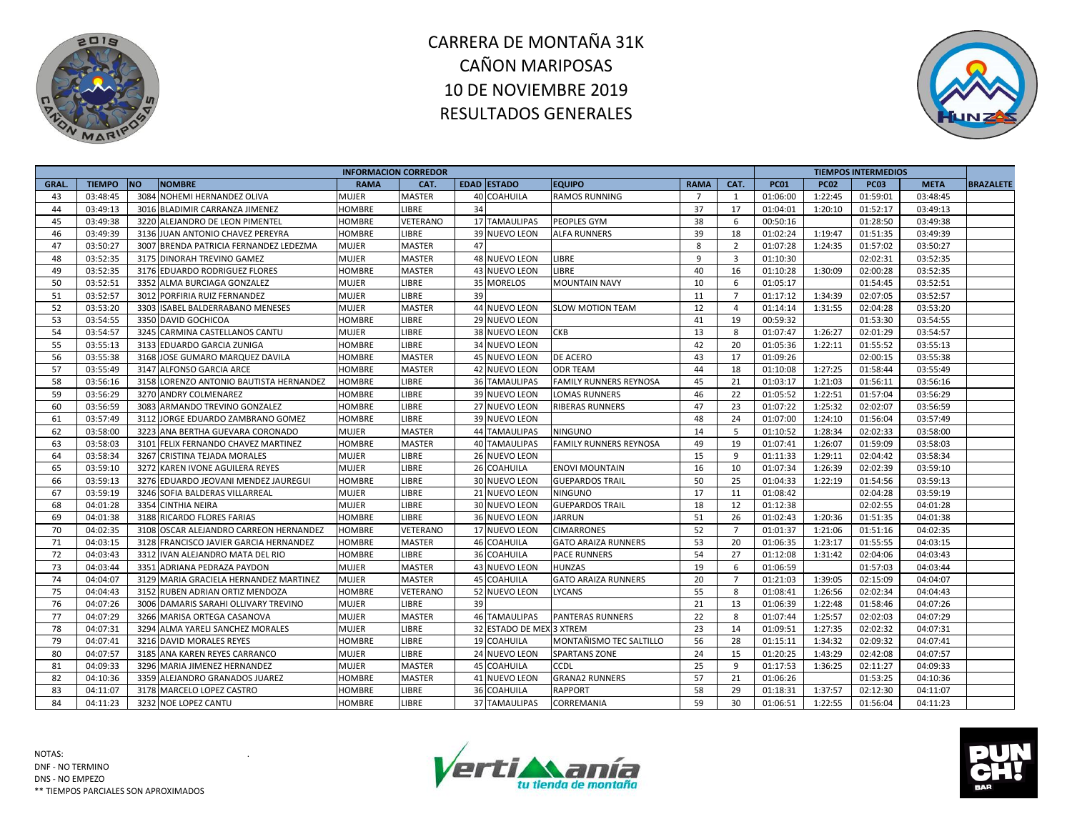# CARRERA DE MONTAÑA 31K
# CAÑON MARIPOSAS
# 10 DE NOVIEMBRE 2019
# RESULTADOS GENERALES

| INFORMACION CORREDOR | | | | | | | | | | | TIEMPOS INTERMEDIOS | | | | |
|---|---|---|---|---|---|---|---|---|---|---|---|---|---|---|---|
| GRAL. | TIEMPO | NO | NOMBRE | RAMA | CAT. | EDAD | ESTADO | EQUIPO | RAMA | CAT. | PC01 | PC02 | PC03 | META | BRAZALETE |
| 43 | 03:48:45 | 3084 | NOHEMI HERNANDEZ OLIVA | MUJER | MASTER | 40 | COAHUILA | RAMOS RUNNING | 7 | 1 | 01:06:00 | 1:22:45 | 01:59:01 | 03:48:45 | |
| 44 | 03:49:13 | 3016 | BLADIMIR CARRANZA JIMENEZ | HOMBRE | LIBRE | 34 | | | 37 | 17 | 01:04:01 | 1:20:10 | 01:52:17 | 03:49:13 | |
| 45 | 03:49:38 | 3220 | ALEJANDRO DE LEON PIMENTEL | HOMBRE | VETERANO | 17 | TAMAULIPAS | PEOPLES GYM | 38 | 6 | 00:50:16 | | 01:28:50 | 03:49:38 | |
| 46 | 03:49:39 | 3136 | JUAN ANTONIO CHAVEZ PEREYRA | HOMBRE | LIBRE | 39 | NUEVO LEON | ALFA RUNNERS | 39 | 18 | 01:02:24 | 1:19:47 | 01:51:35 | 03:49:39 | |
| 47 | 03:50:27 | 3007 | BRENDA PATRICIA FERNANDEZ LEDEZMA | MUJER | MASTER | 47 | | | 8 | 2 | 01:07:28 | 1:24:35 | 01:57:02 | 03:50:27 | |
| 48 | 03:52:35 | 3175 | DINORAH TREVINO GAMEZ | MUJER | MASTER | 48 | NUEVO LEON | LIBRE | 9 | 3 | 01:10:30 | | 02:02:31 | 03:52:35 | |
| 49 | 03:52:35 | 3176 | EDUARDO RODRIGUEZ FLORES | HOMBRE | MASTER | 43 | NUEVO LEON | LIBRE | 40 | 16 | 01:10:28 | 1:30:09 | 02:00:28 | 03:52:35 | |
| 50 | 03:52:51 | 3352 | ALMA BURCIAGA GONZALEZ | MUJER | LIBRE | 35 | MORELOS | MOUNTAIN NAVY | 10 | 6 | 01:05:17 | | 01:54:45 | 03:52:51 | |
| 51 | 03:52:57 | 3012 | PORFIRIA RUIZ FERNANDEZ | MUJER | LIBRE | 39 | | | 11 | 7 | 01:17:12 | 1:34:39 | 02:07:05 | 03:52:57 | |
| 52 | 03:53:20 | 3303 | ISABEL BALDERRABANO MENESES | MUJER | MASTER | 44 | NUEVO LEON | SLOW MOTION TEAM | 12 | 4 | 01:14:14 | 1:31:55 | 02:04:28 | 03:53:20 | |
| 53 | 03:54:55 | 3350 | DAVID GOCHICOA | HOMBRE | LIBRE | 29 | NUEVO LEON | | 41 | 19 | 00:59:32 | | 01:53:30 | 03:54:55 | |
| 54 | 03:54:57 | 3245 | CARMINA CASTELLANOS CANTU | MUJER | LIBRE | 38 | NUEVO LEON | CKB | 13 | 8 | 01:07:47 | 1:26:27 | 02:01:29 | 03:54:57 | |
| 55 | 03:55:13 | 3133 | EDUARDO GARCIA ZUNIGA | HOMBRE | LIBRE | 34 | NUEVO LEON | | 42 | 20 | 01:05:36 | 1:22:11 | 01:55:52 | 03:55:13 | |
| 56 | 03:55:38 | 3168 | JOSE GUMARO MARQUEZ DAVILA | HOMBRE | MASTER | 45 | NUEVO LEON | DE ACERO | 43 | 17 | 01:09:26 | | 02:00:15 | 03:55:38 | |
| 57 | 03:55:49 | 3147 | ALFONSO GARCIA ARCE | HOMBRE | MASTER | 42 | NUEVO LEON | ODR TEAM | 44 | 18 | 01:10:08 | 1:27:25 | 01:58:44 | 03:55:49 | |
| 58 | 03:56:16 | 3158 | LORENZO ANTONIO BAUTISTA HERNANDEZ | HOMBRE | LIBRE | 36 | TAMAULIPAS | FAMILY RUNNERS REYNOSA | 45 | 21 | 01:03:17 | 1:21:03 | 01:56:11 | 03:56:16 | |
| 59 | 03:56:29 | 3270 | ANDY COLMENAREZ | HOMBRE | LIBRE | 39 | NUEVO LEON | LOMAS RUNNERS | 46 | 22 | 01:05:52 | 1:22:51 | 01:57:04 | 03:56:29 | |
| 60 | 03:56:59 | 3083 | ARMANDO TREVINO GONZALEZ | HOMBRE | LIBRE | 27 | NUEVO LEON | RIBERAS RUNNERS | 47 | 23 | 01:07:22 | 1:25:32 | 02:02:07 | 03:56:59 | |
| 61 | 03:57:49 | 3112 | JORGE EDUARDO ZAMBRANO GOMEZ | HOMBRE | LIBRE | 39 | NUEVO LEON | | 48 | 24 | 01:07:00 | 1:24:10 | 01:56:04 | 03:57:49 | |
| 62 | 03:58:00 | 3223 | ANA BERTHA GUEVARA CORONADO | MUJER | MASTER | 44 | TAMAULIPAS | NINGUNO | 14 | 5 | 01:10:52 | 1:28:34 | 02:02:33 | 03:58:00 | |
| 63 | 03:58:03 | 3101 | FELIX FERNANDO CHAVEZ MARTINEZ | HOMBRE | MASTER | 40 | TAMAULIPAS | FAMILY RUNNERS REYNOSA | 49 | 19 | 01:07:41 | 1:26:07 | 01:59:09 | 03:58:03 | |
| 64 | 03:58:34 | 3267 | CRISTINA TEJADA MORALES | MUJER | LIBRE | 26 | NUEVO LEON | | 15 | 9 | 01:11:33 | 1:29:11 | 02:04:42 | 03:58:34 | |
| 65 | 03:59:10 | 3272 | KAREN IVONE AGUILERA REYES | MUJER | LIBRE | 26 | COAHUILA | ENOVI MOUNTAIN | 16 | 10 | 01:07:34 | 1:26:39 | 02:02:39 | 03:59:10 | |
| 66 | 03:59:13 | 3276 | EDUARDO JEOVANI MENDEZ JAUREGUI | HOMBRE | LIBRE | 30 | NUEVO LEON | GUEPARDOS TRAIL | 50 | 25 | 01:04:33 | 1:22:19 | 01:54:56 | 03:59:13 | |
| 67 | 03:59:19 | 3246 | SOFIA BALDERAS VILLARREAL | MUJER | LIBRE | 21 | NUEVO LEON | NINGUNO | 17 | 11 | 01:08:42 | | 02:04:28 | 03:59:19 | |
| 68 | 04:01:28 | 3354 | CINTHIA NEIRA | MUJER | LIBRE | 30 | NUEVO LEON | GUEPARDOS TRAIL | 18 | 12 | 01:12:38 | | 02:02:55 | 04:01:28 | |
| 69 | 04:01:38 | 3188 | RICARDO FLORES FARIAS | HOMBRE | LIBRE | 36 | NUEVO LEON | JARRUN | 51 | 26 | 01:02:43 | 1:20:36 | 01:51:35 | 04:01:38 | |
| 70 | 04:02:35 | 3108 | OSCAR ALEJANDRO CARREON HERNANDEZ | HOMBRE | VETERANO | 17 | NUEVO LEON | CIMARRONES | 52 | 7 | 01:01:37 | 1:21:06 | 01:51:16 | 04:02:35 | |
| 71 | 04:03:15 | 3128 | FRANCISCO JAVIER GARCIA HERNANDEZ | HOMBRE | MASTER | 46 | COAHUILA | GATO ARAIZA RUNNERS | 53 | 20 | 01:06:35 | 1:23:17 | 01:55:55 | 04:03:15 | |
| 72 | 04:03:43 | 3312 | IVAN ALEJANDRO MATA DEL RIO | HOMBRE | LIBRE | 36 | COAHUILA | PACE RUNNERS | 54 | 27 | 01:12:08 | 1:31:42 | 02:04:06 | 04:03:43 | |
| 73 | 04:03:44 | 3351 | ADRIANA PEDRAZA PAYDON | MUJER | MASTER | 43 | NUEVO LEON | HUNZAS | 19 | 6 | 01:06:59 | | 01:57:03 | 04:03:44 | |
| 74 | 04:04:07 | 3129 | MARIA GRACIELA HERNANDEZ MARTINEZ | MUJER | MASTER | 45 | COAHUILA | GATO ARAIZA RUNNERS | 20 | 7 | 01:21:03 | 1:39:05 | 02:15:09 | 04:04:07 | |
| 75 | 04:04:43 | 3152 | RUBEN ADRIAN ORTIZ MENDOZA | HOMBRE | VETERANO | 52 | NUEVO LEON | LYCANS | 55 | 8 | 01:08:41 | 1:26:56 | 02:02:34 | 04:04:43 | |
| 76 | 04:07:26 | 3006 | DAMARIS SARAHI OLLIVARY TREVINO | MUJER | LIBRE | 39 | | | 21 | 13 | 01:06:39 | 1:22:48 | 01:58:46 | 04:07:26 | |
| 77 | 04:07:29 | 3266 | MARISA ORTEGA CASANOVA | MUJER | MASTER | 46 | TAMAULIPAS | PANTERAS RUNNERS | 22 | 8 | 01:07:44 | 1:25:57 | 02:02:03 | 04:07:29 | |
| 78 | 04:07:31 | 3294 | ALMA YARELI SANCHEZ MORALES | MUJER | LIBRE | 32 | ESTADO DE MEX | 3 XTREM | 23 | 14 | 01:09:51 | 1:27:35 | 02:02:32 | 04:07:31 | |
| 79 | 04:07:41 | 3216 | DAVID MORALES REYES | HOMBRE | LIBRE | 19 | COAHUILA | MONTAÑISMO TEC SALTILLO | 56 | 28 | 01:15:11 | 1:34:32 | 02:09:32 | 04:07:41 | |
| 80 | 04:07:57 | 3185 | ANA KAREN REYES CARRANCO | MUJER | LIBRE | 24 | NUEVO LEON | SPARTANS ZONE | 24 | 15 | 01:20:25 | 1:43:29 | 02:42:08 | 04:07:57 | |
| 81 | 04:09:33 | 3296 | MARIA JIMENEZ HERNANDEZ | MUJER | MASTER | 45 | COAHUILA | CCDL | 25 | 9 | 01:17:53 | 1:36:25 | 02:11:27 | 04:09:33 | |
| 82 | 04:10:36 | 3359 | ALEJANDRO GRANADOS JUAREZ | HOMBRE | MASTER | 41 | NUEVO LEON | GRANA2 RUNNERS | 57 | 21 | 01:06:26 | | 01:53:25 | 04:10:36 | |
| 83 | 04:11:07 | 3178 | MARCELO LOPEZ CASTRO | HOMBRE | LIBRE | 36 | COAHUILA | RAPPORT | 58 | 29 | 01:18:31 | 1:37:57 | 02:12:30 | 04:11:07 | |
| 84 | 04:11:23 | 3232 | NOE LOPEZ CANTU | HOMBRE | LIBRE | 37 | TAMAULIPAS | CORREMANIA | 59 | 30 | 01:06:51 | 1:22:55 | 01:56:04 | 04:11:23 | |

NOTAS:
DNF - NO TERMINO
DNS - NO EMPEZO
** TIEMPOS PARCIALES SON APROXIMADOS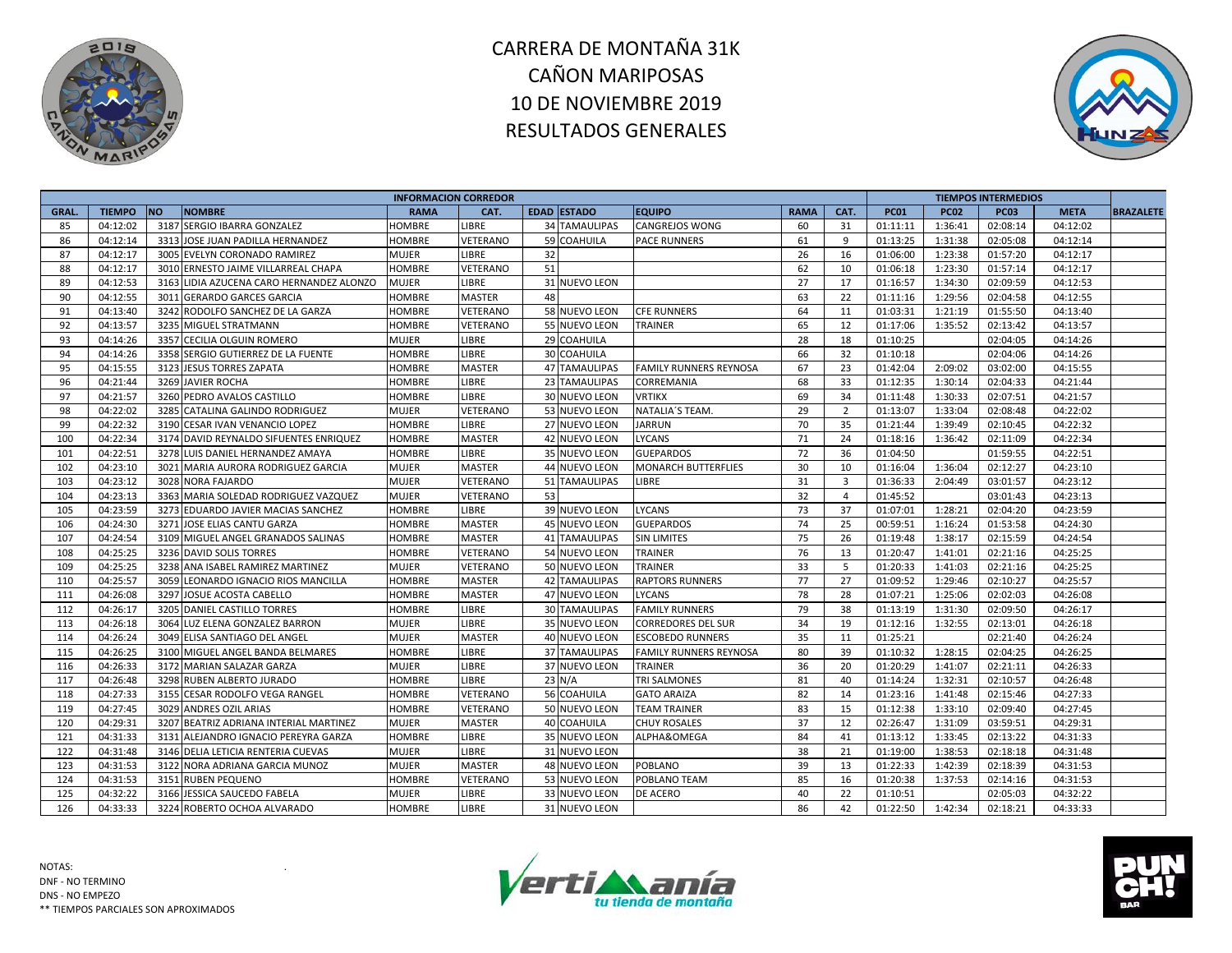# CARRERA DE MONTAÑA 31K
# CAÑON MARIPOSAS
# 10 DE NOVIEMBRE 2019
# RESULTADOS GENERALES

| INFORMACION CORREDOR | | | | | | | | | | | TIEMPOS INTERMEDIOS | | | | |
|---|---|---|---|---|---|---|---|---|---|---|---|---|---|---|---|
| GRAL. | TIEMPO | NO | NOMBRE | RAMA | CAT. | EDAD | ESTADO | EQUIPO | RAMA | CAT. | PC01 | PC02 | PC03 | META | BRAZALETE |
| 85 | 04:12:02 | 3187 | SERGIO IBARRA GONZALEZ | HOMBRE | LIBRE | 34 | TAMAULIPAS | CANGREJOS WONG | 60 | 31 | 01:11:11 | 1:36:41 | 02:08:14 | 04:12:02 | |
| 86 | 04:12:14 | 3313 | JOSE JUAN PADILLA HERNANDEZ | HOMBRE | VETERANO | 59 | COAHUILA | PACE RUNNERS | 61 | 9 | 01:13:25 | 1:31:38 | 02:05:08 | 04:12:14 | |
| 87 | 04:12:17 | 3005 | EVELYN CORONADO RAMIREZ | MUJER | LIBRE | 32 | | | 26 | 16 | 01:06:00 | 1:23:38 | 01:57:20 | 04:12:17 | |
| 88 | 04:12:17 | 3010 | ERNESTO JAIME VILLARREAL CHAPA | HOMBRE | VETERANO | 51 | | | 62 | 10 | 01:06:18 | 1:23:30 | 01:57:14 | 04:12:17 | |
| 89 | 04:12:53 | 3163 | LIDIA AZUCENA CARO HERNANDEZ ALONZO | MUJER | LIBRE | 31 | NUEVO LEON | | 27 | 17 | 01:16:57 | 1:34:30 | 02:09:59 | 04:12:53 | |
| 90 | 04:12:55 | 3011 | GERARDO GARCES GARCIA | HOMBRE | MASTER | 48 | | | 63 | 22 | 01:11:16 | 1:29:56 | 02:04:58 | 04:12:55 | |
| 91 | 04:13:40 | 3242 | RODOLFO SANCHEZ DE LA GARZA | HOMBRE | VETERANO | 58 | NUEVO LEON | CFE RUNNERS | 64 | 11 | 01:03:31 | 1:21:19 | 01:55:50 | 04:13:40 | |
| 92 | 04:13:57 | 3235 | MIGUEL STRATMANN | HOMBRE | VETERANO | 55 | NUEVO LEON | TRAINER | 65 | 12 | 01:17:06 | 1:35:52 | 02:13:42 | 04:13:57 | |
| 93 | 04:14:26 | 3357 | CECILIA OLGUIN ROMERO | MUJER | LIBRE | 29 | COAHUILA | | 28 | 18 | 01:10:25 | | 02:04:05 | 04:14:26 | |
| 94 | 04:14:26 | 3358 | SERGIO GUTIERREZ DE LA FUENTE | HOMBRE | LIBRE | 30 | COAHUILA | | 66 | 32 | 01:10:18 | | 02:04:06 | 04:14:26 | |
| 95 | 04:15:55 | 3123 | JESUS TORRES ZAPATA | HOMBRE | MASTER | 47 | TAMAULIPAS | FAMILY RUNNERS REYNOSA | 67 | 23 | 01:42:04 | 2:09:02 | 03:02:00 | 04:15:55 | |
| 96 | 04:21:44 | 3269 | JAVIER ROCHA | HOMBRE | LIBRE | 23 | TAMAULIPAS | CORREMANIA | 68 | 33 | 01:12:35 | 1:30:14 | 02:04:33 | 04:21:44 | |
| 97 | 04:21:57 | 3260 | PEDRO AVALOS CASTILLO | HOMBRE | LIBRE | 30 | NUEVO LEON | VRTIKX | 69 | 34 | 01:11:48 | 1:30:33 | 02:07:51 | 04:21:57 | |
| 98 | 04:22:02 | 3285 | CATALINA GALINDO RODRIGUEZ | MUJER | VETERANO | 53 | NUEVO LEON | NATALIA´S TEAM. | 29 | 2 | 01:13:07 | 1:33:04 | 02:08:48 | 04:22:02 | |
| 99 | 04:22:32 | 3190 | CESAR IVAN VENANCIO LOPEZ | HOMBRE | LIBRE | 27 | NUEVO LEON | JARRUN | 70 | 35 | 01:21:44 | 1:39:49 | 02:10:45 | 04:22:32 | |
| 100 | 04:22:34 | 3174 | DAVID REYNALDO SIFUENTES ENRIQUEZ | HOMBRE | MASTER | 42 | NUEVO LEON | LYCANS | 71 | 24 | 01:18:16 | 1:36:42 | 02:11:09 | 04:22:34 | |
| 101 | 04:22:51 | 3278 | LUIS DANIEL HERNANDEZ AMAYA | HOMBRE | LIBRE | 35 | NUEVO LEON | GUEPARDOS | 72 | 36 | 01:04:50 | | 01:59:55 | 04:22:51 | |
| 102 | 04:23:10 | 3021 | MARIA AURORA RODRIGUEZ GARCIA | MUJER | MASTER | 44 | NUEVO LEON | MONARCH BUTTERFLIES | 30 | 10 | 01:16:04 | 1:36:04 | 02:12:27 | 04:23:10 | |
| 103 | 04:23:12 | 3028 | NORA FAJARDO | MUJER | VETERANO | 51 | TAMAULIPAS | LIBRE | 31 | 3 | 01:36:33 | 2:04:49 | 03:01:57 | 04:23:12 | |
| 104 | 04:23:13 | 3363 | MARIA SOLEDAD RODRIGUEZ VAZQUEZ | MUJER | VETERANO | 53 | | | 32 | 4 | 01:45:52 | | 03:01:43 | 04:23:13 | |
| 105 | 04:23:59 | 3273 | EDUARDO JAVIER MACIAS SANCHEZ | HOMBRE | LIBRE | 39 | NUEVO LEON | LYCANS | 73 | 37 | 01:07:01 | 1:28:21 | 02:04:20 | 04:23:59 | |
| 106 | 04:24:30 | 3271 | JOSE ELIAS CANTU GARZA | HOMBRE | MASTER | 45 | NUEVO LEON | GUEPARDOS | 74 | 25 | 00:59:51 | 1:16:24 | 01:53:58 | 04:24:30 | |
| 107 | 04:24:54 | 3109 | MIGUEL ANGEL GRANADOS SALINAS | HOMBRE | MASTER | 41 | TAMAULIPAS | SIN LIMITES | 75 | 26 | 01:19:48 | 1:38:17 | 02:15:59 | 04:24:54 | |
| 108 | 04:25:25 | 3236 | DAVID SOLIS TORRES | HOMBRE | VETERANO | 54 | NUEVO LEON | TRAINER | 76 | 13 | 01:20:47 | 1:41:01 | 02:21:16 | 04:25:25 | |
| 109 | 04:25:25 | 3238 | ANA ISABEL RAMIREZ MARTINEZ | MUJER | VETERANO | 50 | NUEVO LEON | TRAINER | 33 | 5 | 01:20:33 | 1:41:03 | 02:21:16 | 04:25:25 | |
| 110 | 04:25:57 | 3059 | LEONARDO IGNACIO RIOS MANCILLA | HOMBRE | MASTER | 42 | TAMAULIPAS | RAPTORS RUNNERS | 77 | 27 | 01:09:52 | 1:29:46 | 02:10:27 | 04:25:57 | |
| 111 | 04:26:08 | 3297 | JOSUE ACOSTA CABELLO | HOMBRE | MASTER | 47 | NUEVO LEON | LYCANS | 78 | 28 | 01:07:21 | 1:25:06 | 02:02:03 | 04:26:08 | |
| 112 | 04:26:17 | 3205 | DANIEL CASTILLO TORRES | HOMBRE | LIBRE | 30 | TAMAULIPAS | FAMILY RUNNERS | 79 | 38 | 01:13:19 | 1:31:30 | 02:09:50 | 04:26:17 | |
| 113 | 04:26:18 | 3064 | LUZ ELENA GONZALEZ BARRON | MUJER | LIBRE | 35 | NUEVO LEON | CORREDORES DEL SUR | 34 | 19 | 01:12:16 | 1:32:55 | 02:13:01 | 04:26:18 | |
| 114 | 04:26:24 | 3049 | ELISA SANTIAGO DEL ANGEL | MUJER | MASTER | 40 | NUEVO LEON | ESCOBEDO RUNNERS | 35 | 11 | 01:25:21 | | 02:21:40 | 04:26:24 | |
| 115 | 04:26:25 | 3100 | MIGUEL ANGEL BANDA BELMARES | HOMBRE | LIBRE | 37 | TAMAULIPAS | FAMILY RUNNERS REYNOSA | 80 | 39 | 01:10:32 | 1:28:15 | 02:04:25 | 04:26:25 | |
| 116 | 04:26:33 | 3172 | MARIAN SALAZAR GARZA | MUJER | LIBRE | 37 | NUEVO LEON | TRAINER | 36 | 20 | 01:20:29 | 1:41:07 | 02:21:11 | 04:26:33 | |
| 117 | 04:26:48 | 3298 | RUBEN ALBERTO JURADO | HOMBRE | LIBRE | 23 | N/A | TRI SALMONES | 81 | 40 | 01:14:24 | 1:32:31 | 02:10:57 | 04:26:48 | |
| 118 | 04:27:33 | 3155 | CESAR RODOLFO VEGA RANGEL | HOMBRE | VETERANO | 56 | COAHUILA | GATO ARAIZA | 82 | 14 | 01:23:16 | 1:41:48 | 02:15:46 | 04:27:33 | |
| 119 | 04:27:45 | 3029 | ANDRES OZIL ARIAS | HOMBRE | VETERANO | 50 | NUEVO LEON | TEAM TRAINER | 83 | 15 | 01:12:38 | 1:33:10 | 02:09:40 | 04:27:45 | |
| 120 | 04:29:31 | 3207 | BEATRIZ ADRIANA INTERIAL MARTINEZ | MUJER | MASTER | 40 | COAHUILA | CHUY ROSALES | 37 | 12 | 02:26:47 | 1:31:09 | 03:59:51 | 04:29:31 | |
| 121 | 04:31:33 | 3131 | ALEJANDRO IGNACIO PEREYRA GARZA | HOMBRE | LIBRE | 35 | NUEVO LEON | ALPHA&OMEGA | 84 | 41 | 01:13:12 | 1:33:45 | 02:13:22 | 04:31:33 | |
| 122 | 04:31:48 | 3146 | DELIA LETICIA RENTERIA CUEVAS | MUJER | LIBRE | 31 | NUEVO LEON | | 38 | 21 | 01:19:00 | 1:38:53 | 02:18:18 | 04:31:48 | |
| 123 | 04:31:53 | 3122 | NORA ADRIANA GARCIA MUNOZ | MUJER | MASTER | 48 | NUEVO LEON | POBLANO | 39 | 13 | 01:22:33 | 1:42:39 | 02:18:39 | 04:31:53 | |
| 124 | 04:31:53 | 3151 | RUBEN PEQUENO | HOMBRE | VETERANO | 53 | NUEVO LEON | POBLANO TEAM | 85 | 16 | 01:20:38 | 1:37:53 | 02:14:16 | 04:31:53 | |
| 125 | 04:32:22 | 3166 | JESSICA SAUCEDO FABELA | MUJER | LIBRE | 33 | NUEVO LEON | DE ACERO | 40 | 22 | 01:10:51 | | 02:05:03 | 04:32:22 | |
| 126 | 04:33:33 | 3224 | ROBERTO OCHOA ALVARADO | HOMBRE | LIBRE | 31 | NUEVO LEON | | 86 | 42 | 01:22:50 | 1:42:34 | 02:18:21 | 04:33:33 | |

NOTAS:
DNF - NO TERMINO
DNS - NO EMPEZO
** TIEMPOS PARCIALES SON APROXIMADOS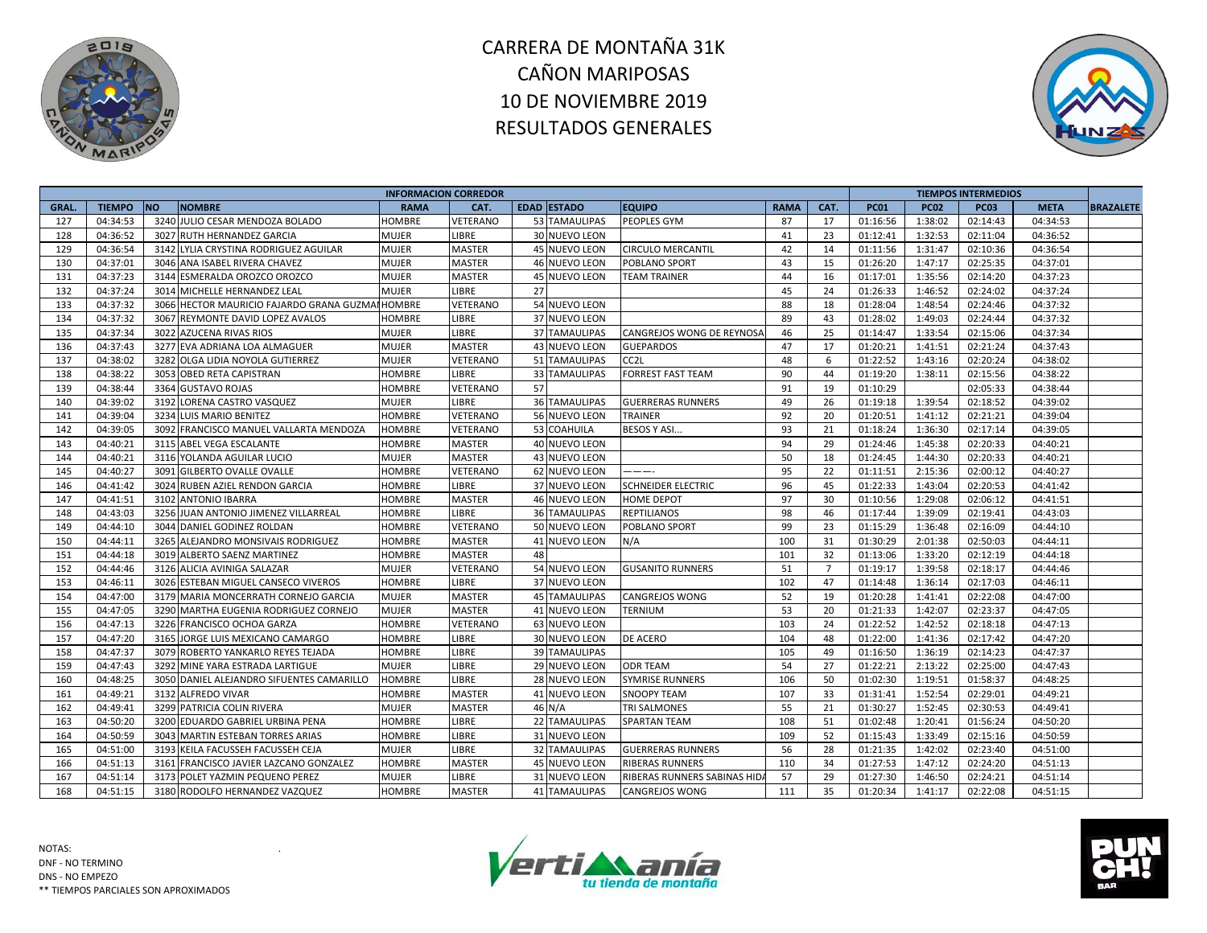# CARRERA DE MONTAÑA 31K
# CAÑON MARIPOSAS
# 10 DE NOVIEMBRE 2019
# RESULTADOS GENERALES

| INFORMACION CORREDOR | | | | | | | | | | | TIEMPOS INTERMEDIOS | | | | |
|---|---|---|---|---|---|---|---|---|---|---|---|---|---|---|---|
| GRAL. | TIEMPO | NO | NOMBRE | RAMA | CAT. | EDAD | ESTADO | EQUIPO | RAMA | CAT. | PC01 | PC02 | PC03 | META | BRAZALETE |
| 127 | 04:34:53 | 3240 | JULIO CESAR MENDOZA BOLADO | HOMBRE | VETERANO | 53 | TAMAULIPAS | PEOPLES GYM | 87 | 17 | 01:16:56 | 1:38:02 | 02:14:43 | 04:34:53 | |
| 128 | 04:36:52 | 3027 | RUTH HERNANDEZ GARCIA | MUJER | LIBRE | 30 | NUEVO LEON | | 41 | 23 | 01:12:41 | 1:32:53 | 02:11:04 | 04:36:52 | |
| 129 | 04:36:54 | 3142 | LYLIA CRYSTINA RODRIGUEZ AGUILAR | MUJER | MASTER | 45 | NUEVO LEON | CIRCULO MERCANTIL | 42 | 14 | 01:11:56 | 1:31:47 | 02:10:36 | 04:36:54 | |
| 130 | 04:37:01 | 3046 | ANA ISABEL RIVERA CHAVEZ | MUJER | MASTER | 46 | NUEVO LEON | POBLANO SPORT | 43 | 15 | 01:26:20 | 1:47:17 | 02:25:35 | 04:37:01 | |
| 131 | 04:37:23 | 3144 | ESMERALDA OROZCO OROZCO | MUJER | MASTER | 45 | NUEVO LEON | TEAM TRAINER | 44 | 16 | 01:17:01 | 1:35:56 | 02:14:20 | 04:37:23 | |
| 132 | 04:37:24 | 3014 | MICHELLE HERNANDEZ LEAL | MUJER | LIBRE | 27 | | | 45 | 24 | 01:26:33 | 1:46:52 | 02:24:02 | 04:37:24 | |
| 133 | 04:37:32 | 3066 | HECTOR MAURICIO FAJARDO GRANA GUZMA | HOMBRE | VETERANO | 54 | NUEVO LEON | | 88 | 18 | 01:28:04 | 1:48:54 | 02:24:46 | 04:37:32 | |
| 134 | 04:37:32 | 3067 | REYMONTE DAVID LOPEZ AVALOS | HOMBRE | LIBRE | 37 | NUEVO LEON | | 89 | 43 | 01:28:02 | 1:49:03 | 02:24:44 | 04:37:32 | |
| 135 | 04:37:34 | 3022 | AZUCENA RIVAS RIOS | MUJER | LIBRE | 37 | TAMAULIPAS | CANGREJOS WONG DE REYNOSA | 46 | 25 | 01:14:47 | 1:33:54 | 02:15:06 | 04:37:34 | |
| 136 | 04:37:43 | 3277 | EVA ADRIANA LOA ALMAGUER | MUJER | MASTER | 43 | NUEVO LEON | GUEPARDOS | 47 | 17 | 01:20:21 | 1:41:51 | 02:21:24 | 04:37:43 | |
| 137 | 04:38:02 | 3282 | OLGA LIDIA NOYOLA GUTIERREZ | MUJER | VETERANO | 51 | TAMAULIPAS | CC2L | 48 | 6 | 01:22:52 | 1:43:16 | 02:20:24 | 04:38:02 | |
| 138 | 04:38:22 | 3053 | OBED RETA CAPISTRAN | HOMBRE | LIBRE | 33 | TAMAULIPAS | FORREST FAST TEAM | 90 | 44 | 01:19:20 | 1:38:11 | 02:15:56 | 04:38:22 | |
| 139 | 04:38:44 | 3364 | GUSTAVO ROJAS | HOMBRE | VETERANO | 57 | | | 91 | 19 | 01:10:29 | | 02:05:33 | 04:38:44 | |
| 140 | 04:39:02 | 3192 | LORENA CASTRO VASQUEZ | MUJER | LIBRE | 36 | TAMAULIPAS | GUERRERAS RUNNERS | 49 | 26 | 01:19:18 | 1:39:54 | 02:18:52 | 04:39:02 | |
| 141 | 04:39:04 | 3234 | LUIS MARIO BENITEZ | HOMBRE | VETERANO | 56 | NUEVO LEON | TRAINER | 92 | 20 | 01:20:51 | 1:41:12 | 02:21:21 | 04:39:04 | |
| 142 | 04:39:05 | 3092 | FRANCISCO MANUEL VALLARTA MENDOZA | HOMBRE | VETERANO | 53 | COAHUILA | BESOS Y ASI... | 93 | 21 | 01:18:24 | 1:36:30 | 02:17:14 | 04:39:05 | |
| 143 | 04:40:21 | 3115 | ABEL VEGA ESCALANTE | HOMBRE | MASTER | 40 | NUEVO LEON | | 94 | 29 | 01:24:46 | 1:45:38 | 02:20:33 | 04:40:21 | |
| 144 | 04:40:21 | 3116 | YOLANDA AGUILAR LUCIO | MUJER | MASTER | 43 | NUEVO LEON | | 50 | 18 | 01:24:45 | 1:44:30 | 02:20:33 | 04:40:21 | |
| 145 | 04:40:27 | 3091 | GILBERTO OVALLE OVALLE | HOMBRE | VETERANO | 62 | NUEVO LEON | ———- | 95 | 22 | 01:11:51 | 2:15:36 | 02:00:12 | 04:40:27 | |
| 146 | 04:41:42 | 3024 | RUBEN AZIEL RENDON GARCIA | HOMBRE | LIBRE | 37 | NUEVO LEON | SCHNEIDER ELECTRIC | 96 | 45 | 01:22:33 | 1:43:04 | 02:20:53 | 04:41:42 | |
| 147 | 04:41:51 | 3102 | ANTONIO IBARRA | HOMBRE | MASTER | 46 | NUEVO LEON | HOME DEPOT | 97 | 30 | 01:10:56 | 1:29:08 | 02:06:12 | 04:41:51 | |
| 148 | 04:43:03 | 3256 | JUAN ANTONIO JIMENEZ VILLARREAL | HOMBRE | LIBRE | 36 | TAMAULIPAS | REPTILIANOS | 98 | 46 | 01:17:44 | 1:39:09 | 02:19:41 | 04:43:03 | |
| 149 | 04:44:10 | 3044 | DANIEL GODINEZ ROLDAN | HOMBRE | VETERANO | 50 | NUEVO LEON | POBLANO SPORT | 99 | 23 | 01:15:29 | 1:36:48 | 02:16:09 | 04:44:10 | |
| 150 | 04:44:11 | 3265 | ALEJANDRO MONSIVAIS RODRIGUEZ | HOMBRE | MASTER | 41 | NUEVO LEON | N/A | 100 | 31 | 01:30:29 | 2:01:38 | 02:50:03 | 04:44:11 | |
| 151 | 04:44:18 | 3019 | ALBERTO SAENZ MARTINEZ | HOMBRE | MASTER | 48 | | | 101 | 32 | 01:13:06 | 1:33:20 | 02:12:19 | 04:44:18 | |
| 152 | 04:44:46 | 3126 | ALICIA AVINIGA SALAZAR | MUJER | VETERANO | 54 | NUEVO LEON | GUSANITO RUNNERS | 51 | 7 | 01:19:17 | 1:39:58 | 02:18:17 | 04:44:46 | |
| 153 | 04:46:11 | 3026 | ESTEBAN MIGUEL CANSECO VIVEROS | HOMBRE | LIBRE | 37 | NUEVO LEON | | 102 | 47 | 01:14:48 | 1:36:14 | 02:17:03 | 04:46:11 | |
| 154 | 04:47:00 | 3179 | MARIA MONCERRATH CORNEJO GARCIA | MUJER | MASTER | 45 | TAMAULIPAS | CANGREJOS WONG | 52 | 19 | 01:20:28 | 1:41:41 | 02:22:08 | 04:47:00 | |
| 155 | 04:47:05 | 3290 | MARTHA EUGENIA RODRIGUEZ CORNEJO | MUJER | MASTER | 41 | NUEVO LEON | TERNIUM | 53 | 20 | 01:21:33 | 1:42:07 | 02:23:37 | 04:47:05 | |
| 156 | 04:47:13 | 3226 | FRANCISCO OCHOA GARZA | HOMBRE | VETERANO | 63 | NUEVO LEON | | 103 | 24 | 01:22:52 | 1:42:52 | 02:18:18 | 04:47:13 | |
| 157 | 04:47:20 | 3165 | JORGE LUIS MEXICANO CAMARGO | HOMBRE | LIBRE | 30 | NUEVO LEON | DE ACERO | 104 | 48 | 01:22:00 | 1:41:36 | 02:17:42 | 04:47:20 | |
| 158 | 04:47:37 | 3079 | ROBERTO YANKARLO REYES TEJADA | HOMBRE | LIBRE | 39 | TAMAULIPAS | | 105 | 49 | 01:16:50 | 1:36:19 | 02:14:23 | 04:47:37 | |
| 159 | 04:47:43 | 3292 | MINE YARA ESTRADA LARTIGUE | MUJER | LIBRE | 29 | NUEVO LEON | ODR TEAM | 54 | 27 | 01:22:21 | 2:13:22 | 02:25:00 | 04:47:43 | |
| 160 | 04:48:25 | 3050 | DANIEL ALEJANDRO SIFUENTES CAMARILLO | HOMBRE | LIBRE | 28 | NUEVO LEON | SYMRISE RUNNERS | 106 | 50 | 01:02:30 | 1:19:51 | 01:58:37 | 04:48:25 | |
| 161 | 04:49:21 | 3132 | ALFREDO VIVAR | HOMBRE | MASTER | 41 | NUEVO LEON | SNOOPY TEAM | 107 | 33 | 01:31:41 | 1:52:54 | 02:29:01 | 04:49:21 | |
| 162 | 04:49:41 | 3299 | PATRICIA COLIN RIVERA | MUJER | MASTER | 46 | N/A | TRI SALMONES | 55 | 21 | 01:30:27 | 1:52:45 | 02:30:53 | 04:49:41 | |
| 163 | 04:50:20 | 3200 | EDUARDO GABRIEL URBINA PENA | HOMBRE | LIBRE | 22 | TAMAULIPAS | SPARTAN TEAM | 108 | 51 | 01:02:48 | 1:20:41 | 01:56:24 | 04:50:20 | |
| 164 | 04:50:59 | 3043 | MARTIN ESTEBAN TORRES ARIAS | HOMBRE | LIBRE | 31 | NUEVO LEON | | 109 | 52 | 01:15:43 | 1:33:49 | 02:15:16 | 04:50:59 | |
| 165 | 04:51:00 | 3193 | KEILA FACUSSEH FACUSSEH CEJA | MUJER | LIBRE | 32 | TAMAULIPAS | GUERRERAS RUNNERS | 56 | 28 | 01:21:35 | 1:42:02 | 02:23:40 | 04:51:00 | |
| 166 | 04:51:13 | 3161 | FRANCISCO JAVIER LAZCANO GONZALEZ | HOMBRE | MASTER | 45 | NUEVO LEON | RIBERAS RUNNERS | 110 | 34 | 01:27:53 | 1:47:12 | 02:24:20 | 04:51:13 | |
| 167 | 04:51:14 | 3173 | POLET YAZMIN PEQUENO PEREZ | MUJER | LIBRE | 31 | NUEVO LEON | RIBERAS RUNNERS SABINAS HIDA | 57 | 29 | 01:27:30 | 1:46:50 | 02:24:21 | 04:51:14 | |
| 168 | 04:51:15 | 3180 | RODOLFO HERNANDEZ VAZQUEZ | HOMBRE | MASTER | 41 | TAMAULIPAS | CANGREJOS WONG | 111 | 35 | 01:20:34 | 1:41:17 | 02:22:08 | 04:51:15 | |

NOTAS:
DNF - NO TERMINO
DNS - NO EMPEZO
** TIEMPOS PARCIALES SON APROXIMADOS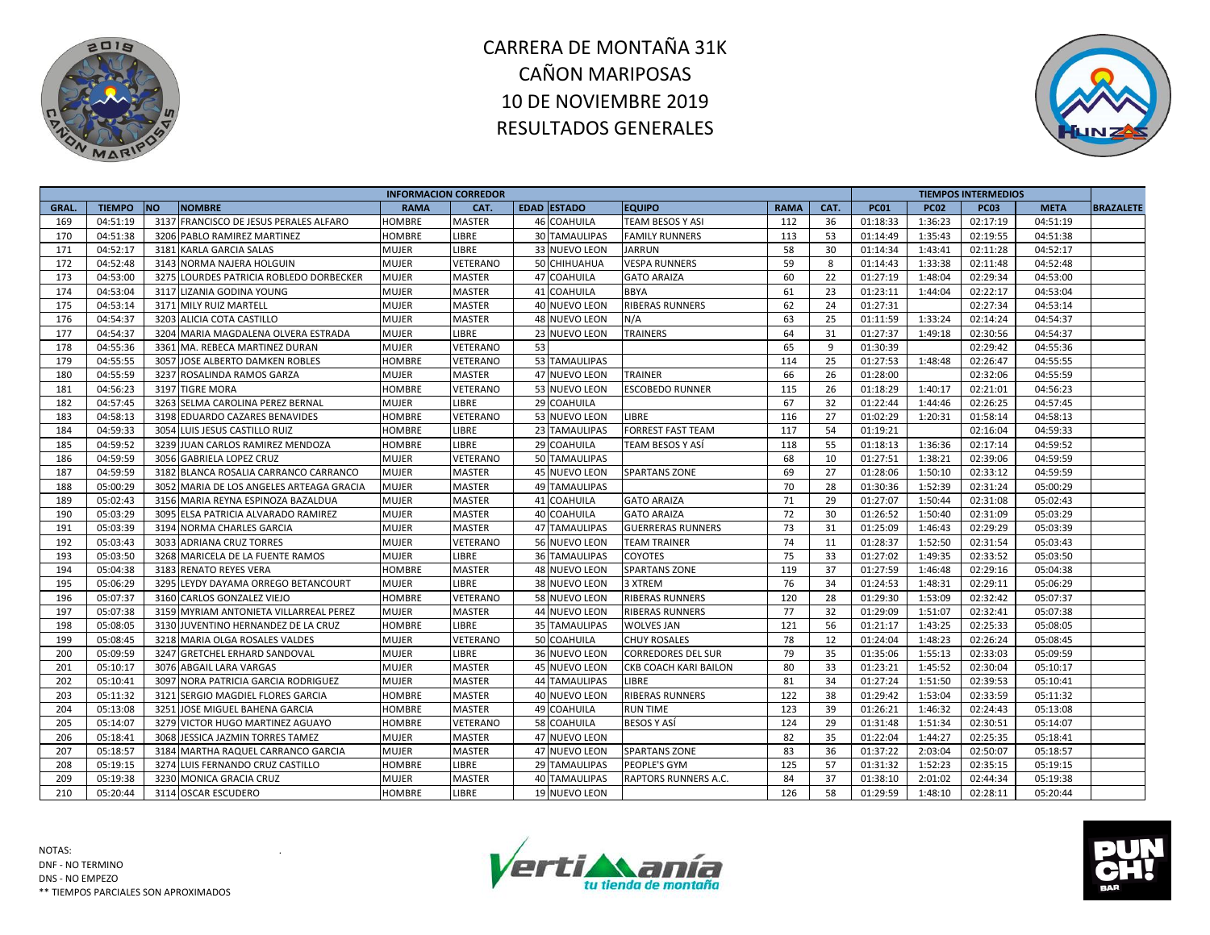# CARRERA DE MONTAÑA 31K
# CAÑON MARIPOSAS
# 10 DE NOVIEMBRE 2019
# RESULTADOS GENERALES

| INFORMACION CORREDOR | | | | | | | | | | | | TIEMPOS INTERMEDIOS | | | | |
|---|---|---|---|---|---|---|---|---|---|---|---|---|---|---|---|---|
| GRAL. | TIEMPO | NO | NOMBRE | RAMA | CAT. | EDAD | ESTADO | EQUIPO | RAMA | CAT. | PC01 | PC02 | PC03 | META | BRAZALETE |
| 169 | 04:51:19 | 3137 | FRANCISCO DE JESUS PERALES ALFARO | HOMBRE | MASTER | 46 | COAHUILA | TEAM BESOS Y ASI | 112 | 36 | 01:18:33 | 1:36:23 | 02:17:19 | 04:51:19 | |
| 170 | 04:51:38 | 3206 | PABLO RAMIREZ MARTINEZ | HOMBRE | LIBRE | 30 | TAMAULIPAS | FAMILY RUNNERS | 113 | 53 | 01:14:49 | 1:35:43 | 02:19:55 | 04:51:38 | |
| 171 | 04:52:17 | 3181 | KARLA GARCIA SALAS | MUJER | LIBRE | 33 | NUEVO LEON | JARRUN | 58 | 30 | 01:14:34 | 1:43:41 | 02:11:28 | 04:52:17 | |
| 172 | 04:52:48 | 3143 | NORMA NAJERA HOLGUIN | MUJER | VETERANO | 50 | CHIHUAHUA | VESPA RUNNERS | 59 | 8 | 01:14:43 | 1:33:38 | 02:11:48 | 04:52:48 | |
| 173 | 04:53:00 | 3275 | LOURDES PATRICIA ROBLEDO DORBECKER | MUJER | MASTER | 47 | COAHUILA | GATO ARAIZA | 60 | 22 | 01:27:19 | 1:48:04 | 02:29:34 | 04:53:00 | |
| 174 | 04:53:04 | 3117 | LIZANIA GODINA YOUNG | MUJER | MASTER | 41 | COAHUILA | BBYA | 61 | 23 | 01:23:11 | 1:44:04 | 02:22:17 | 04:53:04 | |
| 175 | 04:53:14 | 3171 | MILY RUIZ MARTELL | MUJER | MASTER | 40 | NUEVO LEON | RIBERAS RUNNERS | 62 | 24 | 01:27:31 | | 02:27:34 | 04:53:14 | |
| 176 | 04:54:37 | 3203 | ALICIA COTA CASTILLO | MUJER | MASTER | 48 | NUEVO LEON | N/A | 63 | 25 | 01:11:59 | 1:33:24 | 02:14:24 | 04:54:37 | |
| 177 | 04:54:37 | 3204 | MARIA MAGDALENA OLVERA ESTRADA | MUJER | LIBRE | 23 | NUEVO LEON | TRAINERS | 64 | 31 | 01:27:37 | 1:49:18 | 02:30:56 | 04:54:37 | |
| 178 | 04:55:36 | 3361 | MA. REBECA MARTINEZ DURAN | MUJER | VETERANO | 53 | | | 65 | 9 | 01:30:39 | | 02:29:42 | 04:55:36 | |
| 179 | 04:55:55 | 3057 | JOSE ALBERTO DAMKEN ROBLES | HOMBRE | VETERANO | 53 | TAMAULIPAS | | 114 | 25 | 01:27:53 | 1:48:48 | 02:26:47 | 04:55:55 | |
| 180 | 04:55:59 | 3237 | ROSALINDA RAMOS GARZA | MUJER | MASTER | 47 | NUEVO LEON | TRAINER | 66 | 26 | 01:28:00 | | 02:32:06 | 04:55:59 | |
| 181 | 04:56:23 | 3197 | TIGRE MORA | HOMBRE | VETERANO | 53 | NUEVO LEON | ESCOBEDO RUNNER | 115 | 26 | 01:18:29 | 1:40:17 | 02:21:01 | 04:56:23 | |
| 182 | 04:57:45 | 3263 | SELMA CAROLINA PEREZ BERNAL | MUJER | LIBRE | 29 | COAHUILA | | 67 | 32 | 01:22:44 | 1:44:46 | 02:26:25 | 04:57:45 | |
| 183 | 04:58:13 | 3198 | EDUARDO CAZARES BENAVIDES | HOMBRE | VETERANO | 53 | NUEVO LEON | LIBRE | 116 | 27 | 01:02:29 | 1:20:31 | 01:58:14 | 04:58:13 | |
| 184 | 04:59:33 | 3054 | LUIS JESUS CASTILLO RUIZ | HOMBRE | LIBRE | 23 | TAMAULIPAS | FORREST FAST TEAM | 117 | 54 | 01:19:21 | | 02:16:04 | 04:59:33 | |
| 185 | 04:59:52 | 3239 | JUAN CARLOS RAMIREZ MENDOZA | HOMBRE | LIBRE | 29 | COAHUILA | TEAM BESOS Y ASÍ | 118 | 55 | 01:18:13 | 1:36:36 | 02:17:14 | 04:59:52 | |
| 186 | 04:59:59 | 3056 | GABRIELA LOPEZ CRUZ | MUJER | VETERANO | 50 | TAMAULIPAS | | 68 | 10 | 01:27:51 | 1:38:21 | 02:39:06 | 04:59:59 | |
| 187 | 04:59:59 | 3182 | BLANCA ROSALIA CARRANCO CARRANCO | MUJER | MASTER | 45 | NUEVO LEON | SPARTANS ZONE | 69 | 27 | 01:28:06 | 1:50:10 | 02:33:12 | 04:59:59 | |
| 188 | 05:00:29 | 3052 | MARIA DE LOS ANGELES ARTEAGA GRACIA | MUJER | MASTER | 49 | TAMAULIPAS | | 70 | 28 | 01:30:36 | 1:52:39 | 02:31:24 | 05:00:29 | |
| 189 | 05:02:43 | 3156 | MARIA REYNA ESPINOZA BAZALDUA | MUJER | MASTER | 41 | COAHUILA | GATO ARAIZA | 71 | 29 | 01:27:07 | 1:50:44 | 02:31:08 | 05:02:43 | |
| 190 | 05:03:29 | 3095 | ELSA PATRICIA ALVARADO RAMIREZ | MUJER | MASTER | 40 | COAHUILA | GATO ARAIZA | 72 | 30 | 01:26:52 | 1:50:40 | 02:31:09 | 05:03:29 | |
| 191 | 05:03:39 | 3194 | NORMA CHARLES GARCIA | MUJER | MASTER | 47 | TAMAULIPAS | GUERRERAS RUNNERS | 73 | 31 | 01:25:09 | 1:46:43 | 02:29:29 | 05:03:39 | |
| 192 | 05:03:43 | 3033 | ADRIANA CRUZ TORRES | MUJER | VETERANO | 56 | NUEVO LEON | TEAM TRAINER | 74 | 11 | 01:28:37 | 1:52:50 | 02:31:54 | 05:03:43 | |
| 193 | 05:03:50 | 3268 | MARICELA DE LA FUENTE RAMOS | MUJER | LIBRE | 36 | TAMAULIPAS | COYOTES | 75 | 33 | 01:27:02 | 1:49:35 | 02:33:52 | 05:03:50 | |
| 194 | 05:04:38 | 3183 | RENATO REYES VERA | HOMBRE | MASTER | 48 | NUEVO LEON | SPARTANS ZONE | 119 | 37 | 01:27:59 | 1:46:48 | 02:29:16 | 05:04:38 | |
| 195 | 05:06:29 | 3295 | LEYDY DAYAMA ORREGO BETANCOURT | MUJER | LIBRE | 38 | NUEVO LEON | 3 XTREM | 76 | 34 | 01:24:53 | 1:48:31 | 02:29:11 | 05:06:29 | |
| 196 | 05:07:37 | 3160 | CARLOS GONZALEZ VIEJO | HOMBRE | VETERANO | 58 | NUEVO LEON | RIBERAS RUNNERS | 120 | 28 | 01:29:30 | 1:53:09 | 02:32:42 | 05:07:37 | |
| 197 | 05:07:38 | 3159 | MYRIAM ANTONIETA VILLARREAL PEREZ | MUJER | MASTER | 44 | NUEVO LEON | RIBERAS RUNNERS | 77 | 32 | 01:29:09 | 1:51:07 | 02:32:41 | 05:07:38 | |
| 198 | 05:08:05 | 3130 | JUVENTINO HERNANDEZ DE LA CRUZ | HOMBRE | LIBRE | 35 | TAMAULIPAS | WOLVES JAN | 121 | 56 | 01:21:17 | 1:43:25 | 02:25:33 | 05:08:05 | |
| 199 | 05:08:45 | 3218 | MARIA OLGA ROSALES VALDES | MUJER | VETERANO | 50 | COAHUILA | CHUY ROSALES | 78 | 12 | 01:24:04 | 1:48:23 | 02:26:24 | 05:08:45 | |
| 200 | 05:09:59 | 3247 | GRETCHEL ERHARD SANDOVAL | MUJER | LIBRE | 36 | NUEVO LEON | CORREDORES DEL SUR | 79 | 35 | 01:35:06 | 1:55:13 | 02:33:03 | 05:09:59 | |
| 201 | 05:10:17 | 3076 | ABGAIL LARA VARGAS | MUJER | MASTER | 45 | NUEVO LEON | CKB COACH KARI BAILON | 80 | 33 | 01:23:21 | 1:45:52 | 02:30:04 | 05:10:17 | |
| 202 | 05:10:41 | 3097 | NORA PATRICIA GARCIA RODRIGUEZ | MUJER | MASTER | 44 | TAMAULIPAS | LIBRE | 81 | 34 | 01:27:24 | 1:51:50 | 02:39:53 | 05:10:41 | |
| 203 | 05:11:32 | 3121 | SERGIO MAGDIEL FLORES GARCIA | HOMBRE | MASTER | 40 | NUEVO LEON | RIBERAS RUNNERS | 122 | 38 | 01:29:42 | 1:53:04 | 02:33:59 | 05:11:32 | |
| 204 | 05:13:08 | 3251 | JOSE MIGUEL BAHENA GARCIA | HOMBRE | MASTER | 49 | COAHUILA | RUN TIME | 123 | 39 | 01:26:21 | 1:46:32 | 02:24:43 | 05:13:08 | |
| 205 | 05:14:07 | 3279 | VICTOR HUGO MARTINEZ AGUAYO | HOMBRE | VETERANO | 58 | COAHUILA | BESOS Y ASÍ | 124 | 29 | 01:31:48 | 1:51:34 | 02:30:51 | 05:14:07 | |
| 206 | 05:18:41 | 3068 | JESSICA JAZMIN TORRES TAMEZ | MUJER | MASTER | 47 | NUEVO LEON | | 82 | 35 | 01:22:04 | 1:44:27 | 02:25:35 | 05:18:41 | |
| 207 | 05:18:57 | 3184 | MARTHA RAQUEL CARRANCO GARCIA | MUJER | MASTER | 47 | NUEVO LEON | SPARTANS ZONE | 83 | 36 | 01:37:22 | 2:03:04 | 02:50:07 | 05:18:57 | |
| 208 | 05:19:15 | 3274 | LUIS FERNANDO CRUZ CASTILLO | HOMBRE | LIBRE | 29 | TAMAULIPAS | PEOPLE'S GYM | 125 | 57 | 01:31:32 | 1:52:23 | 02:35:15 | 05:19:15 | |
| 209 | 05:19:38 | 3230 | MONICA GRACIA CRUZ | MUJER | MASTER | 40 | TAMAULIPAS | RAPTORS RUNNERS A.C. | 84 | 37 | 01:38:10 | 2:01:02 | 02:44:34 | 05:19:38 | |
| 210 | 05:20:44 | 3114 | OSCAR ESCUDERO | HOMBRE | LIBRE | 19 | NUEVO LEON | | 126 | 58 | 01:29:59 | 1:48:10 | 02:28:11 | 05:20:44 | |

NOTAS:
DNF - NO TERMINO
DNS - NO EMPEZO
** TIEMPOS PARCIALES SON APROXIMADOS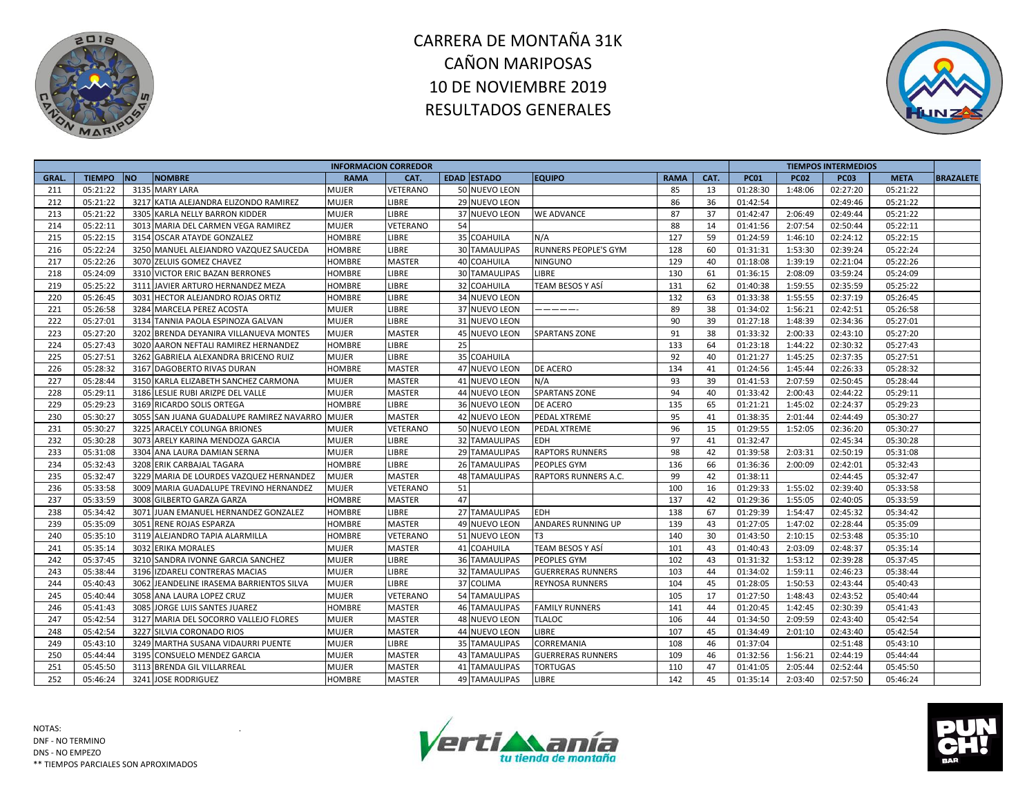# CARRERA DE MONTAÑA 31K
# CAÑON MARIPOSAS
# 10 DE NOVIEMBRE 2019
# RESULTADOS GENERALES

| INFORMACION CORREDOR | | | | | | | | | | | TIEMPOS INTERMEDIOS | | | | |
|---|---|---|---|---|---|---|---|---|---|---|---|---|---|---|---|
| GRAL. | TIEMPO | NO | NOMBRE | RAMA | CAT. | EDAD | ESTADO | EQUIPO | RAMA | CAT. | PC01 | PC02 | PC03 | META | BRAZALETE |
| 211 | 05:21:22 | 3135 | MARY LARA | MUJER | VETERANO | 50 | NUEVO LEON | | 85 | 13 | 01:28:30 | 1:48:06 | 02:27:20 | 05:21:22 | |
| 212 | 05:21:22 | 3217 | KATIA ALEJANDRA ELIZONDO RAMIREZ | MUJER | LIBRE | 29 | NUEVO LEON | | 86 | 36 | 01:42:54 | | 02:49:46 | 05:21:22 | |
| 213 | 05:21:22 | 3305 | KARLA NELLY BARRON KIDDER | MUJER | LIBRE | 37 | NUEVO LEON | WE ADVANCE | 87 | 37 | 01:42:47 | 2:06:49 | 02:49:44 | 05:21:22 | |
| 214 | 05:22:11 | 3013 | MARIA DEL CARMEN VEGA RAMIREZ | MUJER | VETERANO | 54 | | | 88 | 14 | 01:41:56 | 2:07:54 | 02:50:44 | 05:22:11 | |
| 215 | 05:22:15 | 3154 | OSCAR ATAYDE GONZALEZ | HOMBRE | LIBRE | 35 | COAHUILA | N/A | 127 | 59 | 01:24:59 | 1:46:10 | 02:24:12 | 05:22:15 | |
| 216 | 05:22:24 | 3250 | MANUEL ALEJANDRO VAZQUEZ SAUCEDA | HOMBRE | LIBRE | 30 | TAMAULIPAS | RUNNERS PEOPLE'S GYM | 128 | 60 | 01:31:31 | 1:53:30 | 02:39:24 | 05:22:24 | |
| 217 | 05:22:26 | 3070 | ZELUIS GOMEZ CHAVEZ | HOMBRE | MASTER | 40 | COAHUILA | NINGUNO | 129 | 40 | 01:18:08 | 1:39:19 | 02:21:04 | 05:22:26 | |
| 218 | 05:24:09 | 3310 | VICTOR ERIC BAZAN BERRONES | HOMBRE | LIBRE | 30 | TAMAULIPAS | LIBRE | 130 | 61 | 01:36:15 | 2:08:09 | 03:59:24 | 05:24:09 | |
| 219 | 05:25:22 | 3111 | JAVIER ARTURO HERNANDEZ MEZA | HOMBRE | LIBRE | 32 | COAHUILA | TEAM BESOS Y ASÍ | 131 | 62 | 01:40:38 | 1:59:55 | 02:35:59 | 05:25:22 | |
| 220 | 05:26:45 | 3031 | HECTOR ALEJANDRO ROJAS ORTIZ | HOMBRE | LIBRE | 34 | NUEVO LEON | | 132 | 63 | 01:33:38 | 1:55:55 | 02:37:19 | 05:26:45 | |
| 221 | 05:26:58 | 3284 | MARCELA PEREZ ACOSTA | MUJER | LIBRE | 37 | NUEVO LEON | ——————- | 89 | 38 | 01:34:02 | 1:56:21 | 02:42:51 | 05:26:58 | |
| 222 | 05:27:01 | 3134 | TANNIA PAOLA ESPINOZA GALVAN | MUJER | LIBRE | 31 | NUEVO LEON | | 90 | 39 | 01:27:18 | 1:48:39 | 02:34:36 | 05:27:01 | |
| 223 | 05:27:20 | 3202 | BRENDA DEYANIRA VILLANUEVA MONTES | MUJER | MASTER | 45 | NUEVO LEON | SPARTANS ZONE | 91 | 38 | 01:33:32 | 2:00:33 | 02:43:10 | 05:27:20 | |
| 224 | 05:27:43 | 3020 | AARON NEFTALI RAMIREZ HERNANDEZ | HOMBRE | LIBRE | 25 | | | 133 | 64 | 01:23:18 | 1:44:22 | 02:30:32 | 05:27:43 | |
| 225 | 05:27:51 | 3262 | GABRIELA ALEXANDRA BRICENO RUIZ | MUJER | LIBRE | 35 | COAHUILA | | 92 | 40 | 01:21:27 | 1:45:25 | 02:37:35 | 05:27:51 | |
| 226 | 05:28:32 | 3167 | DAGOBERTO RIVAS DURAN | HOMBRE | MASTER | 47 | NUEVO LEON | DE ACERO | 134 | 41 | 01:24:56 | 1:45:44 | 02:26:33 | 05:28:32 | |
| 227 | 05:28:44 | 3150 | KARLA ELIZABETH SANCHEZ CARMONA | MUJER | MASTER | 41 | NUEVO LEON | N/A | 93 | 39 | 01:41:53 | 2:07:59 | 02:50:45 | 05:28:44 | |
| 228 | 05:29:11 | 3186 | LESLIE RUBI ARIZPE DEL VALLE | MUJER | MASTER | 44 | NUEVO LEON | SPARTANS ZONE | 94 | 40 | 01:33:42 | 2:00:43 | 02:44:22 | 05:29:11 | |
| 229 | 05:29:23 | 3169 | RICARDO SOLIS ORTEGA | HOMBRE | LIBRE | 36 | NUEVO LEON | DE ACERO | 135 | 65 | 01:21:21 | 1:45:02 | 02:24:37 | 05:29:23 | |
| 230 | 05:30:27 | 3055 | SAN JUANA GUADALUPE RAMIREZ NAVARRO | MUJER | MASTER | 42 | NUEVO LEON | PEDAL XTREME | 95 | 41 | 01:38:35 | 2:01:44 | 02:44:49 | 05:30:27 | |
| 231 | 05:30:27 | 3225 | ARACELY COLUNGA BRIONES | MUJER | VETERANO | 50 | NUEVO LEON | PEDAL XTREME | 96 | 15 | 01:29:55 | 1:52:05 | 02:36:20 | 05:30:27 | |
| 232 | 05:30:28 | 3073 | ARELY KARINA MENDOZA GARCIA | MUJER | LIBRE | 32 | TAMAULIPAS | EDH | 97 | 41 | 01:32:47 | | 02:45:34 | 05:30:28 | |
| 233 | 05:31:08 | 3304 | ANA LAURA DAMIAN SERNA | MUJER | LIBRE | 29 | TAMAULIPAS | RAPTORS RUNNERS | 98 | 42 | 01:39:58 | 2:03:31 | 02:50:19 | 05:31:08 | |
| 234 | 05:32:43 | 3208 | ERIK CARBAJAL TAGARA | HOMBRE | LIBRE | 26 | TAMAULIPAS | PEOPLES GYM | 136 | 66 | 01:36:36 | 2:00:09 | 02:42:01 | 05:32:43 | |
| 235 | 05:32:47 | 3229 | MARIA DE LOURDES VAZQUEZ HERNANDEZ | MUJER | MASTER | 48 | TAMAULIPAS | RAPTORS RUNNERS A.C. | 99 | 42 | 01:38:11 | | 02:44:45 | 05:32:47 | |
| 236 | 05:33:58 | 3009 | MARIA GUADALUPE TREVINO HERNANDEZ | MUJER | VETERANO | 51 | | | 100 | 16 | 01:29:33 | 1:55:02 | 02:39:40 | 05:33:58 | |
| 237 | 05:33:59 | 3008 | GILBERTO GARZA GARZA | HOMBRE | MASTER | 47 | | | 137 | 42 | 01:29:36 | 1:55:05 | 02:40:05 | 05:33:59 | |
| 238 | 05:34:42 | 3071 | JUAN EMANUEL HERNANDEZ GONZALEZ | HOMBRE | LIBRE | 27 | TAMAULIPAS | EDH | 138 | 67 | 01:29:39 | 1:54:47 | 02:45:32 | 05:34:42 | |
| 239 | 05:35:09 | 3051 | RENE ROJAS ESPARZA | HOMBRE | MASTER | 49 | NUEVO LEON | ANDARES RUNNING UP | 139 | 43 | 01:27:05 | 1:47:02 | 02:28:44 | 05:35:09 | |
| 240 | 05:35:10 | 3119 | ALEJANDRO TAPIA ALARMILLA | HOMBRE | VETERANO | 51 | NUEVO LEON | T3 | 140 | 30 | 01:43:50 | 2:10:15 | 02:53:48 | 05:35:10 | |
| 241 | 05:35:14 | 3032 | ERIKA MORALES | MUJER | MASTER | 41 | COAHUILA | TEAM BESOS Y ASÍ | 101 | 43 | 01:40:43 | 2:03:09 | 02:48:37 | 05:35:14 | |
| 242 | 05:37:45 | 3210 | SANDRA IVONNE GARCIA SANCHEZ | MUJER | LIBRE | 36 | TAMAULIPAS | PEOPLES GYM | 102 | 43 | 01:31:32 | 1:53:12 | 02:39:28 | 05:37:45 | |
| 243 | 05:38:44 | 3196 | IZDARELI CONTRERAS MACIAS | MUJER | LIBRE | 32 | TAMAULIPAS | GUERRERAS RUNNERS | 103 | 44 | 01:34:02 | 1:59:11 | 02:46:23 | 05:38:44 | |
| 244 | 05:40:43 | 3062 | JEANDELINE IRASEMA BARRIENTOS SILVA | MUJER | LIBRE | 37 | COLIMA | REYNOSA RUNNERS | 104 | 45 | 01:28:05 | 1:50:53 | 02:43:44 | 05:40:43 | |
| 245 | 05:40:44 | 3058 | ANA LAURA LOPEZ CRUZ | MUJER | VETERANO | 54 | TAMAULIPAS | | 105 | 17 | 01:27:50 | 1:48:43 | 02:43:52 | 05:40:44 | |
| 246 | 05:41:43 | 3085 | JORGE LUIS SANTES JUAREZ | HOMBRE | MASTER | 46 | TAMAULIPAS | FAMILY RUNNERS | 141 | 44 | 01:20:45 | 1:42:45 | 02:30:39 | 05:41:43 | |
| 247 | 05:42:54 | 3127 | MARIA DEL SOCORRO VALLEJO FLORES | MUJER | MASTER | 48 | NUEVO LEON | TLALOC | 106 | 44 | 01:34:50 | 2:09:59 | 02:43:40 | 05:42:54 | |
| 248 | 05:42:54 | 3227 | SILVIA CORONADO RIOS | MUJER | MASTER | 44 | NUEVO LEON | LIBRE | 107 | 45 | 01:34:49 | 2:01:10 | 02:43:40 | 05:42:54 | |
| 249 | 05:43:10 | 3249 | MARTHA SUSANA VIDAURRI PUENTE | MUJER | LIBRE | 35 | TAMAULIPAS | CORREMANIA | 108 | 46 | 01:37:04 | | 02:51:48 | 05:43:10 | |
| 250 | 05:44:44 | 3195 | CONSUELO MENDEZ GARCIA | MUJER | MASTER | 43 | TAMAULIPAS | GUERRERAS RUNNERS | 109 | 46 | 01:32:56 | 1:56:21 | 02:44:19 | 05:44:44 | |
| 251 | 05:45:50 | 3113 | BRENDA GIL VILLARREAL | MUJER | MASTER | 41 | TAMAULIPAS | TORTUGAS | 110 | 47 | 01:41:05 | 2:05:44 | 02:52:44 | 05:45:50 | |
| 252 | 05:46:24 | 3241 | JOSE RODRIGUEZ | HOMBRE | MASTER | 49 | TAMAULIPAS | LIBRE | 142 | 45 | 01:35:14 | 2:03:40 | 02:57:50 | 05:46:24 | |

NOTAS:
DNF - NO TERMINO
DNS - NO EMPEZO
** TIEMPOS PARCIALES SON APROXIMADOS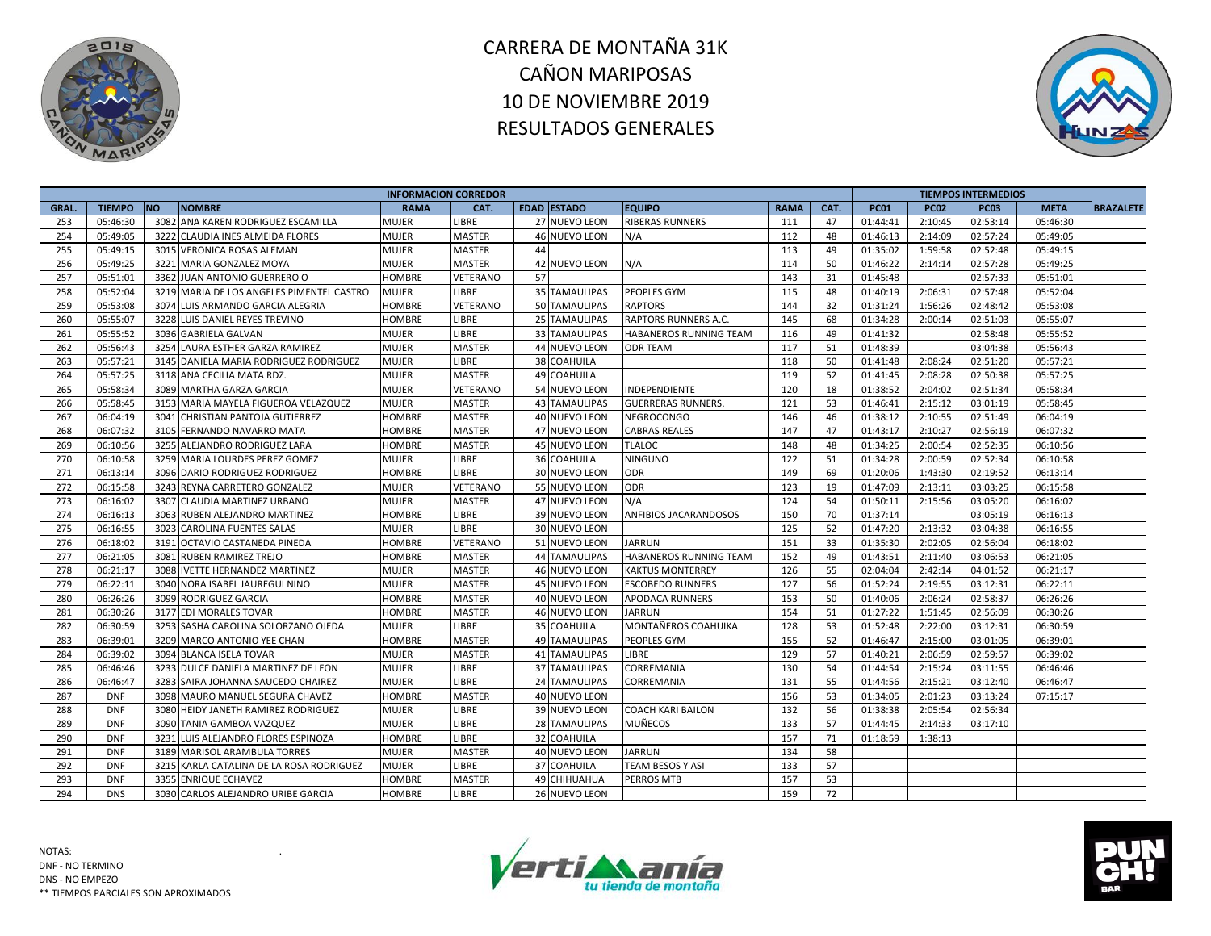# CARRERA DE MONTAÑA 31K
# CAÑON MARIPOSAS
# 10 DE NOVIEMBRE 2019
# RESULTADOS GENERALES

| INFORMACION CORREDOR | | | | | | | | | | | TIEMPOS INTERMEDIOS | | | | |
|---|---|---|---|---|---|---|---|---|---|---|---|---|---|---|---|
| GRAL. | TIEMPO | NO | NOMBRE | RAMA | CAT. | EDAD | ESTADO | EQUIPO | RAMA | CAT. | PC01 | PC02 | PC03 | META | BRAZALETE |
| 253 | 05:46:30 | 3082 | ANA KAREN RODRIGUEZ ESCAMILLA | MUJER | LIBRE | 27 | NUEVO LEON | RIBERAS RUNNERS | 111 | 47 | 01:44:41 | 2:10:45 | 02:53:14 | 05:46:30 | |
| 254 | 05:49:05 | 3222 | CLAUDIA INES ALMEIDA FLORES | MUJER | MASTER | 46 | NUEVO LEON | N/A | 112 | 48 | 01:46:13 | 2:14:09 | 02:57:24 | 05:49:05 | |
| 255 | 05:49:15 | 3015 | VERONICA ROSAS ALEMAN | MUJER | MASTER | 44 | | | 113 | 49 | 01:35:02 | 1:59:58 | 02:52:48 | 05:49:15 | |
| 256 | 05:49:25 | 3221 | MARIA GONZALEZ MOYA | MUJER | MASTER | 42 | NUEVO LEON | N/A | 114 | 50 | 01:46:22 | 2:14:14 | 02:57:28 | 05:49:25 | |
| 257 | 05:51:01 | 3362 | JUAN ANTONIO GUERRERO O | HOMBRE | VETERANO | 57 | | | 143 | 31 | 01:45:48 | | 02:57:33 | 05:51:01 | |
| 258 | 05:52:04 | 3219 | MARIA DE LOS ANGELES PIMENTEL CASTRO | MUJER | LIBRE | 35 | TAMAULIPAS | PEOPLES GYM | 115 | 48 | 01:40:19 | 2:06:31 | 02:57:48 | 05:52:04 | |
| 259 | 05:53:08 | 3074 | LUIS ARMANDO GARCIA ALEGRIA | HOMBRE | VETERANO | 50 | TAMAULIPAS | RAPTORS | 144 | 32 | 01:31:24 | 1:56:26 | 02:48:42 | 05:53:08 | |
| 260 | 05:55:07 | 3228 | LUIS DANIEL REYES TREVINO | HOMBRE | LIBRE | 25 | TAMAULIPAS | RAPTORS RUNNERS A.C. | 145 | 68 | 01:34:28 | 2:00:14 | 02:51:03 | 05:55:07 | |
| 261 | 05:55:52 | 3036 | GABRIELA GALVAN | MUJER | LIBRE | 33 | TAMAULIPAS | HABANEROS RUNNING TEAM | 116 | 49 | 01:41:32 | | 02:58:48 | 05:55:52 | |
| 262 | 05:56:43 | 3254 | LAURA ESTHER GARZA RAMIREZ | MUJER | MASTER | 44 | NUEVO LEON | ODR TEAM | 117 | 51 | 01:48:39 | | 03:04:38 | 05:56:43 | |
| 263 | 05:57:21 | 3145 | DANIELA MARIA RODRIGUEZ RODRIGUEZ | MUJER | LIBRE | 38 | COAHUILA | | 118 | 50 | 01:41:48 | 2:08:24 | 02:51:20 | 05:57:21 | |
| 264 | 05:57:25 | 3118 | ANA CECILIA MATA RDZ. | MUJER | MASTER | 49 | COAHUILA | | 119 | 52 | 01:41:45 | 2:08:28 | 02:50:38 | 05:57:25 | |
| 265 | 05:58:34 | 3089 | MARTHA GARZA GARCIA | MUJER | VETERANO | 54 | NUEVO LEON | INDEPENDIENTE | 120 | 18 | 01:38:52 | 2:04:02 | 02:51:34 | 05:58:34 | |
| 266 | 05:58:45 | 3153 | MARIA MAYELA FIGUEROA VELAZQUEZ | MUJER | MASTER | 43 | TAMAULIPAS | GUERRERAS RUNNERS. | 121 | 53 | 01:46:41 | 2:15:12 | 03:01:19 | 05:58:45 | |
| 267 | 06:04:19 | 3041 | CHRISTIAN PANTOJA GUTIERREZ | HOMBRE | MASTER | 40 | NUEVO LEON | NEGROCONGO | 146 | 46 | 01:38:12 | 2:10:55 | 02:51:49 | 06:04:19 | |
| 268 | 06:07:32 | 3105 | FERNANDO NAVARRO MATA | HOMBRE | MASTER | 47 | NUEVO LEON | CABRAS REALES | 147 | 47 | 01:43:17 | 2:10:27 | 02:56:19 | 06:07:32 | |
| 269 | 06:10:56 | 3255 | ALEJANDRO RODRIGUEZ LARA | HOMBRE | MASTER | 45 | NUEVO LEON | TLALOC | 148 | 48 | 01:34:25 | 2:00:54 | 02:52:35 | 06:10:56 | |
| 270 | 06:10:58 | 3259 | MARIA LOURDES PEREZ GOMEZ | MUJER | LIBRE | 36 | COAHUILA | NINGUNO | 122 | 51 | 01:34:28 | 2:00:59 | 02:52:34 | 06:10:58 | |
| 271 | 06:13:14 | 3096 | DARIO RODRIGUEZ RODRIGUEZ | HOMBRE | LIBRE | 30 | NUEVO LEON | ODR | 149 | 69 | 01:20:06 | 1:43:30 | 02:19:52 | 06:13:14 | |
| 272 | 06:15:58 | 3243 | REYNA CARRETERO GONZALEZ | MUJER | VETERANO | 55 | NUEVO LEON | ODR | 123 | 19 | 01:47:09 | 2:13:11 | 03:03:25 | 06:15:58 | |
| 273 | 06:16:02 | 3307 | CLAUDIA MARTINEZ URBANO | MUJER | MASTER | 47 | NUEVO LEON | N/A | 124 | 54 | 01:50:11 | 2:15:56 | 03:05:20 | 06:16:02 | |
| 274 | 06:16:13 | 3063 | RUBEN ALEJANDRO MARTINEZ | HOMBRE | LIBRE | 39 | NUEVO LEON | ANFIBIOS JACARANDOSOS | 150 | 70 | 01:37:14 | | 03:05:19 | 06:16:13 | |
| 275 | 06:16:55 | 3023 | CAROLINA FUENTES SALAS | MUJER | LIBRE | 30 | NUEVO LEON | | 125 | 52 | 01:47:20 | 2:13:32 | 03:04:38 | 06:16:55 | |
| 276 | 06:18:02 | 3191 | OCTAVIO CASTANEDA PINEDA | HOMBRE | VETERANO | 51 | NUEVO LEON | JARRUN | 151 | 33 | 01:35:30 | 2:02:05 | 02:56:04 | 06:18:02 | |
| 277 | 06:21:05 | 3081 | RUBEN RAMIREZ TREJO | HOMBRE | MASTER | 44 | TAMAULIPAS | HABANEROS RUNNING TEAM | 152 | 49 | 01:43:51 | 2:11:40 | 03:06:53 | 06:21:05 | |
| 278 | 06:21:17 | 3088 | IVETTE HERNANDEZ MARTINEZ | MUJER | MASTER | 46 | NUEVO LEON | KAKTUS MONTERREY | 126 | 55 | 02:04:04 | 2:42:14 | 04:01:52 | 06:21:17 | |
| 279 | 06:22:11 | 3040 | NORA ISABEL JAUREGUI NINO | MUJER | MASTER | 45 | NUEVO LEON | ESCOBEDO RUNNERS | 127 | 56 | 01:52:24 | 2:19:55 | 03:12:31 | 06:22:11 | |
| 280 | 06:26:26 | 3099 | RODRIGUEZ GARCIA | HOMBRE | MASTER | 40 | NUEVO LEON | APODACA RUNNERS | 153 | 50 | 01:40:06 | 2:06:24 | 02:58:37 | 06:26:26 | |
| 281 | 06:30:26 | 3177 | EDI MORALES TOVAR | HOMBRE | MASTER | 46 | NUEVO LEON | JARRUN | 154 | 51 | 01:27:22 | 1:51:45 | 02:56:09 | 06:30:26 | |
| 282 | 06:30:59 | 3253 | SASHA CAROLINA SOLORZANO OJEDA | MUJER | LIBRE | 35 | COAHUILA | MONTAÑEROS COAHUIKA | 128 | 53 | 01:52:48 | 2:22:00 | 03:12:31 | 06:30:59 | |
| 283 | 06:39:01 | 3209 | MARCO ANTONIO YEE CHAN | HOMBRE | MASTER | 49 | TAMAULIPAS | PEOPLES GYM | 155 | 52 | 01:46:47 | 2:15:00 | 03:01:05 | 06:39:01 | |
| 284 | 06:39:02 | 3094 | BLANCA ISELA TOVAR | MUJER | MASTER | 41 | TAMAULIPAS | LIBRE | 129 | 57 | 01:40:21 | 2:06:59 | 02:59:57 | 06:39:02 | |
| 285 | 06:46:46 | 3233 | DULCE DANIELA MARTINEZ DE LEON | MUJER | LIBRE | 37 | TAMAULIPAS | CORREMANIA | 130 | 54 | 01:44:54 | 2:15:24 | 03:11:55 | 06:46:46 | |
| 286 | 06:46:47 | 3283 | SAIRA JOHANNA SAUCEDO CHAIREZ | MUJER | LIBRE | 24 | TAMAULIPAS | CORREMANIA | 131 | 55 | 01:44:56 | 2:15:21 | 03:12:40 | 06:46:47 | |
| 287 | DNF | 3098 | MAURO MANUEL SEGURA CHAVEZ | HOMBRE | MASTER | 40 | NUEVO LEON | | 156 | 53 | 01:34:05 | 2:01:23 | 03:13:24 | 07:15:17 | |
| 288 | DNF | 3080 | HEIDY JANETH RAMIREZ RODRIGUEZ | MUJER | LIBRE | 39 | NUEVO LEON | COACH KARI BAILON | 132 | 56 | 01:38:38 | 2:05:54 | 02:56:34 | | |
| 289 | DNF | 3090 | TANIA GAMBOA VAZQUEZ | MUJER | LIBRE | 28 | TAMAULIPAS | MUÑECOS | 133 | 57 | 01:44:45 | 2:14:33 | 03:17:10 | | |
| 290 | DNF | 3231 | LUIS ALEJANDRO FLORES ESPINOZA | HOMBRE | LIBRE | 32 | COAHUILA | | 157 | 71 | 01:18:59 | 1:38:13 | | | |
| 291 | DNF | 3189 | MARISOL ARAMBULA TORRES | MUJER | MASTER | 40 | NUEVO LEON | JARRUN | 134 | 58 | | | | | |
| 292 | DNF | 3215 | KARLA CATALINA DE LA ROSA RODRIGUEZ | MUJER | LIBRE | 37 | COAHUILA | TEAM BESOS Y ASI | 133 | 57 | | | | | |
| 293 | DNF | 3355 | ENRIQUE ECHAVEZ | HOMBRE | MASTER | 49 | CHIHUAHUA | PERROS MTB | 157 | 53 | | | | | |
| 294 | DNS | 3030 | CARLOS ALEJANDRO URIBE GARCIA | HOMBRE | LIBRE | 26 | NUEVO LEON | | 159 | 72 | | | | | |

NOTAS:
DNF - NO TERMINO
DNS - NO EMPEZO
** TIEMPOS PARCIALES SON APROXIMADOS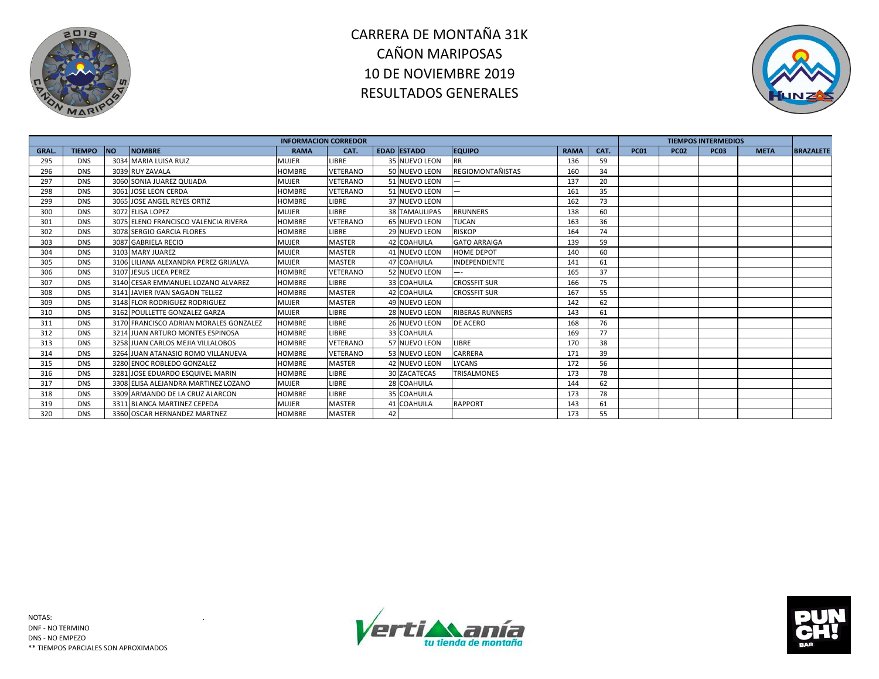# CARRERA DE MONTAÑA 31K
# CAÑON MARIPOSAS
# 10 DE NOVIEMBRE 2019
# RESULTADOS GENERALES

| INFORMACION CORREDOR | | | | | | | | | | | | TIEMPOS INTERMEDIOS | | | | |
|---|---|---|---|---|---|---|---|---|---|---|---|---|---|---|---|---|
| GRAL. | TIEMPO | NO | NOMBRE | RAMA | CAT. | EDAD | ESTADO | EQUIPO | RAMA | CAT. | PC01 | PC02 | PC03 | META | BRAZALETE |
| 295 | DNS | 3034 | MARIA LUISA RUIZ | MUJER | LIBRE | 35 | NUEVO LEON | RR | 136 | 59 | | | | | |
| 296 | DNS | 3039 | RUY ZAVALA | HOMBRE | VETERANO | 50 | NUEVO LEON | REGIOMONTAÑISTAS | 160 | 34 | | | | | |
| 297 | DNS | 3060 | SONIA JUAREZ QUIJADA | MUJER | VETERANO | 51 | NUEVO LEON | — | 137 | 20 | | | | | |
| 298 | DNS | 3061 | JOSE LEON CERDA | HOMBRE | VETERANO | 51 | NUEVO LEON | — | 161 | 35 | | | | | |
| 299 | DNS | 3065 | JOSE ANGEL REYES ORTIZ | HOMBRE | LIBRE | 37 | NUEVO LEON | | 162 | 73 | | | | | |
| 300 | DNS | 3072 | ELISA LOPEZ | MUJER | LIBRE | 38 | TAMAULIPAS | RRUNNERS | 138 | 60 | | | | | |
| 301 | DNS | 3075 | ELENO FRANCISCO VALENCIA RIVERA | HOMBRE | VETERANO | 65 | NUEVO LEON | TUCAN | 163 | 36 | | | | | |
| 302 | DNS | 3078 | SERGIO GARCIA FLORES | HOMBRE | LIBRE | 29 | NUEVO LEON | RISKOP | 164 | 74 | | | | | |
| 303 | DNS | 3087 | GABRIELA RECIO | MUJER | MASTER | 42 | COAHUILA | GATO ARRAIGA | 139 | 59 | | | | | |
| 304 | DNS | 3103 | MARY JUAREZ | MUJER | MASTER | 41 | NUEVO LEON | HOME DEPOT | 140 | 60 | | | | | |
| 305 | DNS | 3106 | LILIANA ALEXANDRA PEREZ GRIJALVA | MUJER | MASTER | 47 | COAHUILA | INDEPENDIENTE | 141 | 61 | | | | | |
| 306 | DNS | 3107 | JESUS LICEA PEREZ | HOMBRE | VETERANO | 52 | NUEVO LEON | —- | 165 | 37 | | | | | |
| 307 | DNS | 3140 | CESAR EMMANUEL LOZANO ALVAREZ | HOMBRE | LIBRE | 33 | COAHUILA | CROSSFIT SUR | 166 | 75 | | | | | |
| 308 | DNS | 3141 | JAVIER IVAN SAGAON TELLEZ | HOMBRE | MASTER | 42 | COAHUILA | CROSSFIT SUR | 167 | 55 | | | | | |
| 309 | DNS | 3148 | FLOR RODRIGUEZ RODRIGUEZ | MUJER | MASTER | 49 | NUEVO LEON | | 142 | 62 | | | | | |
| 310 | DNS | 3162 | POULLETTE GONZALEZ GARZA | MUJER | LIBRE | 28 | NUEVO LEON | RIBERAS RUNNERS | 143 | 61 | | | | | |
| 311 | DNS | 3170 | FRANCISCO ADRIAN MORALES GONZALEZ | HOMBRE | LIBRE | 26 | NUEVO LEON | DE ACERO | 168 | 76 | | | | | |
| 312 | DNS | 3214 | JUAN ARTURO MONTES ESPINOSA | HOMBRE | LIBRE | 33 | COAHUILA | | 169 | 77 | | | | | |
| 313 | DNS | 3258 | JUAN CARLOS MEJIA VILLALOBOS | HOMBRE | VETERANO | 57 | NUEVO LEON | LIBRE | 170 | 38 | | | | | |
| 314 | DNS | 3264 | JUAN ATANASIO ROMO VILLANUEVA | HOMBRE | VETERANO | 53 | NUEVO LEON | CARRERA | 171 | 39 | | | | | |
| 315 | DNS | 3280 | ENOC ROBLEDO GONZALEZ | HOMBRE | MASTER | 42 | NUEVO LEON | LYCANS | 172 | 56 | | | | | |
| 316 | DNS | 3281 | JOSE EDUARDO ESQUIVEL MARIN | HOMBRE | LIBRE | 30 | ZACATECAS | TRISALMONES | 173 | 78 | | | | | |
| 317 | DNS | 3308 | ELISA ALEJANDRA MARTINEZ LOZANO | MUJER | LIBRE | 28 | COAHUILA | | 144 | 62 | | | | | |
| 318 | DNS | 3309 | ARMANDO DE LA CRUZ ALARCON | HOMBRE | LIBRE | 35 | COAHUILA | | 173 | 78 | | | | | |
| 319 | DNS | 3311 | BLANCA MARTINEZ CEPEDA | MUJER | MASTER | 41 | COAHUILA | RAPPORT | 143 | 61 | | | | | |
| 320 | DNS | 3360 | OSCAR HERNANDEZ MARTNEZ | HOMBRE | MASTER | 42 | | | 173 | 55 | | | | | |

NOTAS:
DNF - NO TERMINO
DNS - NO EMPEZO
** TIEMPOS PARCIALES SON APROXIMADOS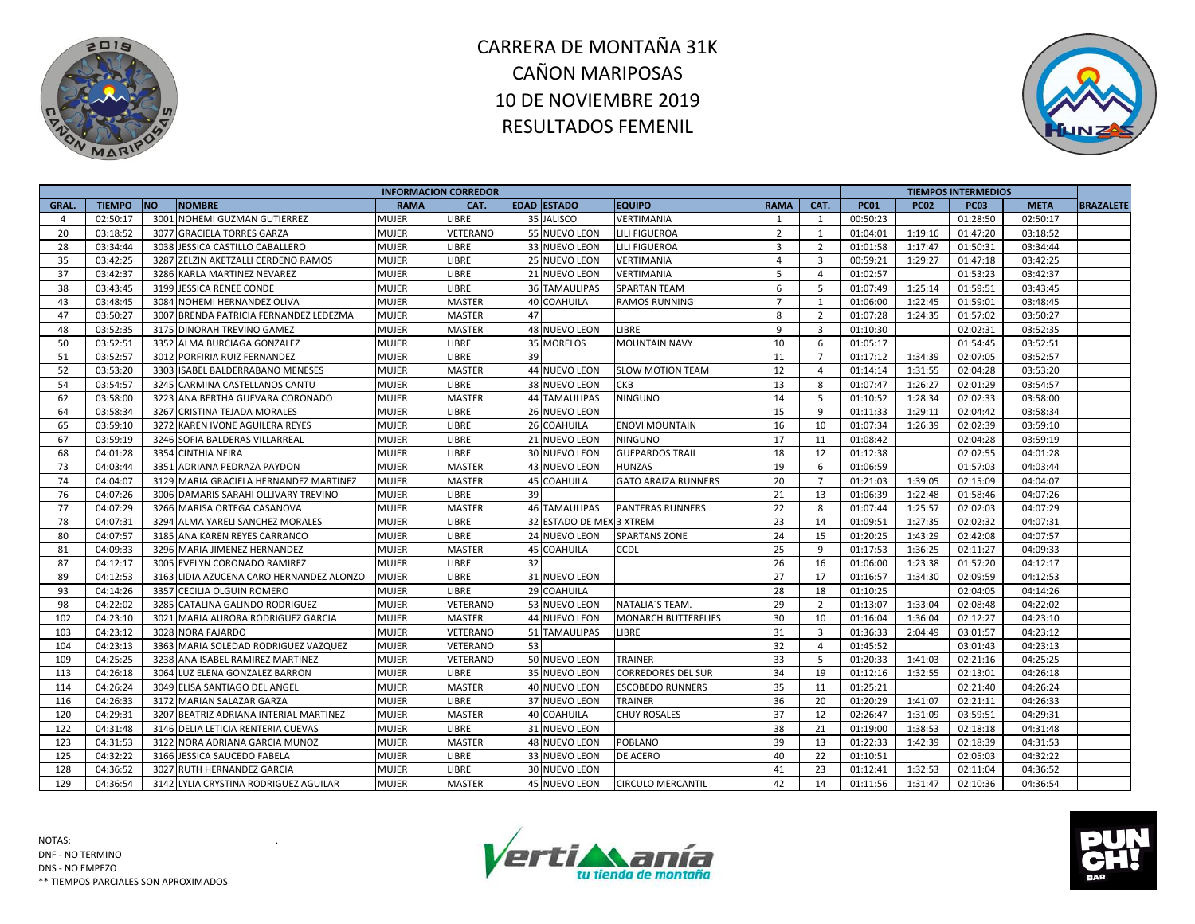# CARRERA DE MONTAÑA 31K
# CAÑON MARIPOSAS
# 10 DE NOVIEMBRE 2019
# RESULTADOS FEMENIL

| INFORMACION CORREDOR | | | | | | | | | | | TIEMPOS INTERMEDIOS | | | | |
|---|---|---|---|---|---|---|---|---|---|---|---|---|---|---|---|
| GRAL. | TIEMPO | NO | NOMBRE | RAMA | CAT. | EDAD | ESTADO | EQUIPO | RAMA | CAT. | PC01 | PC02 | PC03 | META | BRAZALETE |
| 4 | 02:50:17 | 3001 | NOHEMI GUZMAN GUTIERREZ | MUJER | LIBRE | 35 | JALISCO | VERTIMANIA | 1 | 1 | 00:50:23 | | 01:28:50 | 02:50:17 | |
| 20 | 03:18:52 | 3077 | GRACIELA TORRES GARZA | MUJER | VETERANO | 55 | NUEVO LEON | LILI FIGUEROA | 2 | 1 | 01:04:01 | 1:19:16 | 01:47:20 | 03:18:52 | |
| 28 | 03:34:44 | 3038 | JESSICA CASTILLO CABALLERO | MUJER | LIBRE | 33 | NUEVO LEON | LILI FIGUEROA | 3 | 2 | 01:01:58 | 1:17:47 | 01:50:31 | 03:34:44 | |
| 35 | 03:42:25 | 3287 | ZELZIN AKETZALLI CERDENO RAMOS | MUJER | LIBRE | 25 | NUEVO LEON | VERTIMANIA | 4 | 3 | 00:59:21 | 1:29:27 | 01:47:18 | 03:42:25 | |
| 37 | 03:42:37 | 3286 | KARLA MARTINEZ NEVAREZ | MUJER | LIBRE | 21 | NUEVO LEON | VERTIMANIA | 5 | 4 | 01:02:57 | | 01:53:23 | 03:42:37 | |
| 38 | 03:43:45 | 3199 | JESSICA RENEE CONDE | MUJER | LIBRE | 36 | TAMAULIPAS | SPARTAN TEAM | 6 | 5 | 01:07:49 | 1:25:14 | 01:59:51 | 03:43:45 | |
| 43 | 03:48:45 | 3084 | NOHEMI HERNANDEZ OLIVA | MUJER | MASTER | 40 | COAHUILA | RAMOS RUNNING | 7 | 1 | 01:06:00 | 1:22:45 | 01:59:01 | 03:48:45 | |
| 47 | 03:50:27 | 3007 | BRENDA PATRICIA FERNANDEZ LEDEZMA | MUJER | MASTER | 47 | | | 8 | 2 | 01:07:28 | 1:24:35 | 01:57:02 | 03:50:27 | |
| 48 | 03:52:35 | 3175 | DINORAH TREVINO GAMEZ | MUJER | MASTER | 48 | NUEVO LEON | LIBRE | 9 | 3 | 01:10:30 | | 02:02:31 | 03:52:35 | |
| 50 | 03:52:51 | 3352 | ALMA BURCIAGA GONZALEZ | MUJER | LIBRE | 35 | MORELOS | MOUNTAIN NAVY | 10 | 6 | 01:05:17 | | 01:54:45 | 03:52:51 | |
| 51 | 03:52:57 | 3012 | PORFIRIA RUIZ FERNANDEZ | MUJER | LIBRE | 39 | | | 11 | 7 | 01:17:12 | 1:34:39 | 02:07:05 | 03:52:57 | |
| 52 | 03:53:20 | 3303 | ISABEL BALDERRABANO MENESES | MUJER | MASTER | 44 | NUEVO LEON | SLOW MOTION TEAM | 12 | 4 | 01:14:14 | 1:31:55 | 02:04:28 | 03:53:20 | |
| 54 | 03:54:57 | 3245 | CARMINA CASTELLANOS CANTU | MUJER | LIBRE | 38 | NUEVO LEON | CKB | 13 | 8 | 01:07:47 | 1:26:27 | 02:01:29 | 03:54:57 | |
| 62 | 03:58:00 | 3223 | ANA BERTHA GUEVARA CORONADO | MUJER | MASTER | 44 | TAMAULIPAS | NINGUNO | 14 | 5 | 01:10:52 | 1:28:34 | 02:02:33 | 03:58:00 | |
| 64 | 03:58:34 | 3267 | CRISTINA TEJADA MORALES | MUJER | LIBRE | 26 | NUEVO LEON | | 15 | 9 | 01:11:33 | 1:29:11 | 02:04:42 | 03:58:34 | |
| 65 | 03:59:10 | 3272 | KAREN IVONE AGUILERA REYES | MUJER | LIBRE | 26 | COAHUILA | ENOVI MOUNTAIN | 16 | 10 | 01:07:34 | 1:26:39 | 02:02:39 | 03:59:10 | |
| 67 | 03:59:19 | 3246 | SOFIA BALDERAS VILLARREAL | MUJER | LIBRE | 21 | NUEVO LEON | NINGUNO | 17 | 11 | 01:08:42 | | 02:04:28 | 03:59:19 | |
| 68 | 04:01:28 | 3354 | CINTHIA NEIRA | MUJER | LIBRE | 30 | NUEVO LEON | GUEPARDOS TRAIL | 18 | 12 | 01:12:38 | | 02:02:55 | 04:01:28 | |
| 73 | 04:03:44 | 3351 | ADRIANA PEDRAZA PAYDON | MUJER | MASTER | 43 | NUEVO LEON | HUNZAS | 19 | 6 | 01:06:59 | | 01:57:03 | 04:03:44 | |
| 74 | 04:04:07 | 3129 | MARIA GRACIELA HERNANDEZ MARTINEZ | MUJER | MASTER | 45 | COAHUILA | GATO ARAIZA RUNNERS | 20 | 7 | 01:21:03 | 1:39:05 | 02:15:09 | 04:04:07 | |
| 76 | 04:07:26 | 3006 | DAMARIS SARAHI OLLIVARY TREVINO | MUJER | LIBRE | 39 | | | 21 | 13 | 01:06:39 | 1:22:48 | 01:58:46 | 04:07:26 | |
| 77 | 04:07:29 | 3266 | MARISA ORTEGA CASANOVA | MUJER | MASTER | 46 | TAMAULIPAS | PANTERAS RUNNERS | 22 | 8 | 01:07:44 | 1:25:57 | 02:02:03 | 04:07:29 | |
| 78 | 04:07:31 | 3294 | ALMA YARELI SANCHEZ MORALES | MUJER | LIBRE | 32 | ESTADO DE MEX | 3 XTREM | 23 | 14 | 01:09:51 | 1:27:35 | 02:02:32 | 04:07:31 | |
| 80 | 04:07:57 | 3185 | ANA KAREN REYES CARRANCO | MUJER | LIBRE | 24 | NUEVO LEON | SPARTANS ZONE | 24 | 15 | 01:20:25 | 1:43:29 | 02:42:08 | 04:07:57 | |
| 81 | 04:09:33 | 3296 | MARIA JIMENEZ HERNANDEZ | MUJER | MASTER | 45 | COAHUILA | CCDL | 25 | 9 | 01:17:53 | 1:36:25 | 02:11:27 | 04:09:33 | |
| 87 | 04:12:17 | 3005 | EVELYN CORONADO RAMIREZ | MUJER | LIBRE | 32 | | | 26 | 16 | 01:06:00 | 1:23:38 | 01:57:20 | 04:12:17 | |
| 89 | 04:12:53 | 3163 | LIDIA AZUCENA CARO HERNANDEZ ALONZO | MUJER | LIBRE | 31 | NUEVO LEON | | 27 | 17 | 01:16:57 | 1:34:30 | 02:09:59 | 04:12:53 | |
| 93 | 04:14:26 | 3357 | CECILIA OLGUIN ROMERO | MUJER | LIBRE | 29 | COAHUILA | | 28 | 18 | 01:10:25 | | 02:04:05 | 04:14:26 | |
| 98 | 04:22:02 | 3285 | CATALINA GALINDO RODRIGUEZ | MUJER | VETERANO | 53 | NUEVO LEON | NATALIA´S TEAM. | 29 | 2 | 01:13:07 | 1:33:04 | 02:08:48 | 04:22:02 | |
| 102 | 04:23:10 | 3021 | MARIA AURORA RODRIGUEZ GARCIA | MUJER | MASTER | 44 | NUEVO LEON | MONARCH BUTTERFLIES | 30 | 10 | 01:16:04 | 1:36:04 | 02:12:27 | 04:23:10 | |
| 103 | 04:23:12 | 3028 | NORA FAJARDO | MUJER | VETERANO | 51 | TAMAULIPAS | LIBRE | 31 | 3 | 01:36:33 | 2:04:49 | 03:01:57 | 04:23:12 | |
| 104 | 04:23:13 | 3363 | MARIA SOLEDAD RODRIGUEZ VAZQUEZ | MUJER | VETERANO | 53 | | | 32 | 4 | 01:45:52 | | 03:01:43 | 04:23:13 | |
| 109 | 04:25:25 | 3238 | ANA ISABEL RAMIREZ MARTINEZ | MUJER | VETERANO | 50 | NUEVO LEON | TRAINER | 33 | 5 | 01:20:33 | 1:41:03 | 02:21:16 | 04:25:25 | |
| 113 | 04:26:18 | 3064 | LUZ ELENA GONZALEZ BARRON | MUJER | LIBRE | 35 | NUEVO LEON | CORREDORES DEL SUR | 34 | 19 | 01:12:16 | 1:32:55 | 02:13:01 | 04:26:18 | |
| 114 | 04:26:24 | 3049 | ELISA SANTIAGO DEL ANGEL | MUJER | MASTER | 40 | NUEVO LEON | ESCOBEDO RUNNERS | 35 | 11 | 01:25:21 | | 02:21:40 | 04:26:24 | |
| 116 | 04:26:33 | 3172 | MARIAN SALAZAR GARZA | MUJER | LIBRE | 37 | NUEVO LEON | TRAINER | 36 | 20 | 01:20:29 | 1:41:07 | 02:21:11 | 04:26:33 | |
| 120 | 04:29:31 | 3207 | BEATRIZ ADRIANA INTERIAL MARTINEZ | MUJER | MASTER | 40 | COAHUILA | CHUY ROSALES | 37 | 12 | 02:26:47 | 1:31:09 | 03:59:51 | 04:29:31 | |
| 122 | 04:31:48 | 3146 | DELIA LETICIA RENTERIA CUEVAS | MUJER | LIBRE | 31 | NUEVO LEON | | 38 | 21 | 01:19:00 | 1:38:53 | 02:18:18 | 04:31:48 | |
| 123 | 04:31:53 | 3122 | NORA ADRIANA GARCIA MUNOZ | MUJER | MASTER | 48 | NUEVO LEON | POBLANO | 39 | 13 | 01:22:33 | 1:42:39 | 02:18:39 | 04:31:53 | |
| 125 | 04:32:22 | 3166 | JESSICA SAUCEDO FABELA | MUJER | LIBRE | 33 | NUEVO LEON | DE ACERO | 40 | 22 | 01:10:51 | | 02:05:03 | 04:32:22 | |
| 128 | 04:36:52 | 3027 | RUTH HERNANDEZ GARCIA | MUJER | LIBRE | 30 | NUEVO LEON | | 41 | 23 | 01:12:41 | 1:32:53 | 02:11:04 | 04:36:52 | |
| 129 | 04:36:54 | 3142 | LYLIA CRYSTINA RODRIGUEZ AGUILAR | MUJER | MASTER | 45 | NUEVO LEON | CIRCULO MERCANTIL | 42 | 14 | 01:11:56 | 1:31:47 | 02:10:36 | 04:36:54 | |

NOTAS:
DNF - NO TERMINO
DNS - NO EMPEZO
** TIEMPOS PARCIALES SON APROXIMADOS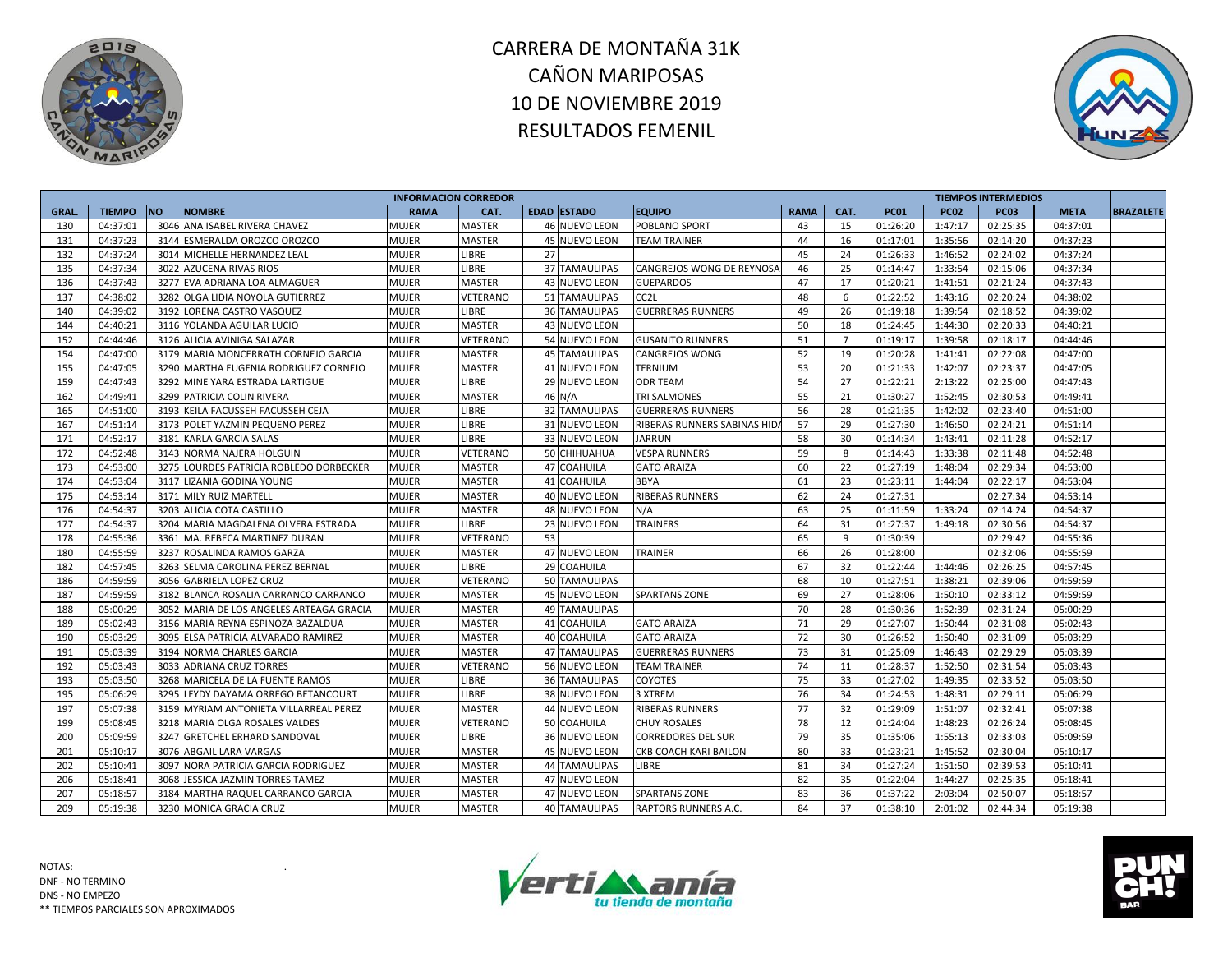# CARRERA DE MONTAÑA 31K
# CAÑON MARIPOSAS
# 10 DE NOVIEMBRE 2019
# RESULTADOS FEMENIL

| INFORMACION CORREDOR | | | | | | | | | | | TIEMPOS INTERMEDIOS | | | | |
|---|---|---|---|---|---|---|---|---|---|---|---|---|---|---|---|
| GRAL. | TIEMPO | NO | NOMBRE | RAMA | CAT. | EDAD | ESTADO | EQUIPO | RAMA | CAT. | PC01 | PC02 | PC03 | META | BRAZALETE |
| 130 | 04:37:01 | 3046 | ANA ISABEL RIVERA CHAVEZ | MUJER | MASTER | 46 | NUEVO LEON | POBLANO SPORT | 43 | 15 | 01:26:20 | 1:47:17 | 02:25:35 | 04:37:01 | |
| 131 | 04:37:23 | 3144 | ESMERALDA OROZCO OROZCO | MUJER | MASTER | 45 | NUEVO LEON | TEAM TRAINER | 44 | 16 | 01:17:01 | 1:35:56 | 02:14:20 | 04:37:23 | |
| 132 | 04:37:24 | 3014 | MICHELLE HERNANDEZ LEAL | MUJER | LIBRE | 27 | | | 45 | 24 | 01:26:33 | 1:46:52 | 02:24:02 | 04:37:24 | |
| 135 | 04:37:34 | 3022 | AZUCENA RIVAS RIOS | MUJER | LIBRE | 37 | TAMAULIPAS | CANGREJOS WONG DE REYNOSA | 46 | 25 | 01:14:47 | 1:33:54 | 02:15:06 | 04:37:34 | |
| 136 | 04:37:43 | 3277 | EVA ADRIANA LOA ALMAGUER | MUJER | MASTER | 43 | NUEVO LEON | GUEPARDOS | 47 | 17 | 01:20:21 | 1:41:51 | 02:21:24 | 04:37:43 | |
| 137 | 04:38:02 | 3282 | OLGA LIDIA NOYOLA GUTIERREZ | MUJER | VETERANO | 51 | TAMAULIPAS | CC2L | 48 | 6 | 01:22:52 | 1:43:16 | 02:20:24 | 04:38:02 | |
| 140 | 04:39:02 | 3192 | LORENA CASTRO VASQUEZ | MUJER | LIBRE | 36 | TAMAULIPAS | GUERRERAS RUNNERS | 49 | 26 | 01:19:18 | 1:39:54 | 02:18:52 | 04:39:02 | |
| 144 | 04:40:21 | 3116 | YOLANDA AGUILAR LUCIO | MUJER | MASTER | 43 | NUEVO LEON | | 50 | 18 | 01:24:45 | 1:44:30 | 02:20:33 | 04:40:21 | |
| 152 | 04:44:46 | 3126 | ALICIA AVINIGA SALAZAR | MUJER | VETERANO | 54 | NUEVO LEON | GUSANITO RUNNERS | 51 | 7 | 01:19:17 | 1:39:58 | 02:18:17 | 04:44:46 | |
| 154 | 04:47:00 | 3179 | MARIA MONCERRATH CORNEJO GARCIA | MUJER | MASTER | 45 | TAMAULIPAS | CANGREJOS WONG | 52 | 19 | 01:20:28 | 1:41:41 | 02:22:08 | 04:47:00 | |
| 155 | 04:47:05 | 3290 | MARTHA EUGENIA RODRIGUEZ CORNEJO | MUJER | MASTER | 41 | NUEVO LEON | TERNIUM | 53 | 20 | 01:21:33 | 1:42:07 | 02:23:37 | 04:47:05 | |
| 159 | 04:47:43 | 3292 | MINE YARA ESTRADA LARTIGUE | MUJER | LIBRE | 29 | NUEVO LEON | ODR TEAM | 54 | 27 | 01:22:21 | 2:13:22 | 02:25:00 | 04:47:43 | |
| 162 | 04:49:41 | 3299 | PATRICIA COLIN RIVERA | MUJER | MASTER | 46 | N/A | TRI SALMONES | 55 | 21 | 01:30:27 | 1:52:45 | 02:30:53 | 04:49:41 | |
| 165 | 04:51:00 | 3193 | KEILA FACUSSEH FACUSSEH CEJA | MUJER | LIBRE | 32 | TAMAULIPAS | GUERRERAS RUNNERS | 56 | 28 | 01:21:35 | 1:42:02 | 02:23:40 | 04:51:00 | |
| 167 | 04:51:14 | 3173 | POLET YAZMIN PEQUENO PEREZ | MUJER | LIBRE | 31 | NUEVO LEON | RIBERAS RUNNERS SABINAS HIDA | 57 | 29 | 01:27:30 | 1:46:50 | 02:24:21 | 04:51:14 | |
| 171 | 04:52:17 | 3181 | KARLA GARCIA SALAS | MUJER | LIBRE | 33 | NUEVO LEON | JARRUN | 58 | 30 | 01:14:34 | 1:43:41 | 02:11:28 | 04:52:17 | |
| 172 | 04:52:48 | 3143 | NORMA NAJERA HOLGUIN | MUJER | VETERANO | 50 | CHIHUAHUA | VESPA RUNNERS | 59 | 8 | 01:14:43 | 1:33:38 | 02:11:48 | 04:52:48 | |
| 173 | 04:53:00 | 3275 | LOURDES PATRICIA ROBLEDO DORBECKER | MUJER | MASTER | 47 | COAHUILA | GATO ARAIZA | 60 | 22 | 01:27:19 | 1:48:04 | 02:29:34 | 04:53:00 | |
| 174 | 04:53:04 | 3117 | LIZANIA GODINA YOUNG | MUJER | MASTER | 41 | COAHUILA | BBYA | 61 | 23 | 01:23:11 | 1:44:04 | 02:22:17 | 04:53:04 | |
| 175 | 04:53:14 | 3171 | MILY RUIZ MARTELL | MUJER | MASTER | 40 | NUEVO LEON | RIBERAS RUNNERS | 62 | 24 | 01:27:31 | | 02:27:34 | 04:53:14 | |
| 176 | 04:54:37 | 3203 | ALICIA COTA CASTILLO | MUJER | MASTER | 48 | NUEVO LEON | N/A | 63 | 25 | 01:11:59 | 1:33:24 | 02:14:24 | 04:54:37 | |
| 177 | 04:54:37 | 3204 | MARIA MAGDALENA OLVERA ESTRADA | MUJER | LIBRE | 23 | NUEVO LEON | TRAINERS | 64 | 31 | 01:27:37 | 1:49:18 | 02:30:56 | 04:54:37 | |
| 178 | 04:55:36 | 3361 | MA. REBECA MARTINEZ DURAN | MUJER | VETERANO | 53 | | | 65 | 9 | 01:30:39 | | 02:29:42 | 04:55:36 | |
| 180 | 04:55:59 | 3237 | ROSALINDA RAMOS GARZA | MUJER | MASTER | 47 | NUEVO LEON | TRAINER | 66 | 26 | 01:28:00 | | 02:32:06 | 04:55:59 | |
| 182 | 04:57:45 | 3263 | SELMA CAROLINA PEREZ BERNAL | MUJER | LIBRE | 29 | COAHUILA | | 67 | 32 | 01:22:44 | 1:44:46 | 02:26:25 | 04:57:45 | |
| 186 | 04:59:59 | 3056 | GABRIELA LOPEZ CRUZ | MUJER | VETERANO | 50 | TAMAULIPAS | | 68 | 10 | 01:27:51 | 1:38:21 | 02:39:06 | 04:59:59 | |
| 187 | 04:59:59 | 3182 | BLANCA ROSALIA CARRANCO CARRANCO | MUJER | MASTER | 45 | NUEVO LEON | SPARTANS ZONE | 69 | 27 | 01:28:06 | 1:50:10 | 02:33:12 | 04:59:59 | |
| 188 | 05:00:29 | 3052 | MARIA DE LOS ANGELES ARTEAGA GRACIA | MUJER | MASTER | 49 | TAMAULIPAS | | 70 | 28 | 01:30:36 | 1:52:39 | 02:31:24 | 05:00:29 | |
| 189 | 05:02:43 | 3156 | MARIA REYNA ESPINOZA BAZALDUA | MUJER | MASTER | 41 | COAHUILA | GATO ARAIZA | 71 | 29 | 01:27:07 | 1:50:44 | 02:31:08 | 05:02:43 | |
| 190 | 05:03:29 | 3095 | ELSA PATRICIA ALVARADO RAMIREZ | MUJER | MASTER | 40 | COAHUILA | GATO ARAIZA | 72 | 30 | 01:26:52 | 1:50:40 | 02:31:09 | 05:03:29 | |
| 191 | 05:03:39 | 3194 | NORMA CHARLES GARCIA | MUJER | MASTER | 47 | TAMAULIPAS | GUERRERAS RUNNERS | 73 | 31 | 01:25:09 | 1:46:43 | 02:29:29 | 05:03:39 | |
| 192 | 05:03:43 | 3033 | ADRIANA CRUZ TORRES | MUJER | VETERANO | 56 | NUEVO LEON | TEAM TRAINER | 74 | 11 | 01:28:37 | 1:52:50 | 02:31:54 | 05:03:43 | |
| 193 | 05:03:50 | 3268 | MARICELA DE LA FUENTE RAMOS | MUJER | LIBRE | 36 | TAMAULIPAS | COYOTES | 75 | 33 | 01:27:02 | 1:49:35 | 02:33:52 | 05:03:50 | |
| 195 | 05:06:29 | 3295 | LEYDY DAYAMA ORREGO BETANCOURT | MUJER | LIBRE | 38 | NUEVO LEON | 3 XTREM | 76 | 34 | 01:24:53 | 1:48:31 | 02:29:11 | 05:06:29 | |
| 197 | 05:07:38 | 3159 | MYRIAM ANTONIETA VILLARREAL PEREZ | MUJER | MASTER | 44 | NUEVO LEON | RIBERAS RUNNERS | 77 | 32 | 01:29:09 | 1:51:07 | 02:32:41 | 05:07:38 | |
| 199 | 05:08:45 | 3218 | MARIA OLGA ROSALES VALDES | MUJER | VETERANO | 50 | COAHUILA | CHUY ROSALES | 78 | 12 | 01:24:04 | 1:48:23 | 02:26:24 | 05:08:45 | |
| 200 | 05:09:59 | 3247 | GRETCHEL ERHARD SANDOVAL | MUJER | LIBRE | 36 | NUEVO LEON | CORREDORES DEL SUR | 79 | 35 | 01:35:06 | 1:55:13 | 02:33:03 | 05:09:59 | |
| 201 | 05:10:17 | 3076 | ABGAIL LARA VARGAS | MUJER | MASTER | 45 | NUEVO LEON | CKB COACH KARI BAILON | 80 | 33 | 01:23:21 | 1:45:52 | 02:30:04 | 05:10:17 | |
| 202 | 05:10:41 | 3097 | NORA PATRICIA GARCIA RODRIGUEZ | MUJER | MASTER | 44 | TAMAULIPAS | LIBRE | 81 | 34 | 01:27:24 | 1:51:50 | 02:39:53 | 05:10:41 | |
| 206 | 05:18:41 | 3068 | JESSICA JAZMIN TORRES TAMEZ | MUJER | MASTER | 47 | NUEVO LEON | | 82 | 35 | 01:22:04 | 1:44:27 | 02:25:35 | 05:18:41 | |
| 207 | 05:18:57 | 3184 | MARTHA RAQUEL CARRANCO GARCIA | MUJER | MASTER | 47 | NUEVO LEON | SPARTANS ZONE | 83 | 36 | 01:37:22 | 2:03:04 | 02:50:07 | 05:18:57 | |
| 209 | 05:19:38 | 3230 | MONICA GRACIA CRUZ | MUJER | MASTER | 40 | TAMAULIPAS | RAPTORS RUNNERS A.C. | 84 | 37 | 01:38:10 | 2:01:02 | 02:44:34 | 05:19:38 | |

NOTAS:
DNF - NO TERMINO
DNS - NO EMPEZO
** TIEMPOS PARCIALES SON APROXIMADOS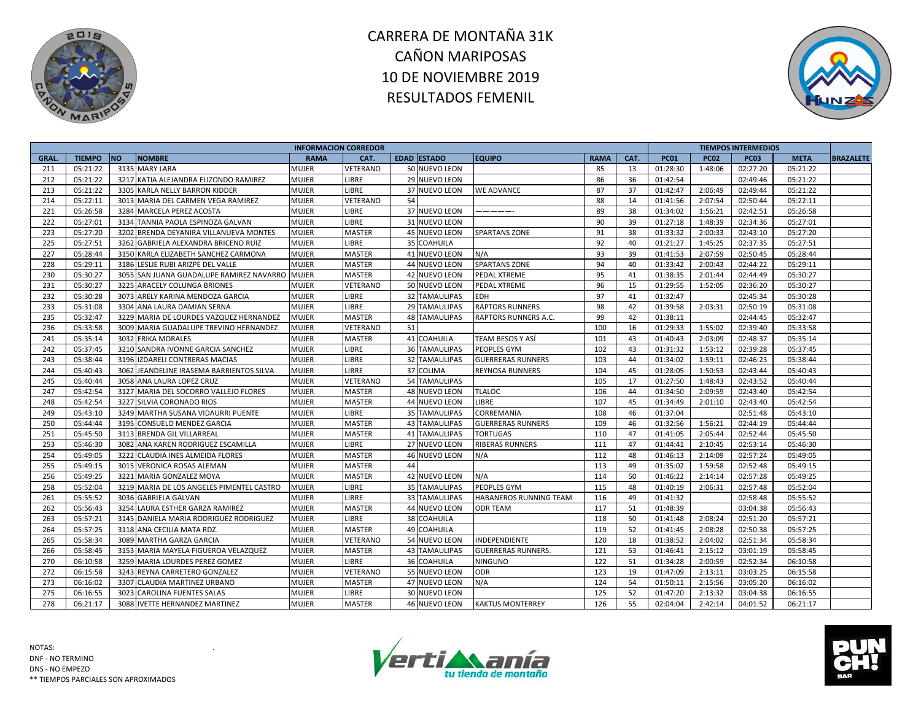# CARRERA DE MONTAÑA 31K
## CAÑON MARIPOSAS
## 10 DE NOVIEMBRE 2019
## RESULTADOS FEMENIL

| INFORMACION CORREDOR | | | | | | | | | | | | TIEMPOS INTERMEDIOS | | | | |
|---|---|---|---|---|---|---|---|---|---|---|---|---|---|---|---|---|
| GRAL. | TIEMPO | NO | NOMBRE | RAMA | CAT. | EDAD | ESTADO | EQUIPO | RAMA | CAT. | PC01 | PC02 | PC03 | META | BRAZALETE |
| 211 | 05:21:22 | 3135 | MARY LARA | MUJER | VETERANO | 50 | NUEVO LEON | | 85 | 13 | 01:28:30 | 1:48:06 | 02:27:20 | 05:21:22 | |
| 212 | 05:21:22 | 3217 | KATIA ALEJANDRA ELIZONDO RAMIREZ | MUJER | LIBRE | 29 | NUEVO LEON | | 86 | 36 | 01:42:54 | | 02:49:46 | 05:21:22 | |
| 213 | 05:21:22 | 3305 | KARLA NELLY BARRON KIDDER | MUJER | LIBRE | 37 | NUEVO LEON | WE ADVANCE | 87 | 37 | 01:42:47 | 2:06:49 | 02:49:44 | 05:21:22 | |
| 214 | 05:22:11 | 3013 | MARIA DEL CARMEN VEGA RAMIREZ | MUJER | VETERANO | 54 | | | 88 | 14 | 01:41:56 | 2:07:54 | 02:50:44 | 05:22:11 | |
| 221 | 05:26:58 | 3284 | MARCELA PEREZ ACOSTA | MUJER | LIBRE | 37 | NUEVO LEON | ——————- | 89 | 38 | 01:34:02 | 1:56:21 | 02:42:51 | 05:26:58 | |
| 222 | 05:27:01 | 3134 | TANNIA PAOLA ESPINOZA GALVAN | MUJER | LIBRE | 31 | NUEVO LEON | | 90 | 39 | 01:27:18 | 1:48:39 | 02:34:36 | 05:27:01 | |
| 223 | 05:27:20 | 3202 | BRENDA DEYANIRA VILLANUEVA MONTES | MUJER | MASTER | 45 | NUEVO LEON | SPARTANS ZONE | 91 | 38 | 01:33:32 | 2:00:33 | 02:43:10 | 05:27:20 | |
| 225 | 05:27:51 | 3262 | GABRIELA ALEXANDRA BRICENO RUIZ | MUJER | LIBRE | 35 | COAHUILA | | 92 | 40 | 01:21:27 | 1:45:25 | 02:37:35 | 05:27:51 | |
| 227 | 05:28:44 | 3150 | KARLA ELIZABETH SANCHEZ CARMONA | MUJER | MASTER | 41 | NUEVO LEON | N/A | 93 | 39 | 01:41:53 | 2:07:59 | 02:50:45 | 05:28:44 | |
| 228 | 05:29:11 | 3186 | LESLIE RUBI ARIZPE DEL VALLE | MUJER | MASTER | 44 | NUEVO LEON | SPARTANS ZONE | 94 | 40 | 01:33:42 | 2:00:43 | 02:44:22 | 05:29:11 | |
| 230 | 05:30:27 | 3055 | SAN JUANA GUADALUPE RAMIREZ NAVARRO | MUJER | MASTER | 42 | NUEVO LEON | PEDAL XTREME | 95 | 41 | 01:38:35 | 2:01:44 | 02:44:49 | 05:30:27 | |
| 231 | 05:30:27 | 3225 | ARACELY COLUNGA BRIONES | MUJER | VETERANO | 50 | NUEVO LEON | PEDAL XTREME | 96 | 15 | 01:29:55 | 1:52:05 | 02:36:20 | 05:30:27 | |
| 232 | 05:30:28 | 3073 | ARELY KARINA MENDOZA GARCIA | MUJER | LIBRE | 32 | TAMAULIPAS | EDH | 97 | 41 | 01:32:47 | | 02:45:34 | 05:30:28 | |
| 233 | 05:31:08 | 3304 | ANA LAURA DAMIAN SERNA | MUJER | LIBRE | 29 | TAMAULIPAS | RAPTORS RUNNERS | 98 | 42 | 01:39:58 | 2:03:31 | 02:50:19 | 05:31:08 | |
| 235 | 05:32:47 | 3229 | MARIA DE LOURDES VAZQUEZ HERNANDEZ | MUJER | MASTER | 48 | TAMAULIPAS | RAPTORS RUNNERS A.C. | 99 | 42 | 01:38:11 | | 02:44:45 | 05:32:47 | |
| 236 | 05:33:58 | 3009 | MARIA GUADALUPE TREVINO HERNANDEZ | MUJER | VETERANO | 51 | | | 100 | 16 | 01:29:33 | 1:55:02 | 02:39:40 | 05:33:58 | |
| 241 | 05:35:14 | 3032 | ERIKA MORALES | MUJER | MASTER | 41 | COAHUILA | TEAM BESOS Y ASÍ | 101 | 43 | 01:40:43 | 2:03:09 | 02:48:37 | 05:35:14 | |
| 242 | 05:37:45 | 3210 | SANDRA IVONNE GARCIA SANCHEZ | MUJER | LIBRE | 36 | TAMAULIPAS | PEOPLES GYM | 102 | 43 | 01:31:32 | 1:53:12 | 02:39:28 | 05:37:45 | |
| 243 | 05:38:44 | 3196 | IZDARELI CONTRERAS MACIAS | MUJER | LIBRE | 32 | TAMAULIPAS | GUERRERAS RUNNERS | 103 | 44 | 01:34:02 | 1:59:11 | 02:46:23 | 05:38:44 | |
| 244 | 05:40:43 | 3062 | JEANDELINE IRASEMA BARRIENTOS SILVA | MUJER | LIBRE | 37 | COLIMA | REYNOSA RUNNERS | 104 | 45 | 01:28:05 | 1:50:53 | 02:43:44 | 05:40:43 | |
| 245 | 05:40:44 | 3058 | ANA LAURA LOPEZ CRUZ | MUJER | VETERANO | 54 | TAMAULIPAS | | 105 | 17 | 01:27:50 | 1:48:43 | 02:43:52 | 05:40:44 | |
| 247 | 05:42:54 | 3127 | MARIA DEL SOCORRO VALLEJO FLORES | MUJER | MASTER | 48 | NUEVO LEON | TLALOC | 106 | 44 | 01:34:50 | 2:09:59 | 02:43:40 | 05:42:54 | |
| 248 | 05:42:54 | 3227 | SILVIA CORONADO RIOS | MUJER | MASTER | 44 | NUEVO LEON | LIBRE | 107 | 45 | 01:34:49 | 2:01:10 | 02:43:40 | 05:42:54 | |
| 249 | 05:43:10 | 3249 | MARTHA SUSANA VIDAURRI PUENTE | MUJER | LIBRE | 35 | TAMAULIPAS | CORREMANIA | 108 | 46 | 01:37:04 | | 02:51:48 | 05:43:10 | |
| 250 | 05:44:44 | 3195 | CONSUELO MENDEZ GARCIA | MUJER | MASTER | 43 | TAMAULIPAS | GUERRERAS RUNNERS | 109 | 46 | 01:32:56 | 1:56:21 | 02:44:19 | 05:44:44 | |
| 251 | 05:45:50 | 3113 | BRENDA GIL VILLARREAL | MUJER | MASTER | 41 | TAMAULIPAS | TORTUGAS | 110 | 47 | 01:41:05 | 2:05:44 | 02:52:44 | 05:45:50 | |
| 253 | 05:46:30 | 3082 | ANA KAREN RODRIGUEZ ESCAMILLA | MUJER | LIBRE | 27 | NUEVO LEON | RIBERAS RUNNERS | 111 | 47 | 01:44:41 | 2:10:45 | 02:53:14 | 05:46:30 | |
| 254 | 05:49:05 | 3222 | CLAUDIA INES ALMEIDA FLORES | MUJER | MASTER | 46 | NUEVO LEON | N/A | 112 | 48 | 01:46:13 | 2:14:09 | 02:57:24 | 05:49:05 | |
| 255 | 05:49:15 | 3015 | VERONICA ROSAS ALEMAN | MUJER | MASTER | 44 | | | 113 | 49 | 01:35:02 | 1:59:58 | 02:52:48 | 05:49:15 | |
| 256 | 05:49:25 | 3221 | MARIA GONZALEZ MOYA | MUJER | MASTER | 42 | NUEVO LEON | N/A | 114 | 50 | 01:46:22 | 2:14:14 | 02:57:28 | 05:49:25 | |
| 258 | 05:52:04 | 3219 | MARIA DE LOS ANGELES PIMENTEL CASTRO | MUJER | LIBRE | 35 | TAMAULIPAS | PEOPLES GYM | 115 | 48 | 01:40:19 | 2:06:31 | 02:57:48 | 05:52:04 | |
| 261 | 05:55:52 | 3036 | GABRIELA GALVAN | MUJER | LIBRE | 33 | TAMAULIPAS | HABANEROS RUNNING TEAM | 116 | 49 | 01:41:32 | | 02:58:48 | 05:55:52 | |
| 262 | 05:56:43 | 3254 | LAURA ESTHER GARZA RAMIREZ | MUJER | MASTER | 44 | NUEVO LEON | ODR TEAM | 117 | 51 | 01:48:39 | | 03:04:38 | 05:56:43 | |
| 263 | 05:57:21 | 3145 | DANIELA MARIA RODRIGUEZ RODRIGUEZ | MUJER | LIBRE | 38 | COAHUILA | | 118 | 50 | 01:41:48 | 2:08:24 | 02:51:20 | 05:57:21 | |
| 264 | 05:57:25 | 3118 | ANA CECILIA MATA RDZ. | MUJER | MASTER | 49 | COAHUILA | | 119 | 52 | 01:41:45 | 2:08:28 | 02:50:38 | 05:57:25 | |
| 265 | 05:58:34 | 3089 | MARTHA GARZA GARCIA | MUJER | VETERANO | 54 | NUEVO LEON | INDEPENDIENTE | 120 | 18 | 01:38:52 | 2:04:02 | 02:51:34 | 05:58:34 | |
| 266 | 05:58:45 | 3153 | MARIA MAYELA FIGUEROA VELAZQUEZ | MUJER | MASTER | 43 | TAMAULIPAS | GUERRERAS RUNNERS. | 121 | 53 | 01:46:41 | 2:15:12 | 03:01:19 | 05:58:45 | |
| 270 | 06:10:58 | 3259 | MARIA LOURDES PEREZ GOMEZ | MUJER | LIBRE | 36 | COAHUILA | NINGUNO | 122 | 51 | 01:34:28 | 2:00:59 | 02:52:34 | 06:10:58 | |
| 272 | 06:15:58 | 3243 | REYNA CARRETERO GONZALEZ | MUJER | VETERANO | 55 | NUEVO LEON | ODR | 123 | 19 | 01:47:09 | 2:13:11 | 03:03:25 | 06:15:58 | |
| 273 | 06:16:02 | 3307 | CLAUDIA MARTINEZ URBANO | MUJER | MASTER | 47 | NUEVO LEON | N/A | 124 | 54 | 01:50:11 | 2:15:56 | 03:05:20 | 06:16:02 | |
| 275 | 06:16:55 | 3023 | CAROLINA FUENTES SALAS | MUJER | LIBRE | 30 | NUEVO LEON | | 125 | 52 | 01:47:20 | 2:13:32 | 03:04:38 | 06:16:55 | |
| 278 | 06:21:17 | 3088 | IVETTE HERNANDEZ MARTINEZ | MUJER | MASTER | 46 | NUEVO LEON | KAKTUS MONTERREY | 126 | 55 | 02:04:04 | 2:42:14 | 04:01:52 | 06:21:17 | |

NOTAS:
DNF - NO TERMINO
DNS - NO EMPEZO
** TIEMPOS PARCIALES SON APROXIMADOS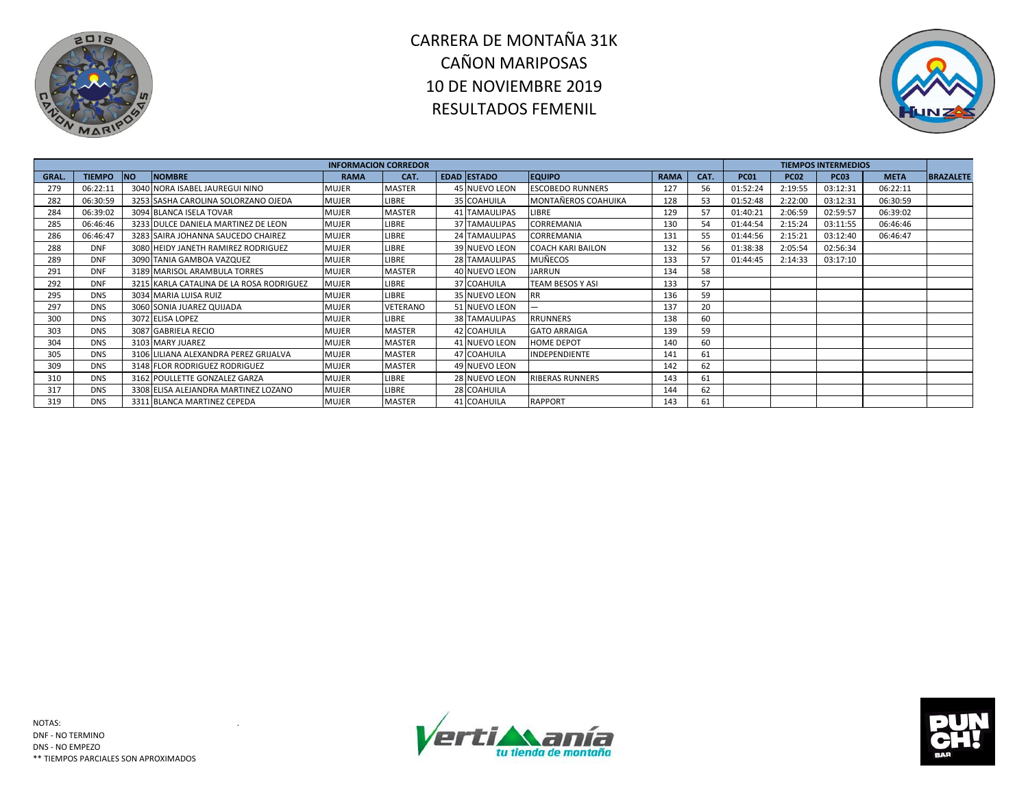# CARRERA DE MONTAÑA 31K
# CAÑON MARIPOSAS
# 10 DE NOVIEMBRE 2019
# RESULTADOS FEMENIL

| INFORMACION CORREDOR | | | | | | | | | | | TIEMPOS INTERMEDIOS | | | | |
|---|---|---|---|---|---|---|---|---|---|---|---|---|---|---|---|
| GRAL. | TIEMPO | NO | NOMBRE | RAMA | CAT. | EDAD | ESTADO | EQUIPO | RAMA | CAT. | PC01 | PC02 | PC03 | META | BRAZALETE |
| 279 | 06:22:11 | 3040 | NORA ISABEL JAUREGUI NINO | MUJER | MASTER | 45 | NUEVO LEON | ESCOBEDO RUNNERS | 127 | 56 | 01:52:24 | 2:19:55 | 03:12:31 | 06:22:11 | |
| 282 | 06:30:59 | 3253 | SASHA CAROLINA SOLORZANO OJEDA | MUJER | LIBRE | 35 | COAHUILA | MONTAÑEROS COAHUIKA | 128 | 53 | 01:52:48 | 2:22:00 | 03:12:31 | 06:30:59 | |
| 284 | 06:39:02 | 3094 | BLANCA ISELA TOVAR | MUJER | MASTER | 41 | TAMAULIPAS | LIBRE | 129 | 57 | 01:40:21 | 2:06:59 | 02:59:57 | 06:39:02 | |
| 285 | 06:46:46 | 3233 | DULCE DANIELA MARTINEZ DE LEON | MUJER | LIBRE | 37 | TAMAULIPAS | CORREMANIA | 130 | 54 | 01:44:54 | 2:15:24 | 03:11:55 | 06:46:46 | |
| 286 | 06:46:47 | 3283 | SAIRA JOHANNA SAUCEDO CHAIREZ | MUJER | LIBRE | 24 | TAMAULIPAS | CORREMANIA | 131 | 55 | 01:44:56 | 2:15:21 | 03:12:40 | 06:46:47 | |
| 288 | DNF | 3080 | HEIDY JANETH RAMIREZ RODRIGUEZ | MUJER | LIBRE | 39 | NUEVO LEON | COACH KARI BAILON | 132 | 56 | 01:38:38 | 2:05:54 | 02:56:34 | | |
| 289 | DNF | 3090 | TANIA GAMBOA VAZQUEZ | MUJER | LIBRE | 28 | TAMAULIPAS | MUÑECOS | 133 | 57 | 01:44:45 | 2:14:33 | 03:17:10 | | |
| 291 | DNF | 3189 | MARISOL ARAMBULA TORRES | MUJER | MASTER | 40 | NUEVO LEON | JARRUN | 134 | 58 | | | | | |
| 292 | DNF | 3215 | KARLA CATALINA DE LA ROSA RODRIGUEZ | MUJER | LIBRE | 37 | COAHUILA | TEAM BESOS Y ASI | 133 | 57 | | | | | |
| 295 | DNS | 3034 | MARIA LUISA RUIZ | MUJER | LIBRE | 35 | NUEVO LEON | RR | 136 | 59 | | | | | |
| 297 | DNS | 3060 | SONIA JUAREZ QUIJADA | MUJER | VETERANO | 51 | NUEVO LEON | — | 137 | 20 | | | | | |
| 300 | DNS | 3072 | ELISA LOPEZ | MUJER | LIBRE | 38 | TAMAULIPAS | RRUNNERS | 138 | 60 | | | | | |
| 303 | DNS | 3087 | GABRIELA RECIO | MUJER | MASTER | 42 | COAHUILA | GATO ARRAIGA | 139 | 59 | | | | | |
| 304 | DNS | 3103 | MARY JUAREZ | MUJER | MASTER | 41 | NUEVO LEON | HOME DEPOT | 140 | 60 | | | | | |
| 305 | DNS | 3106 | LILIANA ALEXANDRA PEREZ GRIJALVA | MUJER | MASTER | 47 | COAHUILA | INDEPENDIENTE | 141 | 61 | | | | | |
| 309 | DNS | 3148 | FLOR RODRIGUEZ RODRIGUEZ | MUJER | MASTER | 49 | NUEVO LEON | | 142 | 62 | | | | | |
| 310 | DNS | 3162 | POULLETTE GONZALEZ GARZA | MUJER | LIBRE | 28 | NUEVO LEON | RIBERAS RUNNERS | 143 | 61 | | | | | |
| 317 | DNS | 3308 | ELISA ALEJANDRA MARTINEZ LOZANO | MUJER | LIBRE | 28 | COAHUILA | | 144 | 62 | | | | | |
| 319 | DNS | 3311 | BLANCA MARTINEZ CEPEDA | MUJER | MASTER | 41 | COAHUILA | RAPPORT | 143 | 61 | | | | | |

NOTAS:
DNF - NO TERMINO
DNS - NO EMPEZO
** TIEMPOS PARCIALES SON APROXIMADOS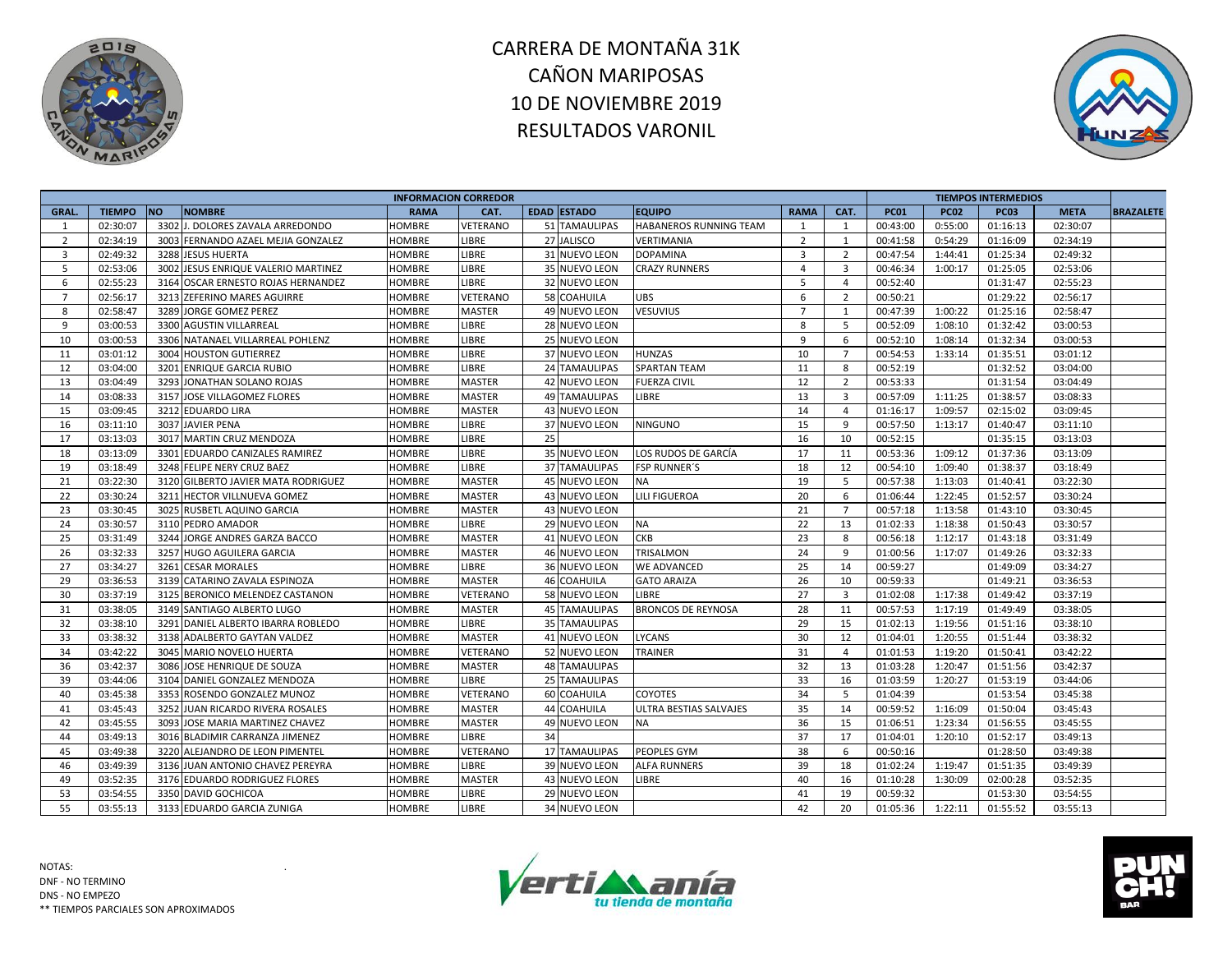# CARRERA DE MONTAÑA 31K
# CAÑON MARIPOSAS
# 10 DE NOVIEMBRE 2019
# RESULTADOS VARONIL

| INFORMACION CORREDOR | | | | | | | | | | | | TIEMPOS INTERMEDIOS | | | | |
|---|---|---|---|---|---|---|---|---|---|---|---|---|---|---|---|---|
| GRAL. | TIEMPO | NO | NOMBRE | RAMA | CAT. | EDAD | ESTADO | EQUIPO | RAMA | CAT. | PC01 | PC02 | PC03 | META | BRAZALETE |
| 1 | 02:30:07 | 3302 | J. DOLORES ZAVALA ARREDONDO | HOMBRE | VETERANO | 51 | TAMAULIPAS | HABANEROS RUNNING TEAM | 1 | 1 | 00:43:00 | 0:55:00 | 01:16:13 | 02:30:07 | |
| 2 | 02:34:19 | 3003 | FERNANDO AZAEL MEJIA GONZALEZ | HOMBRE | LIBRE | 27 | JALISCO | VERTIMANIA | 2 | 1 | 00:41:58 | 0:54:29 | 01:16:09 | 02:34:19 | |
| 3 | 02:49:32 | 3288 | JESUS HUERTA | HOMBRE | LIBRE | 31 | NUEVO LEON | DOPAMINA | 3 | 2 | 00:47:54 | 1:44:41 | 01:25:34 | 02:49:32 | |
| 5 | 02:53:06 | 3002 | JESUS ENRIQUE VALERIO MARTINEZ | HOMBRE | LIBRE | 35 | NUEVO LEON | CRAZY RUNNERS | 4 | 3 | 00:46:34 | 1:00:17 | 01:25:05 | 02:53:06 | |
| 6 | 02:55:23 | 3164 | OSCAR ERNESTO ROJAS HERNANDEZ | HOMBRE | LIBRE | 32 | NUEVO LEON | | 5 | 4 | 00:52:40 | | 01:31:47 | 02:55:23 | |
| 7 | 02:56:17 | 3213 | ZEFERINO MARES AGUIRRE | HOMBRE | VETERANO | 58 | COAHUILA | UBS | 6 | 2 | 00:50:21 | | 01:29:22 | 02:56:17 | |
| 8 | 02:58:47 | 3289 | JORGE GOMEZ PEREZ | HOMBRE | MASTER | 49 | NUEVO LEON | VESUVIUS | 7 | 1 | 00:47:39 | 1:00:22 | 01:25:16 | 02:58:47 | |
| 9 | 03:00:53 | 3300 | AGUSTIN VILLARREAL | HOMBRE | LIBRE | 28 | NUEVO LEON | | 8 | 5 | 00:52:09 | 1:08:10 | 01:32:42 | 03:00:53 | |
| 10 | 03:00:53 | 3306 | NATANAEL VILLARREAL POHLENZ | HOMBRE | LIBRE | 25 | NUEVO LEON | | 9 | 6 | 00:52:10 | 1:08:14 | 01:32:34 | 03:00:53 | |
| 11 | 03:01:12 | 3004 | HOUSTON GUTIERREZ | HOMBRE | LIBRE | 37 | NUEVO LEON | HUNZAS | 10 | 7 | 00:54:53 | 1:33:14 | 01:35:51 | 03:01:12 | |
| 12 | 03:04:00 | 3201 | ENRIQUE GARCIA RUBIO | HOMBRE | LIBRE | 24 | TAMAULIPAS | SPARTAN TEAM | 11 | 8 | 00:52:19 | | 01:32:52 | 03:04:00 | |
| 13 | 03:04:49 | 3293 | JONATHAN SOLANO ROJAS | HOMBRE | MASTER | 42 | NUEVO LEON | FUERZA CIVIL | 12 | 2 | 00:53:33 | | 01:31:54 | 03:04:49 | |
| 14 | 03:08:33 | 3157 | JOSE VILLAGOMEZ FLORES | HOMBRE | MASTER | 49 | TAMAULIPAS | LIBRE | 13 | 3 | 00:57:09 | 1:11:25 | 01:38:57 | 03:08:33 | |
| 15 | 03:09:45 | 3212 | EDUARDO LIRA | HOMBRE | MASTER | 43 | NUEVO LEON | | 14 | 4 | 01:16:17 | 1:09:57 | 02:15:02 | 03:09:45 | |
| 16 | 03:11:10 | 3037 | JAVIER PENA | HOMBRE | LIBRE | 37 | NUEVO LEON | NINGUNO | 15 | 9 | 00:57:50 | 1:13:17 | 01:40:47 | 03:11:10 | |
| 17 | 03:13:03 | 3017 | MARTIN CRUZ MENDOZA | HOMBRE | LIBRE | 25 | | | 16 | 10 | 00:52:15 | | 01:35:15 | 03:13:03 | |
| 18 | 03:13:09 | 3301 | EDUARDO CANIZALES RAMIREZ | HOMBRE | LIBRE | 35 | NUEVO LEON | LOS RUDOS DE GARCÍA | 17 | 11 | 00:53:36 | 1:09:12 | 01:37:36 | 03:13:09 | |
| 19 | 03:18:49 | 3248 | FELIPE NERY CRUZ BAEZ | HOMBRE | LIBRE | 37 | TAMAULIPAS | FSP RUNNER´S | 18 | 12 | 00:54:10 | 1:09:40 | 01:38:37 | 03:18:49 | |
| 21 | 03:22:30 | 3120 | GILBERTO JAVIER MATA RODRIGUEZ | HOMBRE | MASTER | 45 | NUEVO LEON | NA | 19 | 5 | 00:57:38 | 1:13:03 | 01:40:41 | 03:22:30 | |
| 22 | 03:30:24 | 3211 | HECTOR VILLNUEVA GOMEZ | HOMBRE | MASTER | 43 | NUEVO LEON | LILI FIGUEROA | 20 | 6 | 01:06:44 | 1:22:45 | 01:52:57 | 03:30:24 | |
| 23 | 03:30:45 | 3025 | RUSBETL AQUINO GARCIA | HOMBRE | MASTER | 43 | NUEVO LEON | | 21 | 7 | 00:57:18 | 1:13:58 | 01:43:10 | 03:30:45 | |
| 24 | 03:30:57 | 3110 | PEDRO AMADOR | HOMBRE | LIBRE | 29 | NUEVO LEON | NA | 22 | 13 | 01:02:33 | 1:18:38 | 01:50:43 | 03:30:57 | |
| 25 | 03:31:49 | 3244 | JORGE ANDRES GARZA BACCO | HOMBRE | MASTER | 41 | NUEVO LEON | CKB | 23 | 8 | 00:56:18 | 1:12:17 | 01:43:18 | 03:31:49 | |
| 26 | 03:32:33 | 3257 | HUGO AGUILERA GARCIA | HOMBRE | MASTER | 46 | NUEVO LEON | TRISALMON | 24 | 9 | 01:00:56 | 1:17:07 | 01:49:26 | 03:32:33 | |
| 27 | 03:34:27 | 3261 | CESAR MORALES | HOMBRE | LIBRE | 36 | NUEVO LEON | WE ADVANCED | 25 | 14 | 00:59:27 | | 01:49:09 | 03:34:27 | |
| 29 | 03:36:53 | 3139 | CATARINO ZAVALA ESPINOZA | HOMBRE | MASTER | 46 | COAHUILA | GATO ARAIZA | 26 | 10 | 00:59:33 | | 01:49:21 | 03:36:53 | |
| 30 | 03:37:19 | 3125 | BERONICO MELENDEZ CASTANON | HOMBRE | VETERANO | 58 | NUEVO LEON | LIBRE | 27 | 3 | 01:02:08 | 1:17:38 | 01:49:42 | 03:37:19 | |
| 31 | 03:38:05 | 3149 | SANTIAGO ALBERTO LUGO | HOMBRE | MASTER | 45 | TAMAULIPAS | BRONCOS DE REYNOSA | 28 | 11 | 00:57:53 | 1:17:19 | 01:49:49 | 03:38:05 | |
| 32 | 03:38:10 | 3291 | DANIEL ALBERTO IBARRA ROBLEDO | HOMBRE | LIBRE | 35 | TAMAULIPAS | | 29 | 15 | 01:02:13 | 1:19:56 | 01:51:16 | 03:38:10 | |
| 33 | 03:38:32 | 3138 | ADALBERTO GAYTAN VALDEZ | HOMBRE | MASTER | 41 | NUEVO LEON | LYCANS | 30 | 12 | 01:04:01 | 1:20:55 | 01:51:44 | 03:38:32 | |
| 34 | 03:42:22 | 3045 | MARIO NOVELO HUERTA | HOMBRE | VETERANO | 52 | NUEVO LEON | TRAINER | 31 | 4 | 01:01:53 | 1:19:20 | 01:50:41 | 03:42:22 | |
| 36 | 03:42:37 | 3086 | JOSE HENRIQUE DE SOUZA | HOMBRE | MASTER | 48 | TAMAULIPAS | | 32 | 13 | 01:03:28 | 1:20:47 | 01:51:56 | 03:42:37 | |
| 39 | 03:44:06 | 3104 | DANIEL GONZALEZ MENDOZA | HOMBRE | LIBRE | 25 | TAMAULIPAS | | 33 | 16 | 01:03:59 | 1:20:27 | 01:53:19 | 03:44:06 | |
| 40 | 03:45:38 | 3353 | ROSENDO GONZALEZ MUNOZ | HOMBRE | VETERANO | 60 | COAHUILA | COYOTES | 34 | 5 | 01:04:39 | | 01:53:54 | 03:45:38 | |
| 41 | 03:45:43 | 3252 | JUAN RICARDO RIVERA ROSALES | HOMBRE | MASTER | 44 | COAHUILA | ULTRA BESTIAS SALVAJES | 35 | 14 | 00:59:52 | 1:16:09 | 01:50:04 | 03:45:43 | |
| 42 | 03:45:55 | 3093 | JOSE MARIA MARTINEZ CHAVEZ | HOMBRE | MASTER | 49 | NUEVO LEON | NA | 36 | 15 | 01:06:51 | 1:23:34 | 01:56:55 | 03:45:55 | |
| 44 | 03:49:13 | 3016 | BLADIMIR CARRANZA JIMENEZ | HOMBRE | LIBRE | 34 | | | 37 | 17 | 01:04:01 | 1:20:10 | 01:52:17 | 03:49:13 | |
| 45 | 03:49:38 | 3220 | ALEJANDRO DE LEON PIMENTEL | HOMBRE | VETERANO | 17 | TAMAULIPAS | PEOPLES GYM | 38 | 6 | 00:50:16 | | 01:28:50 | 03:49:38 | |
| 46 | 03:49:39 | 3136 | JUAN ANTONIO CHAVEZ PEREYRA | HOMBRE | LIBRE | 39 | NUEVO LEON | ALFA RUNNERS | 39 | 18 | 01:02:24 | 1:19:47 | 01:51:35 | 03:49:39 | |
| 49 | 03:52:35 | 3176 | EDUARDO RODRIGUEZ FLORES | HOMBRE | MASTER | 43 | NUEVO LEON | LIBRE | 40 | 16 | 01:10:28 | 1:30:09 | 02:00:28 | 03:52:35 | |
| 53 | 03:54:55 | 3350 | DAVID GOCHICOA | HOMBRE | LIBRE | 29 | NUEVO LEON | | 41 | 19 | 00:59:32 | | 01:53:30 | 03:54:55 | |
| 55 | 03:55:13 | 3133 | EDUARDO GARCIA ZUNIGA | HOMBRE | LIBRE | 34 | NUEVO LEON | | 42 | 20 | 01:05:36 | 1:22:11 | 01:55:52 | 03:55:13 | |

NOTAS:
DNF - NO TERMINO
DNS - NO EMPEZO
** TIEMPOS PARCIALES SON APROXIMADOS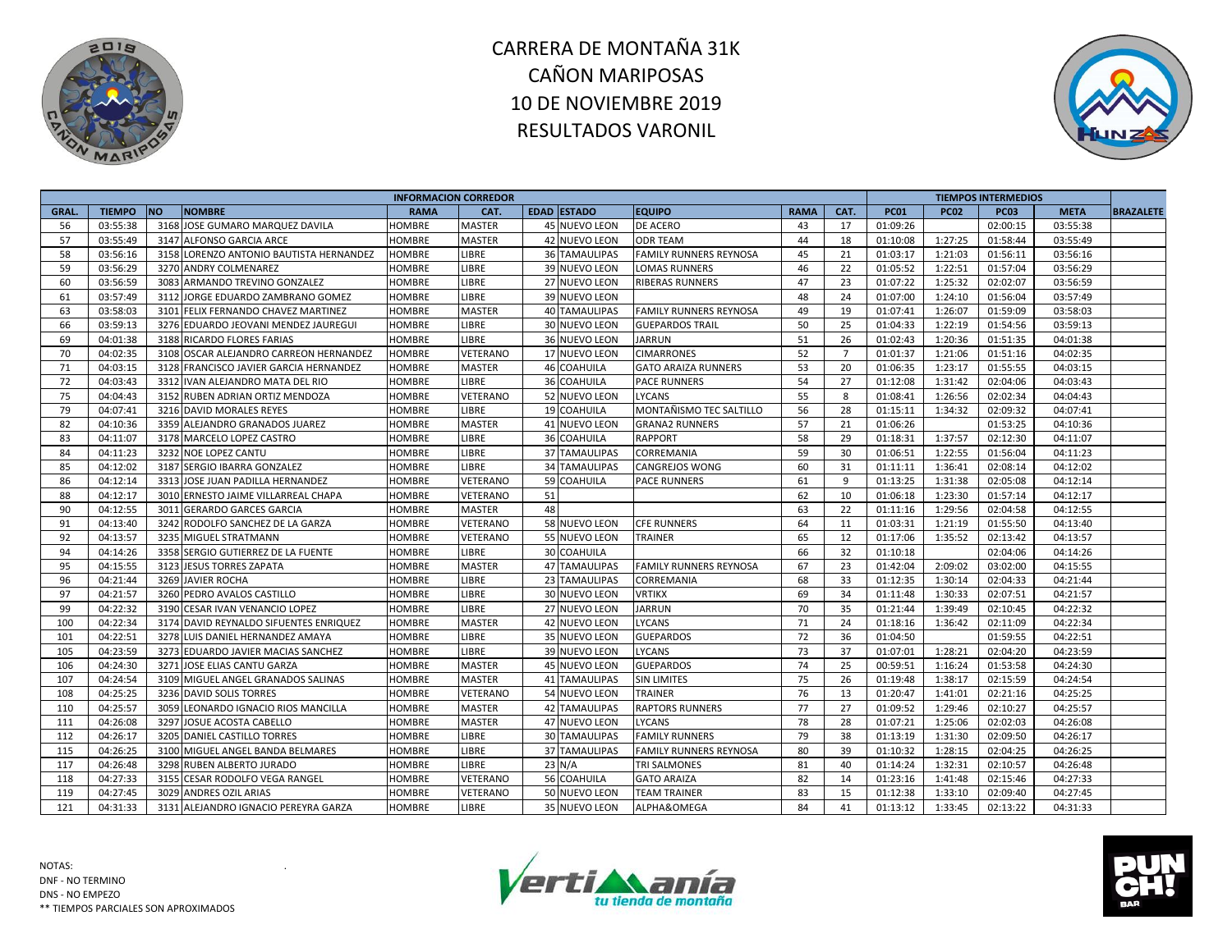# CARRERA DE MONTAÑA 31K
# CAÑON MARIPOSAS
# 10 DE NOVIEMBRE 2019
# RESULTADOS VARONIL

| INFORMACION CORREDOR | | | | | | | | | | | TIEMPOS INTERMEDIOS | | | | |
|---|---|---|---|---|---|---|---|---|---|---|---|---|---|---|---|
| GRAL. | TIEMPO | NO | NOMBRE | RAMA | CAT. | EDAD | ESTADO | EQUIPO | RAMA | CAT. | PC01 | PC02 | PC03 | META | BRAZALETE |
| 56 | 03:55:38 | 3168 | JOSE GUMARO MARQUEZ DAVILA | HOMBRE | MASTER | 45 | NUEVO LEON | DE ACERO | 43 | 17 | 01:09:26 | | 02:00:15 | 03:55:38 | |
| 57 | 03:55:49 | 3147 | ALFONSO GARCIA ARCE | HOMBRE | MASTER | 42 | NUEVO LEON | ODR TEAM | 44 | 18 | 01:10:08 | 1:27:25 | 01:58:44 | 03:55:49 | |
| 58 | 03:56:16 | 3158 | LORENZO ANTONIO BAUTISTA HERNANDEZ | HOMBRE | LIBRE | 36 | TAMAULIPAS | FAMILY RUNNERS REYNOSA | 45 | 21 | 01:03:17 | 1:21:03 | 01:56:11 | 03:56:16 | |
| 59 | 03:56:29 | 3270 | ANDRY COLMENAREZ | HOMBRE | LIBRE | 39 | NUEVO LEON | LOMAS RUNNERS | 46 | 22 | 01:05:52 | 1:22:51 | 01:57:04 | 03:56:29 | |
| 60 | 03:56:59 | 3083 | ARMANDO TREVINO GONZALEZ | HOMBRE | LIBRE | 27 | NUEVO LEON | RIBERAS RUNNERS | 47 | 23 | 01:07:22 | 1:25:32 | 02:02:07 | 03:56:59 | |
| 61 | 03:57:49 | 3112 | JORGE EDUARDO ZAMBRANO GOMEZ | HOMBRE | LIBRE | 39 | NUEVO LEON | | 48 | 24 | 01:07:00 | 1:24:10 | 01:56:04 | 03:57:49 | |
| 63 | 03:58:03 | 3101 | FELIX FERNANDO CHAVEZ MARTINEZ | HOMBRE | MASTER | 40 | TAMAULIPAS | FAMILY RUNNERS REYNOSA | 49 | 19 | 01:07:41 | 1:26:07 | 01:59:09 | 03:58:03 | |
| 66 | 03:59:13 | 3276 | EDUARDO JEOVANI MENDEZ JAUREGUI | HOMBRE | LIBRE | 30 | NUEVO LEON | GUEPARDOS TRAIL | 50 | 25 | 01:04:33 | 1:22:19 | 01:54:56 | 03:59:13 | |
| 69 | 04:01:38 | 3188 | RICARDO FLORES FARIAS | HOMBRE | LIBRE | 36 | NUEVO LEON | JARRUN | 51 | 26 | 01:02:43 | 1:20:36 | 01:51:35 | 04:01:38 | |
| 70 | 04:02:35 | 3108 | OSCAR ALEJANDRO CARREON HERNANDEZ | HOMBRE | VETERANO | 17 | NUEVO LEON | CIMARRONES | 52 | 7 | 01:01:37 | 1:21:06 | 01:51:16 | 04:02:35 | |
| 71 | 04:03:15 | 3128 | FRANCISCO JAVIER GARCIA HERNANDEZ | HOMBRE | MASTER | 46 | COAHUILA | GATO ARAIZA RUNNERS | 53 | 20 | 01:06:35 | 1:23:17 | 01:55:55 | 04:03:15 | |
| 72 | 04:03:43 | 3312 | IVAN ALEJANDRO MATA DEL RIO | HOMBRE | LIBRE | 36 | COAHUILA | PACE RUNNERS | 54 | 27 | 01:12:08 | 1:31:42 | 02:04:06 | 04:03:43 | |
| 75 | 04:04:43 | 3152 | RUBEN ADRIAN ORTIZ MENDOZA | HOMBRE | VETERANO | 52 | NUEVO LEON | LYCANS | 55 | 8 | 01:08:41 | 1:26:56 | 02:02:34 | 04:04:43 | |
| 79 | 04:07:41 | 3216 | DAVID MORALES REYES | HOMBRE | LIBRE | 19 | COAHUILA | MONTAÑISMO TEC SALTILLO | 56 | 28 | 01:15:11 | 1:34:32 | 02:09:32 | 04:07:41 | |
| 82 | 04:10:36 | 3359 | ALEJANDRO GRANADOS JUAREZ | HOMBRE | MASTER | 41 | NUEVO LEON | GRANA2 RUNNERS | 57 | 21 | 01:06:26 | | 01:53:25 | 04:10:36 | |
| 83 | 04:11:07 | 3178 | MARCELO LOPEZ CASTRO | HOMBRE | LIBRE | 36 | COAHUILA | RAPPORT | 58 | 29 | 01:18:31 | 1:37:57 | 02:12:30 | 04:11:07 | |
| 84 | 04:11:23 | 3232 | NOE LOPEZ CANTU | HOMBRE | LIBRE | 37 | TAMAULIPAS | CORREMANIA | 59 | 30 | 01:06:51 | 1:22:55 | 01:56:04 | 04:11:23 | |
| 85 | 04:12:02 | 3187 | SERGIO IBARRA GONZALEZ | HOMBRE | LIBRE | 34 | TAMAULIPAS | CANGREJOS WONG | 60 | 31 | 01:11:11 | 1:36:41 | 02:08:14 | 04:12:02 | |
| 86 | 04:12:14 | 3313 | JOSE JUAN PADILLA HERNANDEZ | HOMBRE | VETERANO | 59 | COAHUILA | PACE RUNNERS | 61 | 9 | 01:13:25 | 1:31:38 | 02:05:08 | 04:12:14 | |
| 88 | 04:12:17 | 3010 | ERNESTO JAIME VILLARREAL CHAPA | HOMBRE | VETERANO | 51 | | | 62 | 10 | 01:06:18 | 1:23:30 | 01:57:14 | 04:12:17 | |
| 90 | 04:12:55 | 3011 | GERARDO GARCES GARCIA | HOMBRE | MASTER | 48 | | | 63 | 22 | 01:11:16 | 1:29:56 | 02:04:58 | 04:12:55 | |
| 91 | 04:13:40 | 3242 | RODOLFO SANCHEZ DE LA GARZA | HOMBRE | VETERANO | 58 | NUEVO LEON | CFE RUNNERS | 64 | 11 | 01:03:31 | 1:21:19 | 01:55:50 | 04:13:40 | |
| 92 | 04:13:57 | 3235 | MIGUEL STRATMANN | HOMBRE | VETERANO | 55 | NUEVO LEON | TRAINER | 65 | 12 | 01:17:06 | 1:35:52 | 02:13:42 | 04:13:57 | |
| 94 | 04:14:26 | 3358 | SERGIO GUTIERREZ DE LA FUENTE | HOMBRE | LIBRE | 30 | COAHUILA | | 66 | 32 | 01:10:18 | | 02:04:06 | 04:14:26 | |
| 95 | 04:15:55 | 3123 | JESUS TORRES ZAPATA | HOMBRE | MASTER | 47 | TAMAULIPAS | FAMILY RUNNERS REYNOSA | 67 | 23 | 01:42:04 | 2:09:02 | 03:02:00 | 04:15:55 | |
| 96 | 04:21:44 | 3269 | JAVIER ROCHA | HOMBRE | LIBRE | 23 | TAMAULIPAS | CORREMANIA | 68 | 33 | 01:12:35 | 1:30:14 | 02:04:33 | 04:21:44 | |
| 97 | 04:21:57 | 3260 | PEDRO AVALOS CASTILLO | HOMBRE | LIBRE | 30 | NUEVO LEON | VRTIKX | 69 | 34 | 01:11:48 | 1:30:33 | 02:07:51 | 04:21:57 | |
| 99 | 04:22:32 | 3190 | CESAR IVAN VENANCIO LOPEZ | HOMBRE | LIBRE | 27 | NUEVO LEON | JARRUN | 70 | 35 | 01:21:44 | 1:39:49 | 02:10:45 | 04:22:32 | |
| 100 | 04:22:34 | 3174 | DAVID REYNALDO SIFUENTES ENRIQUEZ | HOMBRE | MASTER | 42 | NUEVO LEON | LYCANS | 71 | 24 | 01:18:16 | 1:36:42 | 02:11:09 | 04:22:34 | |
| 101 | 04:22:51 | 3278 | LUIS DANIEL HERNANDEZ AMAYA | HOMBRE | LIBRE | 35 | NUEVO LEON | GUEPARDOS | 72 | 36 | 01:04:50 | | 01:59:55 | 04:22:51 | |
| 105 | 04:23:59 | 3273 | EDUARDO JAVIER MACIAS SANCHEZ | HOMBRE | LIBRE | 39 | NUEVO LEON | LYCANS | 73 | 37 | 01:07:01 | 1:28:21 | 02:04:20 | 04:23:59 | |
| 106 | 04:24:30 | 3271 | JOSE ELIAS CANTU GARZA | HOMBRE | MASTER | 45 | NUEVO LEON | GUEPARDOS | 74 | 25 | 00:59:51 | 1:16:24 | 01:53:58 | 04:24:30 | |
| 107 | 04:24:54 | 3109 | MIGUEL ANGEL GRANADOS SALINAS | HOMBRE | MASTER | 41 | TAMAULIPAS | SIN LIMITES | 75 | 26 | 01:19:48 | 1:38:17 | 02:15:59 | 04:24:54 | |
| 108 | 04:25:25 | 3236 | DAVID SOLIS TORRES | HOMBRE | VETERANO | 54 | NUEVO LEON | TRAINER | 76 | 13 | 01:20:47 | 1:41:01 | 02:21:16 | 04:25:25 | |
| 110 | 04:25:57 | 3059 | LEONARDO IGNACIO RIOS MANCILLA | HOMBRE | MASTER | 42 | TAMAULIPAS | RAPTORS RUNNERS | 77 | 27 | 01:09:52 | 1:29:46 | 02:10:27 | 04:25:57 | |
| 111 | 04:26:08 | 3297 | JOSUE ACOSTA CABELLO | HOMBRE | MASTER | 47 | NUEVO LEON | LYCANS | 78 | 28 | 01:07:21 | 1:25:06 | 02:02:03 | 04:26:08 | |
| 112 | 04:26:17 | 3205 | DANIEL CASTILLO TORRES | HOMBRE | LIBRE | 30 | TAMAULIPAS | FAMILY RUNNERS | 79 | 38 | 01:13:19 | 1:31:30 | 02:09:50 | 04:26:17 | |
| 115 | 04:26:25 | 3100 | MIGUEL ANGEL BANDA BELMARES | HOMBRE | LIBRE | 37 | TAMAULIPAS | FAMILY RUNNERS REYNOSA | 80 | 39 | 01:10:32 | 1:28:15 | 02:04:25 | 04:26:25 | |
| 117 | 04:26:48 | 3298 | RUBEN ALBERTO JURADO | HOMBRE | LIBRE | 23 | N/A | TRI SALMONES | 81 | 40 | 01:14:24 | 1:32:31 | 02:10:57 | 04:26:48 | |
| 118 | 04:27:33 | 3155 | CESAR RODOLFO VEGA RANGEL | HOMBRE | VETERANO | 56 | COAHUILA | GATO ARAIZA | 82 | 14 | 01:23:16 | 1:41:48 | 02:15:46 | 04:27:33 | |
| 119 | 04:27:45 | 3029 | ANDRES OZIL ARIAS | HOMBRE | VETERANO | 50 | NUEVO LEON | TEAM TRAINER | 83 | 15 | 01:12:38 | 1:33:10 | 02:09:40 | 04:27:45 | |
| 121 | 04:31:33 | 3131 | ALEJANDRO IGNACIO PEREYRA GARZA | HOMBRE | LIBRE | 35 | NUEVO LEON | ALPHA&OMEGA | 84 | 41 | 01:13:12 | 1:33:45 | 02:13:22 | 04:31:33 | |

NOTAS:
DNF - NO TERMINO
DNS - NO EMPEZO
** TIEMPOS PARCIALES SON APROXIMADOS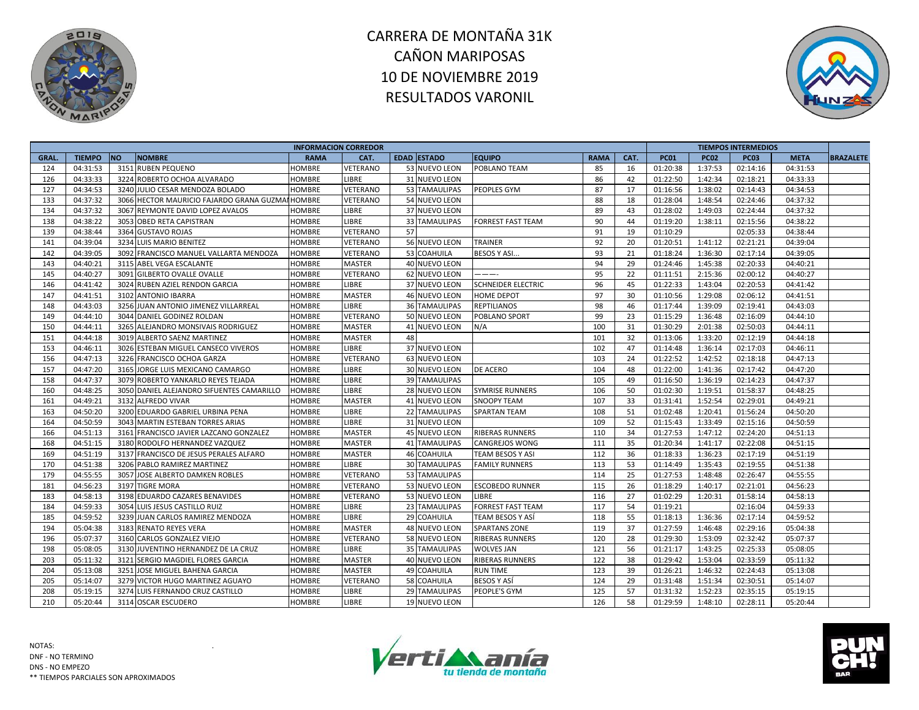# CARRERA DE MONTAÑA 31K
# CAÑON MARIPOSAS
# 10 DE NOVIEMBRE 2019
# RESULTADOS VARONIL

| INFORMACION CORREDOR | | | | | | | | | | | TIEMPOS INTERMEDIOS | | | | |
|---|---|---|---|---|---|---|---|---|---|---|---|---|---|---|---|
| GRAL. | TIEMPO | NO | NOMBRE | RAMA | CAT. | EDAD | ESTADO | EQUIPO | RAMA | CAT. | PC01 | PC02 | PC03 | META | BRAZALETE |
| 124 | 04:31:53 | 3151 | RUBEN PEQUENO | HOMBRE | VETERANO | 53 | NUEVO LEON | POBLANO TEAM | 85 | 16 | 01:20:38 | 1:37:53 | 02:14:16 | 04:31:53 | |
| 126 | 04:33:33 | 3224 | ROBERTO OCHOA ALVARADO | HOMBRE | LIBRE | 31 | NUEVO LEON | | 86 | 42 | 01:22:50 | 1:42:34 | 02:18:21 | 04:33:33 | |
| 127 | 04:34:53 | 3240 | JULIO CESAR MENDOZA BOLADO | HOMBRE | VETERANO | 53 | TAMAULIPAS | PEOPLES GYM | 87 | 17 | 01:16:56 | 1:38:02 | 02:14:43 | 04:34:53 | |
| 133 | 04:37:32 | 3066 | HECTOR MAURICIO FAJARDO GRANA GUZMAN | HOMBRE | VETERANO | 54 | NUEVO LEON | | 88 | 18 | 01:28:04 | 1:48:54 | 02:24:46 | 04:37:32 | |
| 134 | 04:37:32 | 3067 | REYMONTE DAVID LOPEZ AVALOS | HOMBRE | LIBRE | 37 | NUEVO LEON | | 89 | 43 | 01:28:02 | 1:49:03 | 02:24:44 | 04:37:32 | |
| 138 | 04:38:22 | 3053 | OBED RETA CAPISTRAN | HOMBRE | LIBRE | 33 | TAMAULIPAS | FORREST FAST TEAM | 90 | 44 | 01:19:20 | 1:38:11 | 02:15:56 | 04:38:22 | |
| 139 | 04:38:44 | 3364 | GUSTAVO ROJAS | HOMBRE | VETERANO | 57 | | | 91 | 19 | 01:10:29 | | 02:05:33 | 04:38:44 | |
| 141 | 04:39:04 | 3234 | LUIS MARIO BENITEZ | HOMBRE | VETERANO | 56 | NUEVO LEON | TRAINER | 92 | 20 | 01:20:51 | 1:41:12 | 02:21:21 | 04:39:04 | |
| 142 | 04:39:05 | 3092 | FRANCISCO MANUEL VALLARTA MENDOZA | HOMBRE | VETERANO | 53 | COAHUILA | BESOS Y ASI... | 93 | 21 | 01:18:24 | 1:36:30 | 02:17:14 | 04:39:05 | |
| 143 | 04:40:21 | 3115 | ABEL VEGA ESCALANTE | HOMBRE | MASTER | 40 | NUEVO LEON | | 94 | 29 | 01:24:46 | 1:45:38 | 02:20:33 | 04:40:21 | |
| 145 | 04:40:27 | 3091 | GILBERTO OVALLE OVALLE | HOMBRE | VETERANO | 62 | NUEVO LEON | ———- | 95 | 22 | 01:11:51 | 2:15:36 | 02:00:12 | 04:40:27 | |
| 146 | 04:41:42 | 3024 | RUBEN AZIEL RENDON GARCIA | HOMBRE | LIBRE | 37 | NUEVO LEON | SCHNEIDER ELECTRIC | 96 | 45 | 01:22:33 | 1:43:04 | 02:20:53 | 04:41:42 | |
| 147 | 04:41:51 | 3102 | ANTONIO IBARRA | HOMBRE | MASTER | 46 | NUEVO LEON | HOME DEPOT | 97 | 30 | 01:10:56 | 1:29:08 | 02:06:12 | 04:41:51 | |
| 148 | 04:43:03 | 3256 | JUAN ANTONIO JIMENEZ VILLARREAL | HOMBRE | LIBRE | 36 | TAMAULIPAS | REPTILIANOS | 98 | 46 | 01:17:44 | 1:39:09 | 02:19:41 | 04:43:03 | |
| 149 | 04:44:10 | 3044 | DANIEL GODINEZ ROLDAN | HOMBRE | VETERANO | 50 | NUEVO LEON | POBLANO SPORT | 99 | 23 | 01:15:29 | 1:36:48 | 02:16:09 | 04:44:10 | |
| 150 | 04:44:11 | 3265 | ALEJANDRO MONSIVAIS RODRIGUEZ | HOMBRE | MASTER | 41 | NUEVO LEON | N/A | 100 | 31 | 01:30:29 | 2:01:38 | 02:50:03 | 04:44:11 | |
| 151 | 04:44:18 | 3019 | ALBERTO SAENZ MARTINEZ | HOMBRE | MASTER | 48 | | | 101 | 32 | 01:13:06 | 1:33:20 | 02:12:19 | 04:44:18 | |
| 153 | 04:46:11 | 3026 | ESTEBAN MIGUEL CANSECO VIVEROS | HOMBRE | LIBRE | 37 | NUEVO LEON | | 102 | 47 | 01:14:48 | 1:36:14 | 02:17:03 | 04:46:11 | |
| 156 | 04:47:13 | 3226 | FRANCISCO OCHOA GARZA | HOMBRE | VETERANO | 63 | NUEVO LEON | | 103 | 24 | 01:22:52 | 1:42:52 | 02:18:18 | 04:47:13 | |
| 157 | 04:47:20 | 3165 | JORGE LUIS MEXICANO CAMARGO | HOMBRE | LIBRE | 30 | NUEVO LEON | DE ACERO | 104 | 48 | 01:22:00 | 1:41:36 | 02:17:42 | 04:47:20 | |
| 158 | 04:47:37 | 3079 | ROBERTO YANKARLO REYES TEJADA | HOMBRE | LIBRE | 39 | TAMAULIPAS | | 105 | 49 | 01:16:50 | 1:36:19 | 02:14:23 | 04:47:37 | |
| 160 | 04:48:25 | 3050 | DANIEL ALEJANDRO SIFUENTES CAMARILLO | HOMBRE | LIBRE | 28 | NUEVO LEON | SYMRISE RUNNERS | 106 | 50 | 01:02:30 | 1:19:51 | 01:58:37 | 04:48:25 | |
| 161 | 04:49:21 | 3132 | ALFREDO VIVAR | HOMBRE | MASTER | 41 | NUEVO LEON | SNOOPY TEAM | 107 | 33 | 01:31:41 | 1:52:54 | 02:29:01 | 04:49:21 | |
| 163 | 04:50:20 | 3200 | EDUARDO GABRIEL URBINA PENA | HOMBRE | LIBRE | 22 | TAMAULIPAS | SPARTAN TEAM | 108 | 51 | 01:02:48 | 1:20:41 | 01:56:24 | 04:50:20 | |
| 164 | 04:50:59 | 3043 | MARTIN ESTEBAN TORRES ARIAS | HOMBRE | LIBRE | 31 | NUEVO LEON | | 109 | 52 | 01:15:43 | 1:33:49 | 02:15:16 | 04:50:59 | |
| 166 | 04:51:13 | 3161 | FRANCISCO JAVIER LAZCANO GONZALEZ | HOMBRE | MASTER | 45 | NUEVO LEON | RIBERAS RUNNERS | 110 | 34 | 01:27:53 | 1:47:12 | 02:24:20 | 04:51:13 | |
| 168 | 04:51:15 | 3180 | RODOLFO HERNANDEZ VAZQUEZ | HOMBRE | MASTER | 41 | TAMAULIPAS | CANGREJOS WONG | 111 | 35 | 01:20:34 | 1:41:17 | 02:22:08 | 04:51:15 | |
| 169 | 04:51:19 | 3137 | FRANCISCO DE JESUS PERALES ALFARO | HOMBRE | MASTER | 46 | COAHUILA | TEAM BESOS Y ASI | 112 | 36 | 01:18:33 | 1:36:23 | 02:17:19 | 04:51:19 | |
| 170 | 04:51:38 | 3206 | PABLO RAMIREZ MARTINEZ | HOMBRE | LIBRE | 30 | TAMAULIPAS | FAMILY RUNNERS | 113 | 53 | 01:14:49 | 1:35:43 | 02:19:55 | 04:51:38 | |
| 179 | 04:55:55 | 3057 | JOSE ALBERTO DAMKEN ROBLES | HOMBRE | VETERANO | 53 | TAMAULIPAS | | 114 | 25 | 01:27:53 | 1:48:48 | 02:26:47 | 04:55:55 | |
| 181 | 04:56:23 | 3197 | TIGRE MORA | HOMBRE | VETERANO | 53 | NUEVO LEON | ESCOBEDO RUNNER | 115 | 26 | 01:18:29 | 1:40:17 | 02:21:01 | 04:56:23 | |
| 183 | 04:58:13 | 3198 | EDUARDO CAZARES BENAVIDES | HOMBRE | VETERANO | 53 | NUEVO LEON | LIBRE | 116 | 27 | 01:02:29 | 1:20:31 | 01:58:14 | 04:58:13 | |
| 184 | 04:59:33 | 3054 | LUIS JESUS CASTILLO RUIZ | HOMBRE | LIBRE | 23 | TAMAULIPAS | FORREST FAST TEAM | 117 | 54 | 01:19:21 | | 02:16:04 | 04:59:33 | |
| 185 | 04:59:52 | 3239 | JUAN CARLOS RAMIREZ MENDOZA | HOMBRE | LIBRE | 29 | COAHUILA | TEAM BESOS Y ASÍ | 118 | 55 | 01:18:13 | 1:36:36 | 02:17:14 | 04:59:52 | |
| 194 | 05:04:38 | 3183 | RENATO REYES VERA | HOMBRE | MASTER | 48 | NUEVO LEON | SPARTANS ZONE | 119 | 37 | 01:27:59 | 1:46:48 | 02:29:16 | 05:04:38 | |
| 196 | 05:07:37 | 3160 | CARLOS GONZALEZ VIEJO | HOMBRE | VETERANO | 58 | NUEVO LEON | RIBERAS RUNNERS | 120 | 28 | 01:29:30 | 1:53:09 | 02:32:42 | 05:07:37 | |
| 198 | 05:08:05 | 3130 | JUVENTINO HERNANDEZ DE LA CRUZ | HOMBRE | LIBRE | 35 | TAMAULIPAS | WOLVES JAN | 121 | 56 | 01:21:17 | 1:43:25 | 02:25:33 | 05:08:05 | |
| 203 | 05:11:32 | 3121 | SERGIO MAGDIEL FLORES GARCIA | HOMBRE | MASTER | 40 | NUEVO LEON | RIBERAS RUNNERS | 122 | 38 | 01:29:42 | 1:53:04 | 02:33:59 | 05:11:32 | |
| 204 | 05:13:08 | 3251 | JOSE MIGUEL BAHENA GARCIA | HOMBRE | MASTER | 49 | COAHUILA | RUN TIME | 123 | 39 | 01:26:21 | 1:46:32 | 02:24:43 | 05:13:08 | |
| 205 | 05:14:07 | 3279 | VICTOR HUGO MARTINEZ AGUAYO | HOMBRE | VETERANO | 58 | COAHUILA | BESOS Y ASÍ | 124 | 29 | 01:31:48 | 1:51:34 | 02:30:51 | 05:14:07 | |
| 208 | 05:19:15 | 3274 | LUIS FERNANDO CRUZ CASTILLO | HOMBRE | LIBRE | 29 | TAMAULIPAS | PEOPLE'S GYM | 125 | 57 | 01:31:32 | 1:52:23 | 02:35:15 | 05:19:15 | |
| 210 | 05:20:44 | 3114 | OSCAR ESCUDERO | HOMBRE | LIBRE | 19 | NUEVO LEON | | 126 | 58 | 01:29:59 | 1:48:10 | 02:28:11 | 05:20:44 | |

NOTAS:
DNF - NO TERMINO
DNS - NO EMPEZO
** TIEMPOS PARCIALES SON APROXIMADOS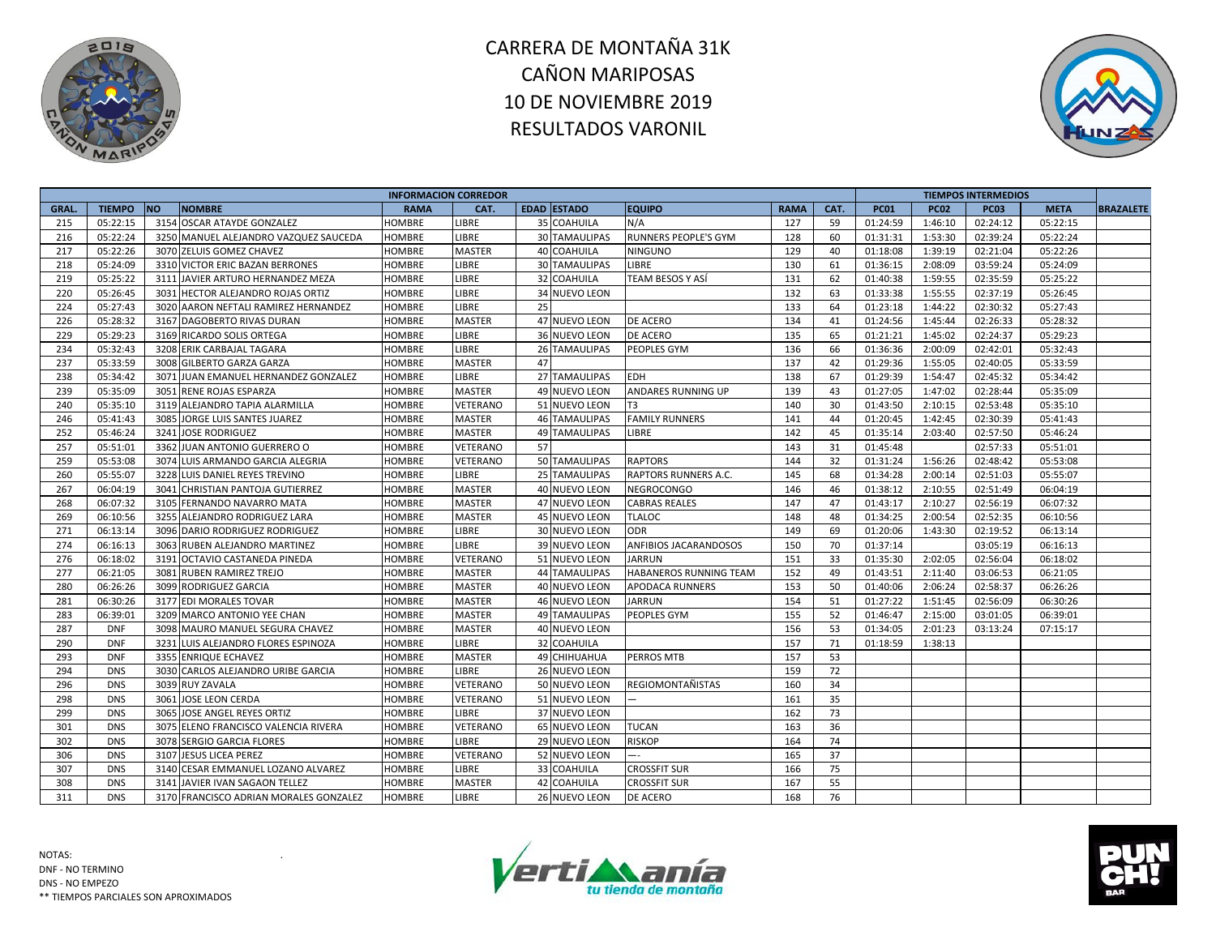# CARRERA DE MONTAÑA 31K
# CAÑON MARIPOSAS
# 10 DE NOVIEMBRE 2019
# RESULTADOS VARONIL

| | | | INFORMACION CORREDOR | | | | | | | | | TIEMPOS INTERMEDIOS | | | | |
|---|---|---|---|---|---|---|---|---|---|---|---|---|---|---|---|---|
| GRAL. | TIEMPO | NO | NOMBRE | RAMA | CAT. | EDAD | ESTADO | EQUIPO | RAMA | CAT. | PC01 | PC02 | PC03 | META | BRAZALETE |
| 215 | 05:22:15 | 3154 | OSCAR ATAYDE GONZALEZ | HOMBRE | LIBRE | 35 | COAHUILA | N/A | 127 | 59 | 01:24:59 | 1:46:10 | 02:24:12 | 05:22:15 | |
| 216 | 05:22:24 | 3250 | MANUEL ALEJANDRO VAZQUEZ SAUCEDA | HOMBRE | LIBRE | 30 | TAMAULIPAS | RUNNERS PEOPLE'S GYM | 128 | 60 | 01:31:31 | 1:53:30 | 02:39:24 | 05:22:24 | |
| 217 | 05:22:26 | 3070 | ZELUIS GOMEZ CHAVEZ | HOMBRE | MASTER | 40 | COAHUILA | NINGUNO | 129 | 40 | 01:18:08 | 1:39:19 | 02:21:04 | 05:22:26 | |
| 218 | 05:24:09 | 3310 | VICTOR ERIC BAZAN BERRONES | HOMBRE | LIBRE | 30 | TAMAULIPAS | LIBRE | 130 | 61 | 01:36:15 | 2:08:09 | 03:59:24 | 05:24:09 | |
| 219 | 05:25:22 | 3111 | JAVIER ARTURO HERNANDEZ MEZA | HOMBRE | LIBRE | 32 | COAHUILA | TEAM BESOS Y ASÍ | 131 | 62 | 01:40:38 | 1:59:55 | 02:35:59 | 05:25:22 | |
| 220 | 05:26:45 | 3031 | HECTOR ALEJANDRO ROJAS ORTIZ | HOMBRE | LIBRE | 34 | NUEVO LEON | | 132 | 63 | 01:33:38 | 1:55:55 | 02:37:19 | 05:26:45 | |
| 224 | 05:27:43 | 3020 | AARON NEFTALI RAMIREZ HERNANDEZ | HOMBRE | LIBRE | 25 | | | 133 | 64 | 01:23:18 | 1:44:22 | 02:30:32 | 05:27:43 | |
| 226 | 05:28:32 | 3167 | DAGOBERTO RIVAS DURAN | HOMBRE | MASTER | 47 | NUEVO LEON | DE ACERO | 134 | 41 | 01:24:56 | 1:45:44 | 02:26:33 | 05:28:32 | |
| 229 | 05:29:23 | 3169 | RICARDO SOLIS ORTEGA | HOMBRE | LIBRE | 36 | NUEVO LEON | DE ACERO | 135 | 65 | 01:21:21 | 1:45:02 | 02:24:37 | 05:29:23 | |
| 234 | 05:32:43 | 3208 | ERIK CARBAJAL TAGARA | HOMBRE | LIBRE | 26 | TAMAULIPAS | PEOPLES GYM | 136 | 66 | 01:36:36 | 2:00:09 | 02:42:01 | 05:32:43 | |
| 237 | 05:33:59 | 3008 | GILBERTO GARZA GARZA | HOMBRE | MASTER | 47 | | | 137 | 42 | 01:29:36 | 1:55:05 | 02:40:05 | 05:33:59 | |
| 238 | 05:34:42 | 3071 | JUAN EMANUEL HERNANDEZ GONZALEZ | HOMBRE | LIBRE | 27 | TAMAULIPAS | EDH | 138 | 67 | 01:29:39 | 1:54:47 | 02:45:32 | 05:34:42 | |
| 239 | 05:35:09 | 3051 | RENE ROJAS ESPARZA | HOMBRE | MASTER | 49 | NUEVO LEON | ANDARES RUNNING UP | 139 | 43 | 01:27:05 | 1:47:02 | 02:28:44 | 05:35:09 | |
| 240 | 05:35:10 | 3119 | ALEJANDRO TAPIA ALARMILLA | HOMBRE | VETERANO | 51 | NUEVO LEON | T3 | 140 | 30 | 01:43:50 | 2:10:15 | 02:53:48 | 05:35:10 | |
| 246 | 05:41:43 | 3085 | JORGE LUIS SANTES JUAREZ | HOMBRE | MASTER | 46 | TAMAULIPAS | FAMILY RUNNERS | 141 | 44 | 01:20:45 | 1:42:45 | 02:30:39 | 05:41:43 | |
| 252 | 05:46:24 | 3241 | JOSE RODRIGUEZ | HOMBRE | MASTER | 49 | TAMAULIPAS | LIBRE | 142 | 45 | 01:35:14 | 2:03:40 | 02:57:50 | 05:46:24 | |
| 257 | 05:51:01 | 3362 | JUAN ANTONIO GUERRERO O | HOMBRE | VETERANO | 57 | | | 143 | 31 | 01:45:48 | | 02:57:33 | 05:51:01 | |
| 259 | 05:53:08 | 3074 | LUIS ARMANDO GARCIA ALEGRIA | HOMBRE | VETERANO | 50 | TAMAULIPAS | RAPTORS | 144 | 32 | 01:31:24 | 1:56:26 | 02:48:42 | 05:53:08 | |
| 260 | 05:55:07 | 3228 | LUIS DANIEL REYES TREVINO | HOMBRE | LIBRE | 25 | TAMAULIPAS | RAPTORS RUNNERS A.C. | 145 | 68 | 01:34:28 | 2:00:14 | 02:51:03 | 05:55:07 | |
| 267 | 06:04:19 | 3041 | CHRISTIAN PANTOJA GUTIERREZ | HOMBRE | MASTER | 40 | NUEVO LEON | NEGROCONGO | 146 | 46 | 01:38:12 | 2:10:55 | 02:51:49 | 06:04:19 | |
| 268 | 06:07:32 | 3105 | FERNANDO NAVARRO MATA | HOMBRE | MASTER | 47 | NUEVO LEON | CABRAS REALES | 147 | 47 | 01:43:17 | 2:10:27 | 02:56:19 | 06:07:32 | |
| 269 | 06:10:56 | 3255 | ALEJANDRO RODRIGUEZ LARA | HOMBRE | MASTER | 45 | NUEVO LEON | TLALOC | 148 | 48 | 01:34:25 | 2:00:54 | 02:52:35 | 06:10:56 | |
| 271 | 06:13:14 | 3096 | DARIO RODRIGUEZ RODRIGUEZ | HOMBRE | LIBRE | 30 | NUEVO LEON | ODR | 149 | 69 | 01:20:06 | 1:43:30 | 02:19:52 | 06:13:14 | |
| 274 | 06:16:13 | 3063 | RUBEN ALEJANDRO MARTINEZ | HOMBRE | LIBRE | 39 | NUEVO LEON | ANFIBIOS JACARANDOSOS | 150 | 70 | 01:37:14 | | 03:05:19 | 06:16:13 | |
| 276 | 06:18:02 | 3191 | OCTAVIO CASTANEDA PINEDA | HOMBRE | VETERANO | 51 | NUEVO LEON | JARRUN | 151 | 33 | 01:35:30 | 2:02:05 | 02:56:04 | 06:18:02 | |
| 277 | 06:21:05 | 3081 | RUBEN RAMIREZ TREJO | HOMBRE | MASTER | 44 | TAMAULIPAS | HABANEROS RUNNING TEAM | 152 | 49 | 01:43:51 | 2:11:40 | 03:06:53 | 06:21:05 | |
| 280 | 06:26:26 | 3099 | RODRIGUEZ GARCIA | HOMBRE | MASTER | 40 | NUEVO LEON | APODACA RUNNERS | 153 | 50 | 01:40:06 | 2:06:24 | 02:58:37 | 06:26:26 | |
| 281 | 06:30:26 | 3177 | EDI MORALES TOVAR | HOMBRE | MASTER | 46 | NUEVO LEON | JARRUN | 154 | 51 | 01:27:22 | 1:51:45 | 02:56:09 | 06:30:26 | |
| 283 | 06:39:01 | 3209 | MARCO ANTONIO YEE CHAN | HOMBRE | MASTER | 49 | TAMAULIPAS | PEOPLES GYM | 155 | 52 | 01:46:47 | 2:15:00 | 03:01:05 | 06:39:01 | |
| 287 | DNF | 3098 | MAURO MANUEL SEGURA CHAVEZ | HOMBRE | MASTER | 40 | NUEVO LEON | | 156 | 53 | 01:34:05 | 2:01:23 | 03:13:24 | 07:15:17 | |
| 290 | DNF | 3231 | LUIS ALEJANDRO FLORES ESPINOZA | HOMBRE | LIBRE | 32 | COAHUILA | | 157 | 71 | 01:18:59 | 1:38:13 | | | |
| 293 | DNF | 3355 | ENRIQUE ECHAVEZ | HOMBRE | MASTER | 49 | CHIHUAHUA | PERROS MTB | 157 | 53 | | | | | |
| 294 | DNS | 3030 | CARLOS ALEJANDRO URIBE GARCIA | HOMBRE | LIBRE | 26 | NUEVO LEON | | 159 | 72 | | | | | |
| 296 | DNS | 3039 | RUY ZAVALA | HOMBRE | VETERANO | 50 | NUEVO LEON | REGIOMONTAÑISTAS | 160 | 34 | | | | | |
| 298 | DNS | 3061 | JOSE LEON CERDA | HOMBRE | VETERANO | 51 | NUEVO LEON | — | 161 | 35 | | | | | |
| 299 | DNS | 3065 | JOSE ANGEL REYES ORTIZ | HOMBRE | LIBRE | 37 | NUEVO LEON | | 162 | 73 | | | | | |
| 301 | DNS | 3075 | ELENO FRANCISCO VALENCIA RIVERA | HOMBRE | VETERANO | 65 | NUEVO LEON | TUCAN | 163 | 36 | | | | | |
| 302 | DNS | 3078 | SERGIO GARCIA FLORES | HOMBRE | LIBRE | 29 | NUEVO LEON | RISKOP | 164 | 74 | | | | | |
| 306 | DNS | 3107 | JESUS LICEA PEREZ | HOMBRE | VETERANO | 52 | NUEVO LEON | —- | 165 | 37 | | | | | |
| 307 | DNS | 3140 | CESAR EMMANUEL LOZANO ALVAREZ | HOMBRE | LIBRE | 33 | COAHUILA | CROSSFIT SUR | 166 | 75 | | | | | |
| 308 | DNS | 3141 | JAVIER IVAN SAGAON TELLEZ | HOMBRE | MASTER | 42 | COAHUILA | CROSSFIT SUR | 167 | 55 | | | | | |
| 311 | DNS | 3170 | FRANCISCO ADRIAN MORALES GONZALEZ | HOMBRE | LIBRE | 26 | NUEVO LEON | DE ACERO | 168 | 76 | | | | | |

NOTAS:
DNF - NO TERMINO
DNS - NO EMPEZO
** TIEMPOS PARCIALES SON APROXIMADOS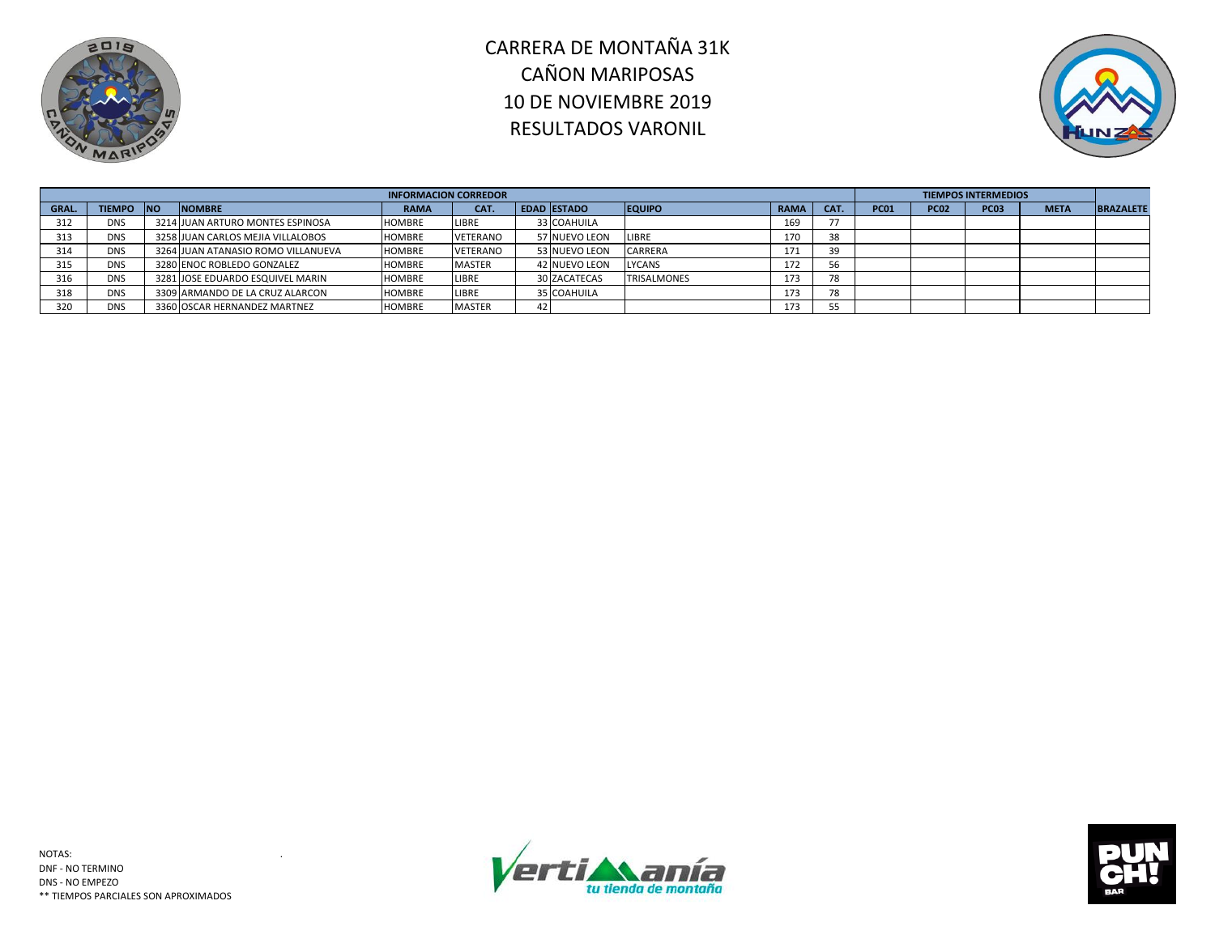# CARRERA DE MONTAÑA 31K
# CAÑON MARIPOSAS
# 10 DE NOVIEMBRE 2019
# RESULTADOS VARONIL

| INFORMACION CORREDOR | | | | | | | | | | | | TIEMPOS INTERMEDIOS | | | | |
|---|---|---|---|---|---|---|---|---|---|---|---|---|---|---|---|---|
| GRAL. | TIEMPO | NO | NOMBRE | RAMA | CAT. | EDAD | ESTADO | EQUIPO | RAMA | CAT. | PC01 | PC02 | PC03 | META | BRAZALETE |
| 312 | DNS | 3214 | JUAN ARTURO MONTES ESPINOSA | HOMBRE | LIBRE | 33 | COAHUILA | | 169 | 77 | | | | | |
| 313 | DNS | 3258 | JUAN CARLOS MEJIA VILLALOBOS | HOMBRE | VETERANO | 57 | NUEVO LEON | LIBRE | 170 | 38 | | | | | |
| 314 | DNS | 3264 | JUAN ATANASIO ROMO VILLANUEVA | HOMBRE | VETERANO | 53 | NUEVO LEON | CARRERA | 171 | 39 | | | | | |
| 315 | DNS | 3280 | ENOC ROBLEDO GONZALEZ | HOMBRE | MASTER | 42 | NUEVO LEON | LYCANS | 172 | 56 | | | | | |
| 316 | DNS | 3281 | JOSE EDUARDO ESQUIVEL MARIN | HOMBRE | LIBRE | 30 | ZACATECAS | TRISALMONES | 173 | 78 | | | | | |
| 318 | DNS | 3309 | ARMANDO DE LA CRUZ ALARCON | HOMBRE | LIBRE | 35 | COAHUILA | | 173 | 78 | | | | | |
| 320 | DNS | 3360 | OSCAR HERNANDEZ MARTNEZ | HOMBRE | MASTER | 42 | | | 173 | 55 | | | | | |

NOTAS:
DNF - NO TERMINO
DNS - NO EMPEZO
** TIEMPOS PARCIALES SON APROXIMADOS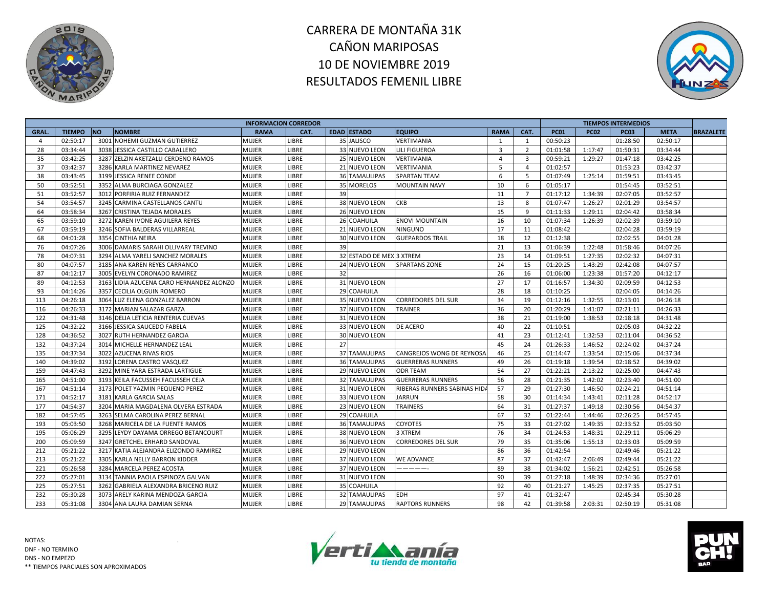# CARRERA DE MONTAÑA 31K
# CAÑON MARIPOSAS
# 10 DE NOVIEMBRE 2019
# RESULTADOS FEMENIL LIBRE

| INFORMACION CORREDOR | | | | | | | | | | | | TIEMPOS INTERMEDIOS | | | | |
|---|---|---|---|---|---|---|---|---|---|---|---|---|---|---|---|---|
| GRAL. | TIEMPO | NO | NOMBRE | RAMA | CAT. | EDAD | ESTADO | EQUIPO | RAMA | CAT. | PC01 | PC02 | PC03 | META | BRAZALETE |
| 4 | 02:50:17 | 3001 | NOHEMI GUZMAN GUTIERREZ | MUJER | LIBRE | 35 | JALISCO | VERTIMANIA | 1 | 1 | 00:50:23 | | 01:28:50 | 02:50:17 | |
| 28 | 03:34:44 | 3038 | JESSICA CASTILLO CABALLERO | MUJER | LIBRE | 33 | NUEVO LEON | LILI FIGUEROA | 3 | 2 | 01:01:58 | 1:17:47 | 01:50:31 | 03:34:44 | |
| 35 | 03:42:25 | 3287 | ZELZIN AKETZALLI CERDENO RAMOS | MUJER | LIBRE | 25 | NUEVO LEON | VERTIMANIA | 4 | 3 | 00:59:21 | 1:29:27 | 01:47:18 | 03:42:25 | |
| 37 | 03:42:37 | 3286 | KARLA MARTINEZ NEVAREZ | MUJER | LIBRE | 21 | NUEVO LEON | VERTIMANIA | 5 | 4 | 01:02:57 | | 01:53:23 | 03:42:37 | |
| 38 | 03:43:45 | 3199 | JESSICA RENEE CONDE | MUJER | LIBRE | 36 | TAMAULIPAS | SPARTAN TEAM | 6 | 5 | 01:07:49 | 1:25:14 | 01:59:51 | 03:43:45 | |
| 50 | 03:52:51 | 3352 | ALMA BURCIAGA GONZALEZ | MUJER | LIBRE | 35 | MORELOS | MOUNTAIN NAVY | 10 | 6 | 01:05:17 | | 01:54:45 | 03:52:51 | |
| 51 | 03:52:57 | 3012 | PORFIRIA RUIZ FERNANDEZ | MUJER | LIBRE | 39 | | | 11 | 7 | 01:17:12 | 1:34:39 | 02:07:05 | 03:52:57 | |
| 54 | 03:54:57 | 3245 | CARMINA CASTELLANOS CANTU | MUJER | LIBRE | 38 | NUEVO LEON | CKB | 13 | 8 | 01:07:47 | 1:26:27 | 02:01:29 | 03:54:57 | |
| 64 | 03:58:34 | 3267 | CRISTINA TEJADA MORALES | MUJER | LIBRE | 26 | NUEVO LEON | | 15 | 9 | 01:11:33 | 1:29:11 | 02:04:42 | 03:58:34 | |
| 65 | 03:59:10 | 3272 | KAREN IVONE AGUILERA REYES | MUJER | LIBRE | 26 | COAHUILA | ENOVI MOUNTAIN | 16 | 10 | 01:07:34 | 1:26:39 | 02:02:39 | 03:59:10 | |
| 67 | 03:59:19 | 3246 | SOFIA BALDERAS VILLARREAL | MUJER | LIBRE | 21 | NUEVO LEON | NINGUNO | 17 | 11 | 01:08:42 | | 02:04:28 | 03:59:19 | |
| 68 | 04:01:28 | 3354 | CINTHIA NEIRA | MUJER | LIBRE | 30 | NUEVO LEON | GUEPARDOS TRAIL | 18 | 12 | 01:12:38 | | 02:02:55 | 04:01:28 | |
| 76 | 04:07:26 | 3006 | DAMARIS SARAHI OLLIVARY TREVINO | MUJER | LIBRE | 39 | | | 21 | 13 | 01:06:39 | 1:22:48 | 01:58:46 | 04:07:26 | |
| 78 | 04:07:31 | 3294 | ALMA YARELI SANCHEZ MORALES | MUJER | LIBRE | 32 | ESTADO DE MEX | 3 XTREM | 23 | 14 | 01:09:51 | 1:27:35 | 02:02:32 | 04:07:31 | |
| 80 | 04:07:57 | 3185 | ANA KAREN REYES CARRANCO | MUJER | LIBRE | 24 | NUEVO LEON | SPARTANS ZONE | 24 | 15 | 01:20:25 | 1:43:29 | 02:42:08 | 04:07:57 | |
| 87 | 04:12:17 | 3005 | EVELYN CORONADO RAMIREZ | MUJER | LIBRE | 32 | | | 26 | 16 | 01:06:00 | 1:23:38 | 01:57:20 | 04:12:17 | |
| 89 | 04:12:53 | 3163 | LIDIA AZUCENA CARO HERNANDEZ ALONZO | MUJER | LIBRE | 31 | NUEVO LEON | | 27 | 17 | 01:16:57 | 1:34:30 | 02:09:59 | 04:12:53 | |
| 93 | 04:14:26 | 3357 | CECILIA OLGUIN ROMERO | MUJER | LIBRE | 29 | COAHUILA | | 28 | 18 | 01:10:25 | | 02:04:05 | 04:14:26 | |
| 113 | 04:26:18 | 3064 | LUZ ELENA GONZALEZ BARRON | MUJER | LIBRE | 35 | NUEVO LEON | CORREDORES DEL SUR | 34 | 19 | 01:12:16 | 1:32:55 | 02:13:01 | 04:26:18 | |
| 116 | 04:26:33 | 3172 | MARIAN SALAZAR GARZA | MUJER | LIBRE | 37 | NUEVO LEON | TRAINER | 36 | 20 | 01:20:29 | 1:41:07 | 02:21:11 | 04:26:33 | |
| 122 | 04:31:48 | 3146 | DELIA LETICIA RENTERIA CUEVAS | MUJER | LIBRE | 31 | NUEVO LEON | | 38 | 21 | 01:19:00 | 1:38:53 | 02:18:18 | 04:31:48 | |
| 125 | 04:32:22 | 3166 | JESSICA SAUCEDO FABELA | MUJER | LIBRE | 33 | NUEVO LEON | DE ACERO | 40 | 22 | 01:10:51 | | 02:05:03 | 04:32:22 | |
| 128 | 04:36:52 | 3027 | RUTH HERNANDEZ GARCIA | MUJER | LIBRE | 30 | NUEVO LEON | | 41 | 23 | 01:12:41 | 1:32:53 | 02:11:04 | 04:36:52 | |
| 132 | 04:37:24 | 3014 | MICHELLE HERNANDEZ LEAL | MUJER | LIBRE | 27 | | | 45 | 24 | 01:26:33 | 1:46:52 | 02:24:02 | 04:37:24 | |
| 135 | 04:37:34 | 3022 | AZUCENA RIVAS RIOS | MUJER | LIBRE | 37 | TAMAULIPAS | CANGREJOS WONG DE REYNOSA | 46 | 25 | 01:14:47 | 1:33:54 | 02:15:06 | 04:37:34 | |
| 140 | 04:39:02 | 3192 | LORENA CASTRO VASQUEZ | MUJER | LIBRE | 36 | TAMAULIPAS | GUERRERAS RUNNERS | 49 | 26 | 01:19:18 | 1:39:54 | 02:18:52 | 04:39:02 | |
| 159 | 04:47:43 | 3292 | MINE YARA ESTRADA LARTIGUE | MUJER | LIBRE | 29 | NUEVO LEON | ODR TEAM | 54 | 27 | 01:22:21 | 2:13:22 | 02:25:00 | 04:47:43 | |
| 165 | 04:51:00 | 3193 | KEILA FACUSSEH FACUSSEH CEJA | MUJER | LIBRE | 32 | TAMAULIPAS | GUERRERAS RUNNERS | 56 | 28 | 01:21:35 | 1:42:02 | 02:23:40 | 04:51:00 | |
| 167 | 04:51:14 | 3173 | POLET YAZMIN PEQUENO PEREZ | MUJER | LIBRE | 31 | NUEVO LEON | RIBERAS RUNNERS SABINAS HIDA | 57 | 29 | 01:27:30 | 1:46:50 | 02:24:21 | 04:51:14 | |
| 171 | 04:52:17 | 3181 | KARLA GARCIA SALAS | MUJER | LIBRE | 33 | NUEVO LEON | JARRUN | 58 | 30 | 01:14:34 | 1:43:41 | 02:11:28 | 04:52:17 | |
| 177 | 04:54:37 | 3204 | MARIA MAGDALENA OLVERA ESTRADA | MUJER | LIBRE | 23 | NUEVO LEON | TRAINERS | 64 | 31 | 01:27:37 | 1:49:18 | 02:30:56 | 04:54:37 | |
| 182 | 04:57:45 | 3263 | SELMA CAROLINA PEREZ BERNAL | MUJER | LIBRE | 29 | COAHUILA | | 67 | 32 | 01:22:44 | 1:44:46 | 02:26:25 | 04:57:45 | |
| 193 | 05:03:50 | 3268 | MARICELA DE LA FUENTE RAMOS | MUJER | LIBRE | 36 | TAMAULIPAS | COYOTES | 75 | 33 | 01:27:02 | 1:49:35 | 02:33:52 | 05:03:50 | |
| 195 | 05:06:29 | 3295 | LEYDY DAYAMA ORREGO BETANCOURT | MUJER | LIBRE | 38 | NUEVO LEON | 3 XTREM | 76 | 34 | 01:24:53 | 1:48:31 | 02:29:11 | 05:06:29 | |
| 200 | 05:09:59 | 3247 | GRETCHEL ERHARD SANDOVAL | MUJER | LIBRE | 36 | NUEVO LEON | CORREDORES DEL SUR | 79 | 35 | 01:35:06 | 1:55:13 | 02:33:03 | 05:09:59 | |
| 212 | 05:21:22 | 3217 | KATIA ALEJANDRA ELIZONDO RAMIREZ | MUJER | LIBRE | 29 | NUEVO LEON | | 86 | 36 | 01:42:54 | | 02:49:46 | 05:21:22 | |
| 213 | 05:21:22 | 3305 | KARLA NELLY BARRON KIDDER | MUJER | LIBRE | 37 | NUEVO LEON | WE ADVANCE | 87 | 37 | 01:42:47 | 2:06:49 | 02:49:44 | 05:21:22 | |
| 221 | 05:26:58 | 3284 | MARCELA PEREZ ACOSTA | MUJER | LIBRE | 37 | NUEVO LEON | ————- | 89 | 38 | 01:34:02 | 1:56:21 | 02:42:51 | 05:26:58 | |
| 222 | 05:27:01 | 3134 | TANNIA PAOLA ESPINOZA GALVAN | MUJER | LIBRE | 31 | NUEVO LEON | | 90 | 39 | 01:27:18 | 1:48:39 | 02:34:36 | 05:27:01 | |
| 225 | 05:27:51 | 3262 | GABRIELA ALEXANDRA BRICENO RUIZ | MUJER | LIBRE | 35 | COAHUILA | | 92 | 40 | 01:21:27 | 1:45:25 | 02:37:35 | 05:27:51 | |
| 232 | 05:30:28 | 3073 | ARELY KARINA MENDOZA GARCIA | MUJER | LIBRE | 32 | TAMAULIPAS | EDH | 97 | 41 | 01:32:47 | | 02:45:34 | 05:30:28 | |
| 233 | 05:31:08 | 3304 | ANA LAURA DAMIAN SERNA | MUJER | LIBRE | 29 | TAMAULIPAS | RAPTORS RUNNERS | 98 | 42 | 01:39:58 | 2:03:31 | 02:50:19 | 05:31:08 | |

NOTAS:
DNF - NO TERMINO
DNS - NO EMPEZO
** TIEMPOS PARCIALES SON APROXIMADOS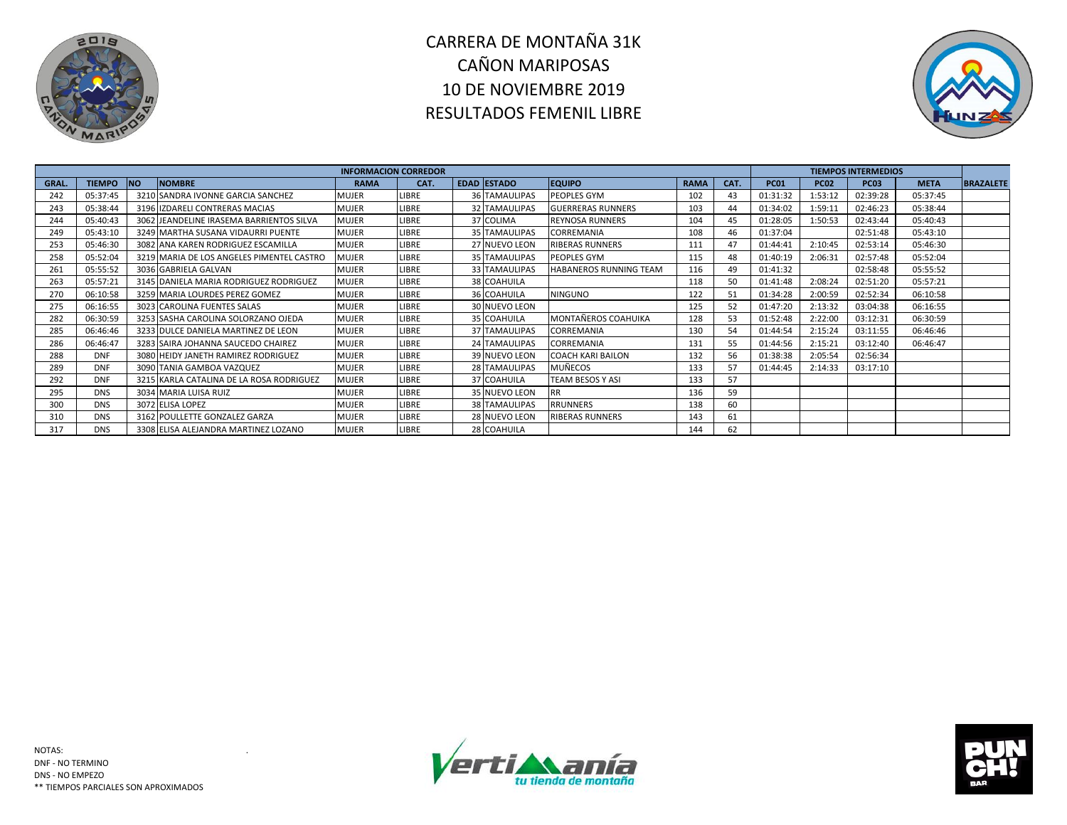# CARRERA DE MONTAÑA 31K
# CAÑON MARIPOSAS
# 10 DE NOVIEMBRE 2019
# RESULTADOS FEMENIL LIBRE

| INFORMACION CORREDOR | | | | | | | | | | | TIEMPOS INTERMEDIOS | | | | |
|---|---|---|---|---|---|---|---|---|---|---|---|---|---|---|---|
| GRAL. | TIEMPO | NO | NOMBRE | RAMA | CAT. | EDAD | ESTADO | EQUIPO | RAMA | CAT. | PC01 | PC02 | PC03 | META | BRAZALETE |
| 242 | 05:37:45 | 3210 | SANDRA IVONNE GARCIA SANCHEZ | MUJER | LIBRE | 36 | TAMAULIPAS | PEOPLES GYM | 102 | 43 | 01:31:32 | 1:53:12 | 02:39:28 | 05:37:45 | |
| 243 | 05:38:44 | 3196 | IZDARELI CONTRERAS MACIAS | MUJER | LIBRE | 32 | TAMAULIPAS | GUERRERAS RUNNERS | 103 | 44 | 01:34:02 | 1:59:11 | 02:46:23 | 05:38:44 | |
| 244 | 05:40:43 | 3062 | JEANDELINE IRASEMA BARRIENTOS SILVA | MUJER | LIBRE | 37 | COLIMA | REYNOSA RUNNERS | 104 | 45 | 01:28:05 | 1:50:53 | 02:43:44 | 05:40:43 | |
| 249 | 05:43:10 | 3249 | MARTHA SUSANA VIDAURRI PUENTE | MUJER | LIBRE | 35 | TAMAULIPAS | CORREMANIA | 108 | 46 | 01:37:04 | | 02:51:48 | 05:43:10 | |
| 253 | 05:46:30 | 3082 | ANA KAREN RODRIGUEZ ESCAMILLA | MUJER | LIBRE | 27 | NUEVO LEON | RIBERAS RUNNERS | 111 | 47 | 01:44:41 | 2:10:45 | 02:53:14 | 05:46:30 | |
| 258 | 05:52:04 | 3219 | MARIA DE LOS ANGELES PIMENTEL CASTRO | MUJER | LIBRE | 35 | TAMAULIPAS | PEOPLES GYM | 115 | 48 | 01:40:19 | 2:06:31 | 02:57:48 | 05:52:04 | |
| 261 | 05:55:52 | 3036 | GABRIELA GALVAN | MUJER | LIBRE | 33 | TAMAULIPAS | HABANEROS RUNNING TEAM | 116 | 49 | 01:41:32 | | 02:58:48 | 05:55:52 | |
| 263 | 05:57:21 | 3145 | DANIELA MARIA RODRIGUEZ RODRIGUEZ | MUJER | LIBRE | 38 | COAHUILA | | 118 | 50 | 01:41:48 | 2:08:24 | 02:51:20 | 05:57:21 | |
| 270 | 06:10:58 | 3259 | MARIA LOURDES PEREZ GOMEZ | MUJER | LIBRE | 36 | COAHUILA | NINGUNO | 122 | 51 | 01:34:28 | 2:00:59 | 02:52:34 | 06:10:58 | |
| 275 | 06:16:55 | 3023 | CAROLINA FUENTES SALAS | MUJER | LIBRE | 30 | NUEVO LEON | | 125 | 52 | 01:47:20 | 2:13:32 | 03:04:38 | 06:16:55 | |
| 282 | 06:30:59 | 3253 | SASHA CAROLINA SOLORZANO OJEDA | MUJER | LIBRE | 35 | COAHUILA | MONTAÑEROS COAHUIKA | 128 | 53 | 01:52:48 | 2:22:00 | 03:12:31 | 06:30:59 | |
| 285 | 06:46:46 | 3233 | DULCE DANIELA MARTINEZ DE LEON | MUJER | LIBRE | 37 | TAMAULIPAS | CORREMANIA | 130 | 54 | 01:44:54 | 2:15:24 | 03:11:55 | 06:46:46 | |
| 286 | 06:46:47 | 3283 | SAIRA JOHANNA SAUCEDO CHAIREZ | MUJER | LIBRE | 24 | TAMAULIPAS | CORREMANIA | 131 | 55 | 01:44:56 | 2:15:21 | 03:12:40 | 06:46:47 | |
| 288 | DNF | 3080 | HEIDY JANETH RAMIREZ RODRIGUEZ | MUJER | LIBRE | 39 | NUEVO LEON | COACH KARI BAILON | 132 | 56 | 01:38:38 | 2:05:54 | 02:56:34 | | |
| 289 | DNF | 3090 | TANIA GAMBOA VAZQUEZ | MUJER | LIBRE | 28 | TAMAULIPAS | MUÑECOS | 133 | 57 | 01:44:45 | 2:14:33 | 03:17:10 | | |
| 292 | DNF | 3215 | KARLA CATALINA DE LA ROSA RODRIGUEZ | MUJER | LIBRE | 37 | COAHUILA | TEAM BESOS Y ASI | 133 | 57 | | | | | |
| 295 | DNS | 3034 | MARIA LUISA RUIZ | MUJER | LIBRE | 35 | NUEVO LEON | RR | 136 | 59 | | | | | |
| 300 | DNS | 3072 | ELISA LOPEZ | MUJER | LIBRE | 38 | TAMAULIPAS | RRUNNERS | 138 | 60 | | | | | |
| 310 | DNS | 3162 | POULLETTE GONZALEZ GARZA | MUJER | LIBRE | 28 | NUEVO LEON | RIBERAS RUNNERS | 143 | 61 | | | | | |
| 317 | DNS | 3308 | ELISA ALEJANDRA MARTINEZ LOZANO | MUJER | LIBRE | 28 | COAHUILA | | 144 | 62 | | | | | |

NOTAS:
DNF - NO TERMINO
DNS - NO EMPEZO
** TIEMPOS PARCIALES SON APROXIMADOS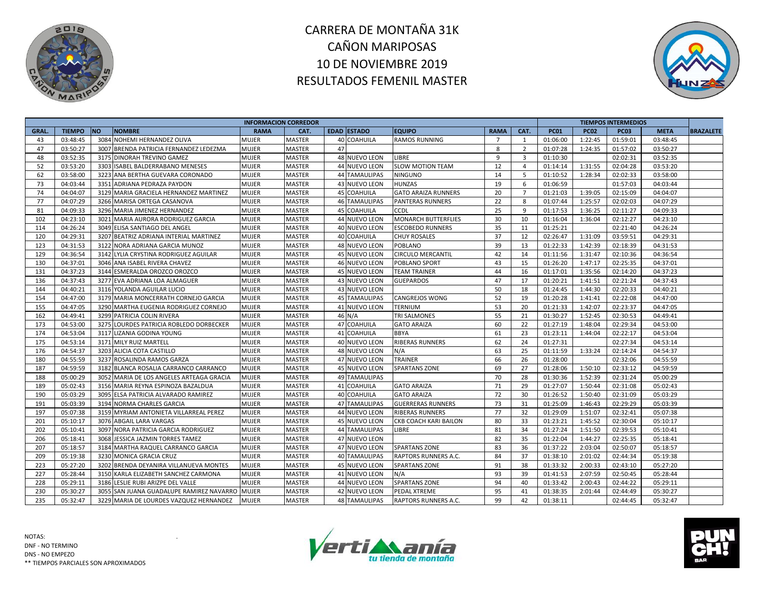# CARRERA DE MONTAÑA 31K
# CAÑON MARIPOSAS
# 10 DE NOVIEMBRE 2019
# RESULTADOS FEMENIL MASTER

| INFORMACION CORREDOR | | | | | | | | | | | TIEMPOS INTERMEDIOS | | | | |
|---|---|---|---|---|---|---|---|---|---|---|---|---|---|---|---|
| GRAL. | TIEMPO | NO | NOMBRE | RAMA | CAT. | EDAD | ESTADO | EQUIPO | RAMA | CAT. | PC01 | PC02 | PC03 | META | BRAZALETE |
| 43 | 03:48:45 | 3084 | NOHEMI HERNANDEZ OLIVA | MUJER | MASTER | 40 | COAHUILA | RAMOS RUNNING | 7 | 1 | 01:06:00 | 1:22:45 | 01:59:01 | 03:48:45 | |
| 47 | 03:50:27 | 3007 | BRENDA PATRICIA FERNANDEZ LEDEZMA | MUJER | MASTER | 47 | | | 8 | 2 | 01:07:28 | 1:24:35 | 01:57:02 | 03:50:27 | |
| 48 | 03:52:35 | 3175 | DINORAH TREVINO GAMEZ | MUJER | MASTER | 48 | NUEVO LEON | LIBRE | 9 | 3 | 01:10:30 | | 02:02:31 | 03:52:35 | |
| 52 | 03:53:20 | 3303 | ISABEL BALDERRABANO MENESES | MUJER | MASTER | 44 | NUEVO LEON | SLOW MOTION TEAM | 12 | 4 | 01:14:14 | 1:31:55 | 02:04:28 | 03:53:20 | |
| 62 | 03:58:00 | 3223 | ANA BERTHA GUEVARA CORONADO | MUJER | MASTER | 44 | TAMAULIPAS | NINGUNO | 14 | 5 | 01:10:52 | 1:28:34 | 02:02:33 | 03:58:00 | |
| 73 | 04:03:44 | 3351 | ADRIANA PEDRAZA PAYDON | MUJER | MASTER | 43 | NUEVO LEON | HUNZAS | 19 | 6 | 01:06:59 | | 01:57:03 | 04:03:44 | |
| 74 | 04:04:07 | 3129 | MARIA GRACIELA HERNANDEZ MARTINEZ | MUJER | MASTER | 45 | COAHUILA | GATO ARAIZA RUNNERS | 20 | 7 | 01:21:03 | 1:39:05 | 02:15:09 | 04:04:07 | |
| 77 | 04:07:29 | 3266 | MARISA ORTEGA CASANOVA | MUJER | MASTER | 46 | TAMAULIPAS | PANTERAS RUNNERS | 22 | 8 | 01:07:44 | 1:25:57 | 02:02:03 | 04:07:29 | |
| 81 | 04:09:33 | 3296 | MARIA JIMENEZ HERNANDEZ | MUJER | MASTER | 45 | COAHUILA | CCDL | 25 | 9 | 01:17:53 | 1:36:25 | 02:11:27 | 04:09:33 | |
| 102 | 04:23:10 | 3021 | MARIA AURORA RODRIGUEZ GARCIA | MUJER | MASTER | 44 | NUEVO LEON | MONARCH BUTTERFLIES | 30 | 10 | 01:16:04 | 1:36:04 | 02:12:27 | 04:23:10 | |
| 114 | 04:26:24 | 3049 | ELISA SANTIAGO DEL ANGEL | MUJER | MASTER | 40 | NUEVO LEON | ESCOBEDO RUNNERS | 35 | 11 | 01:25:21 | | 02:21:40 | 04:26:24 | |
| 120 | 04:29:31 | 3207 | BEATRIZ ADRIANA INTERIAL MARTINEZ | MUJER | MASTER | 40 | COAHUILA | CHUY ROSALES | 37 | 12 | 02:26:47 | 1:31:09 | 03:59:51 | 04:29:31 | |
| 123 | 04:31:53 | 3122 | NORA ADRIANA GARCIA MUNOZ | MUJER | MASTER | 48 | NUEVO LEON | POBLANO | 39 | 13 | 01:22:33 | 1:42:39 | 02:18:39 | 04:31:53 | |
| 129 | 04:36:54 | 3142 | LYLIA CRYSTINA RODRIGUEZ AGUILAR | MUJER | MASTER | 45 | NUEVO LEON | CIRCULO MERCANTIL | 42 | 14 | 01:11:56 | 1:31:47 | 02:10:36 | 04:36:54 | |
| 130 | 04:37:01 | 3046 | ANA ISABEL RIVERA CHAVEZ | MUJER | MASTER | 46 | NUEVO LEON | POBLANO SPORT | 43 | 15 | 01:26:20 | 1:47:17 | 02:25:35 | 04:37:01 | |
| 131 | 04:37:23 | 3144 | ESMERALDA OROZCO OROZCO | MUJER | MASTER | 45 | NUEVO LEON | TEAM TRAINER | 44 | 16 | 01:17:01 | 1:35:56 | 02:14:20 | 04:37:23 | |
| 136 | 04:37:43 | 3277 | EVA ADRIANA LOA ALMAGUER | MUJER | MASTER | 43 | NUEVO LEON | GUEPARDOS | 47 | 17 | 01:20:21 | 1:41:51 | 02:21:24 | 04:37:43 | |
| 144 | 04:40:21 | 3116 | YOLANDA AGUILAR LUCIO | MUJER | MASTER | 43 | NUEVO LEON | | 50 | 18 | 01:24:45 | 1:44:30 | 02:20:33 | 04:40:21 | |
| 154 | 04:47:00 | 3179 | MARIA MONCERRATH CORNEJO GARCIA | MUJER | MASTER | 45 | TAMAULIPAS | CANGREJOS WONG | 52 | 19 | 01:20:28 | 1:41:41 | 02:22:08 | 04:47:00 | |
| 155 | 04:47:05 | 3290 | MARTHA EUGENIA RODRIGUEZ CORNEJO | MUJER | MASTER | 41 | NUEVO LEON | TERNIUM | 53 | 20 | 01:21:33 | 1:42:07 | 02:23:37 | 04:47:05 | |
| 162 | 04:49:41 | 3299 | PATRICIA COLIN RIVERA | MUJER | MASTER | 46 | N/A | TRI SALMONES | 55 | 21 | 01:30:27 | 1:52:45 | 02:30:53 | 04:49:41 | |
| 173 | 04:53:00 | 3275 | LOURDES PATRICIA ROBLEDO DORBECKER | MUJER | MASTER | 47 | COAHUILA | GATO ARAIZA | 60 | 22 | 01:27:19 | 1:48:04 | 02:29:34 | 04:53:00 | |
| 174 | 04:53:04 | 3117 | LIZANIA GODINA YOUNG | MUJER | MASTER | 41 | COAHUILA | BBYA | 61 | 23 | 01:23:11 | 1:44:04 | 02:22:17 | 04:53:04 | |
| 175 | 04:53:14 | 3171 | MILY RUIZ MARTELL | MUJER | MASTER | 40 | NUEVO LEON | RIBERAS RUNNERS | 62 | 24 | 01:27:31 | | 02:27:34 | 04:53:14 | |
| 176 | 04:54:37 | 3203 | ALICIA COTA CASTILLO | MUJER | MASTER | 48 | NUEVO LEON | N/A | 63 | 25 | 01:11:59 | 1:33:24 | 02:14:24 | 04:54:37 | |
| 180 | 04:55:59 | 3237 | ROSALINDA RAMOS GARZA | MUJER | MASTER | 47 | NUEVO LEON | TRAINER | 66 | 26 | 01:28:00 | | 02:32:06 | 04:55:59 | |
| 187 | 04:59:59 | 3182 | BLANCA ROSALIA CARRANCO CARRANCO | MUJER | MASTER | 45 | NUEVO LEON | SPARTANS ZONE | 69 | 27 | 01:28:06 | 1:50:10 | 02:33:12 | 04:59:59 | |
| 188 | 05:00:29 | 3052 | MARIA DE LOS ANGELES ARTEAGA GRACIA | MUJER | MASTER | 49 | TAMAULIPAS | | 70 | 28 | 01:30:36 | 1:52:39 | 02:31:24 | 05:00:29 | |
| 189 | 05:02:43 | 3156 | MARIA REYNA ESPINOZA BAZALDUA | MUJER | MASTER | 41 | COAHUILA | GATO ARAIZA | 71 | 29 | 01:27:07 | 1:50:44 | 02:31:08 | 05:02:43 | |
| 190 | 05:03:29 | 3095 | ELSA PATRICIA ALVARADO RAMIREZ | MUJER | MASTER | 40 | COAHUILA | GATO ARAIZA | 72 | 30 | 01:26:52 | 1:50:40 | 02:31:09 | 05:03:29 | |
| 191 | 05:03:39 | 3194 | NORMA CHARLES GARCIA | MUJER | MASTER | 47 | TAMAULIPAS | GUERRERAS RUNNERS | 73 | 31 | 01:25:09 | 1:46:43 | 02:29:29 | 05:03:39 | |
| 197 | 05:07:38 | 3159 | MYRIAM ANTONIETA VILLARREAL PEREZ | MUJER | MASTER | 44 | NUEVO LEON | RIBERAS RUNNERS | 77 | 32 | 01:29:09 | 1:51:07 | 02:32:41 | 05:07:38 | |
| 201 | 05:10:17 | 3076 | ABGAIL LARA VARGAS | MUJER | MASTER | 45 | NUEVO LEON | CKB COACH KARI BAILON | 80 | 33 | 01:23:21 | 1:45:52 | 02:30:04 | 05:10:17 | |
| 202 | 05:10:41 | 3097 | NORA PATRICIA GARCIA RODRIGUEZ | MUJER | MASTER | 44 | TAMAULIPAS | LIBRE | 81 | 34 | 01:27:24 | 1:51:50 | 02:39:53 | 05:10:41 | |
| 206 | 05:18:41 | 3068 | JESSICA JAZMIN TORRES TAMEZ | MUJER | MASTER | 47 | NUEVO LEON | | 82 | 35 | 01:22:04 | 1:44:27 | 02:25:35 | 05:18:41 | |
| 207 | 05:18:57 | 3184 | MARTHA RAQUEL CARRANCO GARCIA | MUJER | MASTER | 47 | NUEVO LEON | SPARTANS ZONE | 83 | 36 | 01:37:22 | 2:03:04 | 02:50:07 | 05:18:57 | |
| 209 | 05:19:38 | 3230 | MONICA GRACIA CRUZ | MUJER | MASTER | 40 | TAMAULIPAS | RAPTORS RUNNERS A.C. | 84 | 37 | 01:38:10 | 2:01:02 | 02:44:34 | 05:19:38 | |
| 223 | 05:27:20 | 3202 | BRENDA DEYANIRA VILLANUEVA MONTES | MUJER | MASTER | 45 | NUEVO LEON | SPARTANS ZONE | 91 | 38 | 01:33:32 | 2:00:33 | 02:43:10 | 05:27:20 | |
| 227 | 05:28:44 | 3150 | KARLA ELIZABETH SANCHEZ CARMONA | MUJER | MASTER | 41 | NUEVO LEON | N/A | 93 | 39 | 01:41:53 | 2:07:59 | 02:50:45 | 05:28:44 | |
| 228 | 05:29:11 | 3186 | LESLIE RUBI ARIZPE DEL VALLE | MUJER | MASTER | 44 | NUEVO LEON | SPARTANS ZONE | 94 | 40 | 01:33:42 | 2:00:43 | 02:44:22 | 05:29:11 | |
| 230 | 05:30:27 | 3055 | SAN JUANA GUADALUPE RAMIREZ NAVARRO | MUJER | MASTER | 42 | NUEVO LEON | PEDAL XTREME | 95 | 41 | 01:38:35 | 2:01:44 | 02:44:49 | 05:30:27 | |
| 235 | 05:32:47 | 3229 | MARIA DE LOURDES VAZQUEZ HERNANDEZ | MUJER | MASTER | 48 | TAMAULIPAS | RAPTORS RUNNERS A.C. | 99 | 42 | 01:38:11 | | 02:44:45 | 05:32:47 | |

NOTAS:
DNF - NO TERMINO
DNS - NO EMPEZO
** TIEMPOS PARCIALES SON APROXIMADOS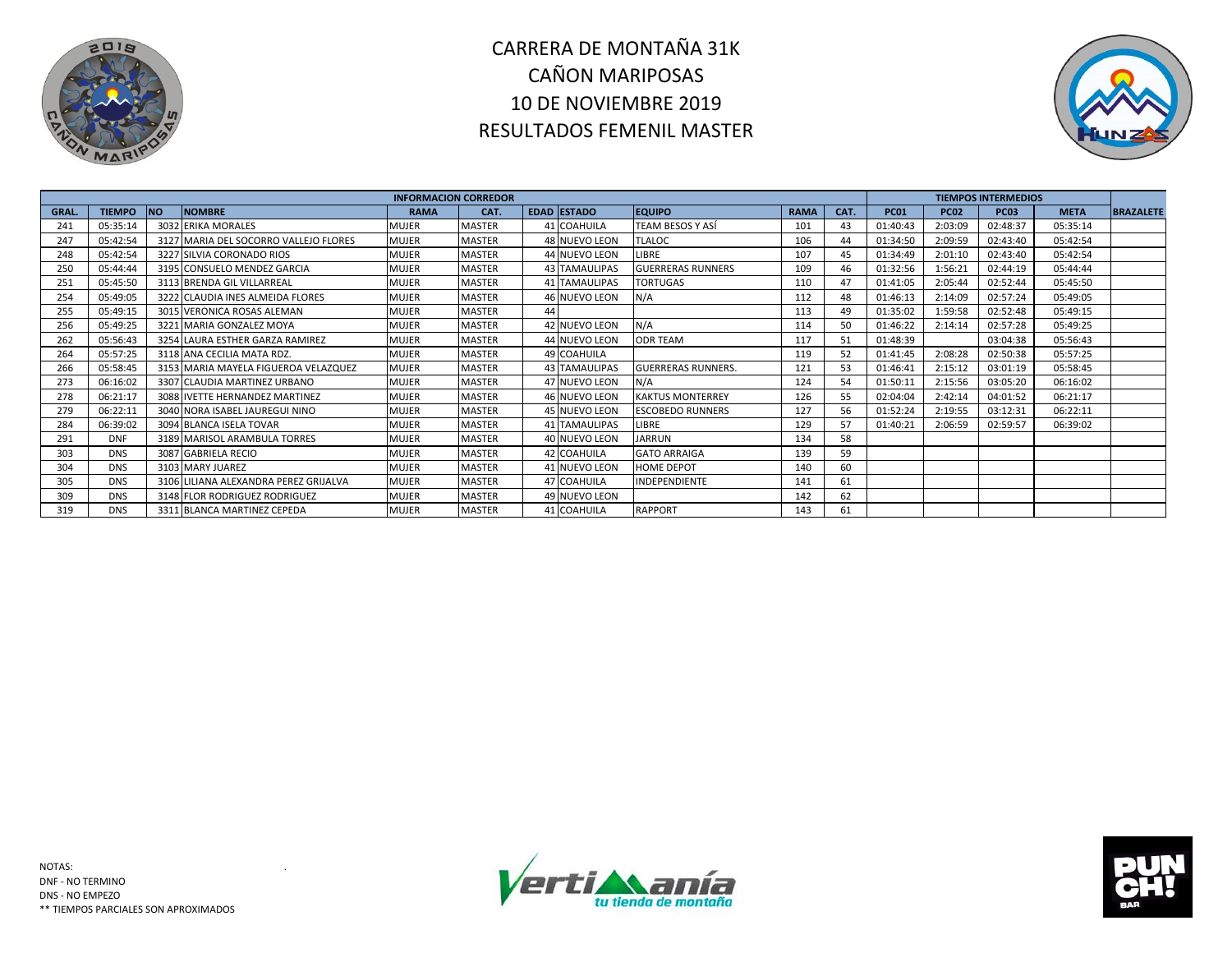# CARRERA DE MONTAÑA 31K
# CAÑON MARIPOSAS
# 10 DE NOVIEMBRE 2019
# RESULTADOS FEMENIL MASTER

| INFORMACION CORREDOR | | | | | | | | | | | | TIEMPOS INTERMEDIOS | | | | |
|---|---|---|---|---|---|---|---|---|---|---|---|---|---|---|---|---|
| GRAL. | TIEMPO | NO | NOMBRE | RAMA | CAT. | EDAD | ESTADO | EQUIPO | RAMA | CAT. | PC01 | PC02 | PC03 | META | BRAZALETE |
| 241 | 05:35:14 | 3032 | ERIKA MORALES | MUJER | MASTER | 41 | COAHUILA | TEAM BESOS Y ASÍ | 101 | 43 | 01:40:43 | 2:03:09 | 02:48:37 | 05:35:14 | |
| 247 | 05:42:54 | 3127 | MARIA DEL SOCORRO VALLEJO FLORES | MUJER | MASTER | 48 | NUEVO LEON | TLALOC | 106 | 44 | 01:34:50 | 2:09:59 | 02:43:40 | 05:42:54 | |
| 248 | 05:42:54 | 3227 | SILVIA CORONADO RIOS | MUJER | MASTER | 44 | NUEVO LEON | LIBRE | 107 | 45 | 01:34:49 | 2:01:10 | 02:43:40 | 05:42:54 | |
| 250 | 05:44:44 | 3195 | CONSUELO MENDEZ GARCIA | MUJER | MASTER | 43 | TAMAULIPAS | GUERRERAS RUNNERS | 109 | 46 | 01:32:56 | 1:56:21 | 02:44:19 | 05:44:44 | |
| 251 | 05:45:50 | 3113 | BRENDA GIL VILLARREAL | MUJER | MASTER | 41 | TAMAULIPAS | TORTUGAS | 110 | 47 | 01:41:05 | 2:05:44 | 02:52:44 | 05:45:50 | |
| 254 | 05:49:05 | 3222 | CLAUDIA INES ALMEIDA FLORES | MUJER | MASTER | 46 | NUEVO LEON | N/A | 112 | 48 | 01:46:13 | 2:14:09 | 02:57:24 | 05:49:05 | |
| 255 | 05:49:15 | 3015 | VERONICA ROSAS ALEMAN | MUJER | MASTER | 44 | | | 113 | 49 | 01:35:02 | 1:59:58 | 02:52:48 | 05:49:15 | |
| 256 | 05:49:25 | 3221 | MARIA GONZALEZ MOYA | MUJER | MASTER | 42 | NUEVO LEON | N/A | 114 | 50 | 01:46:22 | 2:14:14 | 02:57:28 | 05:49:25 | |
| 262 | 05:56:43 | 3254 | LAURA ESTHER GARZA RAMIREZ | MUJER | MASTER | 44 | NUEVO LEON | ODR TEAM | 117 | 51 | 01:48:39 | | 03:04:38 | 05:56:43 | |
| 264 | 05:57:25 | 3118 | ANA CECILIA MATA RDZ. | MUJER | MASTER | 49 | COAHUILA | | 119 | 52 | 01:41:45 | 2:08:28 | 02:50:38 | 05:57:25 | |
| 266 | 05:58:45 | 3153 | MARIA MAYELA FIGUEROA VELAZQUEZ | MUJER | MASTER | 43 | TAMAULIPAS | GUERRERAS RUNNERS. | 121 | 53 | 01:46:41 | 2:15:12 | 03:01:19 | 05:58:45 | |
| 273 | 06:16:02 | 3307 | CLAUDIA MARTINEZ URBANO | MUJER | MASTER | 47 | NUEVO LEON | N/A | 124 | 54 | 01:50:11 | 2:15:56 | 03:05:20 | 06:16:02 | |
| 278 | 06:21:17 | 3088 | IVETTE HERNANDEZ MARTINEZ | MUJER | MASTER | 46 | NUEVO LEON | KAKTUS MONTERREY | 126 | 55 | 02:04:04 | 2:42:14 | 04:01:52 | 06:21:17 | |
| 279 | 06:22:11 | 3040 | NORA ISABEL JAUREGUI NINO | MUJER | MASTER | 45 | NUEVO LEON | ESCOBEDO RUNNERS | 127 | 56 | 01:52:24 | 2:19:55 | 03:12:31 | 06:22:11 | |
| 284 | 06:39:02 | 3094 | BLANCA ISELA TOVAR | MUJER | MASTER | 41 | TAMAULIPAS | LIBRE | 129 | 57 | 01:40:21 | 2:06:59 | 02:59:57 | 06:39:02 | |
| 291 | DNF | 3189 | MARISOL ARAMBULA TORRES | MUJER | MASTER | 40 | NUEVO LEON | JARRUN | 134 | 58 | | | | | |
| 303 | DNS | 3087 | GABRIELA RECIO | MUJER | MASTER | 42 | COAHUILA | GATO ARRAIGA | 139 | 59 | | | | | |
| 304 | DNS | 3103 | MARY JUAREZ | MUJER | MASTER | 41 | NUEVO LEON | HOME DEPOT | 140 | 60 | | | | | |
| 305 | DNS | 3106 | LILIANA ALEXANDRA PEREZ GRIJALVA | MUJER | MASTER | 47 | COAHUILA | INDEPENDIENTE | 141 | 61 | | | | | |
| 309 | DNS | 3148 | FLOR RODRIGUEZ RODRIGUEZ | MUJER | MASTER | 49 | NUEVO LEON | | 142 | 62 | | | | | |
| 319 | DNS | 3311 | BLANCA MARTINEZ CEPEDA | MUJER | MASTER | 41 | COAHUILA | RAPPORT | 143 | 61 | | | | | |

NOTAS:
DNF - NO TERMINO
DNS - NO EMPEZO
** TIEMPOS PARCIALES SON APROXIMADOS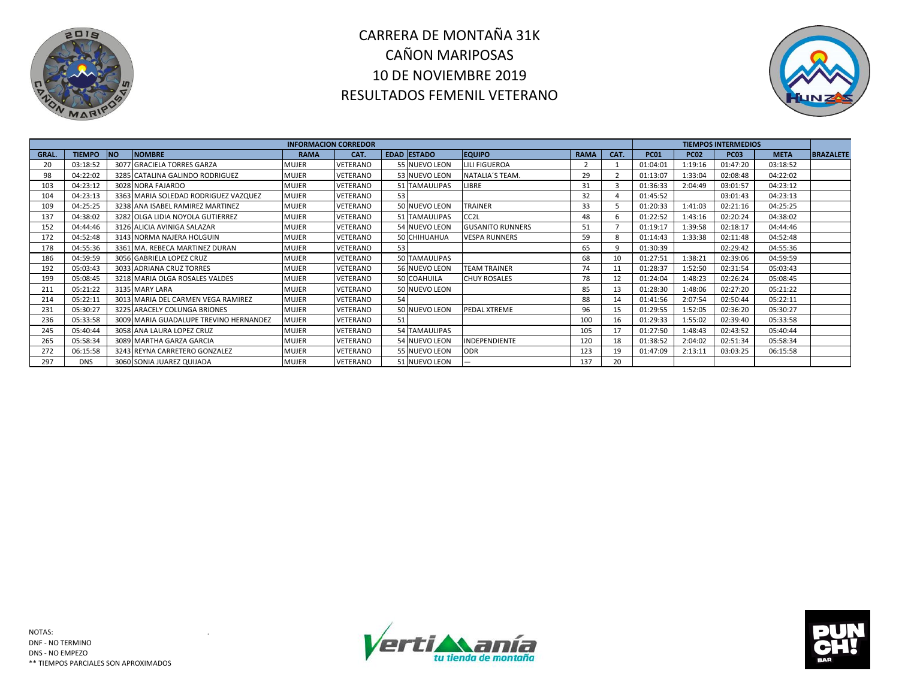# CARRERA DE MONTAÑA 31K
# CAÑON MARIPOSAS
# 10 DE NOVIEMBRE 2019
# RESULTADOS FEMENIL VETERANO

| INFORMACION CORREDOR | | | | | | | | | | | TIEMPOS INTERMEDIOS | | | | |
|---|---|---|---|---|---|---|---|---|---|---|---|---|---|---|---|
| GRAL. | TIEMPO | NO | NOMBRE | RAMA | CAT. | EDAD | ESTADO | EQUIPO | RAMA | CAT. | PC01 | PC02 | PC03 | META | BRAZALETE |
| 20 | 03:18:52 | 3077 | GRACIELA TORRES GARZA | MUJER | VETERANO | 55 | NUEVO LEON | LILI FIGUEROA | 2 | 1 | 01:04:01 | 1:19:16 | 01:47:20 | 03:18:52 | |
| 98 | 04:22:02 | 3285 | CATALINA GALINDO RODRIGUEZ | MUJER | VETERANO | 53 | NUEVO LEON | NATALIA´S TEAM. | 29 | 2 | 01:13:07 | 1:33:04 | 02:08:48 | 04:22:02 | |
| 103 | 04:23:12 | 3028 | NORA FAJARDO | MUJER | VETERANO | 51 | TAMAULIPAS | LIBRE | 31 | 3 | 01:36:33 | 2:04:49 | 03:01:57 | 04:23:12 | |
| 104 | 04:23:13 | 3363 | MARIA SOLEDAD RODRIGUEZ VAZQUEZ | MUJER | VETERANO | 53 | | | 32 | 4 | 01:45:52 | | 03:01:43 | 04:23:13 | |
| 109 | 04:25:25 | 3238 | ANA ISABEL RAMIREZ MARTINEZ | MUJER | VETERANO | 50 | NUEVO LEON | TRAINER | 33 | 5 | 01:20:33 | 1:41:03 | 02:21:16 | 04:25:25 | |
| 137 | 04:38:02 | 3282 | OLGA LIDIA NOYOLA GUTIERREZ | MUJER | VETERANO | 51 | TAMAULIPAS | CC2L | 48 | 6 | 01:22:52 | 1:43:16 | 02:20:24 | 04:38:02 | |
| 152 | 04:44:46 | 3126 | ALICIA AVINIGA SALAZAR | MUJER | VETERANO | 54 | NUEVO LEON | GUSANITO RUNNERS | 51 | 7 | 01:19:17 | 1:39:58 | 02:18:17 | 04:44:46 | |
| 172 | 04:52:48 | 3143 | NORMA NAJERA HOLGUIN | MUJER | VETERANO | 50 | CHIHUAHUA | VESPA RUNNERS | 59 | 8 | 01:14:43 | 1:33:38 | 02:11:48 | 04:52:48 | |
| 178 | 04:55:36 | 3361 | MA. REBECA MARTINEZ DURAN | MUJER | VETERANO | 53 | | | 65 | 9 | 01:30:39 | | 02:29:42 | 04:55:36 | |
| 186 | 04:59:59 | 3056 | GABRIELA LOPEZ CRUZ | MUJER | VETERANO | 50 | TAMAULIPAS | | 68 | 10 | 01:27:51 | 1:38:21 | 02:39:06 | 04:59:59 | |
| 192 | 05:03:43 | 3033 | ADRIANA CRUZ TORRES | MUJER | VETERANO | 56 | NUEVO LEON | TEAM TRAINER | 74 | 11 | 01:28:37 | 1:52:50 | 02:31:54 | 05:03:43 | |
| 199 | 05:08:45 | 3218 | MARIA OLGA ROSALES VALDES | MUJER | VETERANO | 50 | COAHUILA | CHUY ROSALES | 78 | 12 | 01:24:04 | 1:48:23 | 02:26:24 | 05:08:45 | |
| 211 | 05:21:22 | 3135 | MARY LARA | MUJER | VETERANO | 50 | NUEVO LEON | | 85 | 13 | 01:28:30 | 1:48:06 | 02:27:20 | 05:21:22 | |
| 214 | 05:22:11 | 3013 | MARIA DEL CARMEN VEGA RAMIREZ | MUJER | VETERANO | 54 | | | 88 | 14 | 01:41:56 | 2:07:54 | 02:50:44 | 05:22:11 | |
| 231 | 05:30:27 | 3225 | ARACELY COLUNGA BRIONES | MUJER | VETERANO | 50 | NUEVO LEON | PEDAL XTREME | 96 | 15 | 01:29:55 | 1:52:05 | 02:36:20 | 05:30:27 | |
| 236 | 05:33:58 | 3009 | MARIA GUADALUPE TREVINO HERNANDEZ | MUJER | VETERANO | 51 | | | 100 | 16 | 01:29:33 | 1:55:02 | 02:39:40 | 05:33:58 | |
| 245 | 05:40:44 | 3058 | ANA LAURA LOPEZ CRUZ | MUJER | VETERANO | 54 | TAMAULIPAS | | 105 | 17 | 01:27:50 | 1:48:43 | 02:43:52 | 05:40:44 | |
| 265 | 05:58:34 | 3089 | MARTHA GARZA GARCIA | MUJER | VETERANO | 54 | NUEVO LEON | INDEPENDIENTE | 120 | 18 | 01:38:52 | 2:04:02 | 02:51:34 | 05:58:34 | |
| 272 | 06:15:58 | 3243 | REYNA CARRETERO GONZALEZ | MUJER | VETERANO | 55 | NUEVO LEON | ODR | 123 | 19 | 01:47:09 | 2:13:11 | 03:03:25 | 06:15:58 | |
| 297 | DNS | 3060 | SONIA JUAREZ QUIJADA | MUJER | VETERANO | 51 | NUEVO LEON | — | 137 | 20 | | | | | |

NOTAS:
DNF - NO TERMINO
DNS - NO EMPEZO
** TIEMPOS PARCIALES SON APROXIMADOS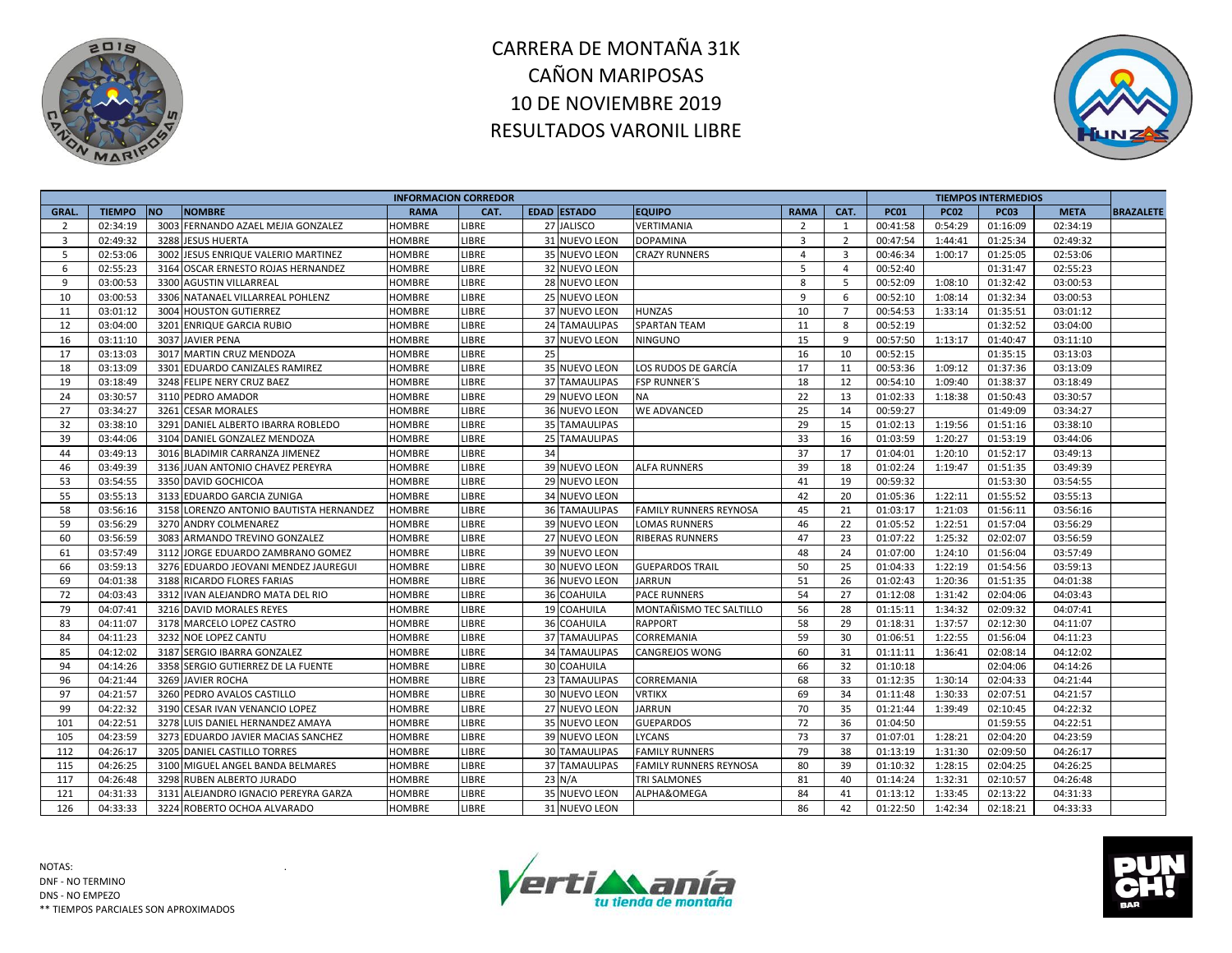# CARRERA DE MONTAÑA 31K
# CAÑON MARIPOSAS
# 10 DE NOVIEMBRE 2019
# RESULTADOS VARONIL LIBRE

| INFORMACION CORREDOR | | | | | | | | | | | | TIEMPOS INTERMEDIOS | | | | |
|---|---|---|---|---|---|---|---|---|---|---|---|---|---|---|---|---|
| GRAL. | TIEMPO | NO | NOMBRE | RAMA | CAT. | EDAD | ESTADO | EQUIPO | RAMA | CAT. | PC01 | PC02 | PC03 | META | BRAZALETE |
| 2 | 02:34:19 | 3003 | FERNANDO AZAEL MEJIA GONZALEZ | HOMBRE | LIBRE | 27 | JALISCO | VERTIMANIA | 2 | 1 | 00:41:58 | 0:54:29 | 01:16:09 | 02:34:19 | |
| 3 | 02:49:32 | 3288 | JESUS HUERTA | HOMBRE | LIBRE | 31 | NUEVO LEON | DOPAMINA | 3 | 2 | 00:47:54 | 1:44:41 | 01:25:34 | 02:49:32 | |
| 5 | 02:53:06 | 3002 | JESUS ENRIQUE VALERIO MARTINEZ | HOMBRE | LIBRE | 35 | NUEVO LEON | CRAZY RUNNERS | 4 | 3 | 00:46:34 | 1:00:17 | 01:25:05 | 02:53:06 | |
| 6 | 02:55:23 | 3164 | OSCAR ERNESTO ROJAS HERNANDEZ | HOMBRE | LIBRE | 32 | NUEVO LEON | | 5 | 4 | 00:52:40 | | 01:31:47 | 02:55:23 | |
| 9 | 03:00:53 | 3300 | AGUSTIN VILLARREAL | HOMBRE | LIBRE | 28 | NUEVO LEON | | 8 | 5 | 00:52:09 | 1:08:10 | 01:32:42 | 03:00:53 | |
| 10 | 03:00:53 | 3306 | NATANAEL VILLARREAL POHLENZ | HOMBRE | LIBRE | 25 | NUEVO LEON | | 9 | 6 | 00:52:10 | 1:08:14 | 01:32:34 | 03:00:53 | |
| 11 | 03:01:12 | 3004 | HOUSTON GUTIERREZ | HOMBRE | LIBRE | 37 | NUEVO LEON | HUNZAS | 10 | 7 | 00:54:53 | 1:33:14 | 01:35:51 | 03:01:12 | |
| 12 | 03:04:00 | 3201 | ENRIQUE GARCIA RUBIO | HOMBRE | LIBRE | 24 | TAMAULIPAS | SPARTAN TEAM | 11 | 8 | 00:52:19 | | 01:32:52 | 03:04:00 | |
| 16 | 03:11:10 | 3037 | JAVIER PENA | HOMBRE | LIBRE | 37 | NUEVO LEON | NINGUNO | 15 | 9 | 00:57:50 | 1:13:17 | 01:40:47 | 03:11:10 | |
| 17 | 03:13:03 | 3017 | MARTIN CRUZ MENDOZA | HOMBRE | LIBRE | 25 | | | 16 | 10 | 00:52:15 | | 01:35:15 | 03:13:03 | |
| 18 | 03:13:09 | 3301 | EDUARDO CANIZALES RAMIREZ | HOMBRE | LIBRE | 35 | NUEVO LEON | LOS RUDOS DE GARCÍA | 17 | 11 | 00:53:36 | 1:09:12 | 01:37:36 | 03:13:09 | |
| 19 | 03:18:49 | 3248 | FELIPE NERY CRUZ BAEZ | HOMBRE | LIBRE | 37 | TAMAULIPAS | FSP RUNNER´S | 18 | 12 | 00:54:10 | 1:09:40 | 01:38:37 | 03:18:49 | |
| 24 | 03:30:57 | 3110 | PEDRO AMADOR | HOMBRE | LIBRE | 29 | NUEVO LEON | NA | 22 | 13 | 01:02:33 | 1:18:38 | 01:50:43 | 03:30:57 | |
| 27 | 03:34:27 | 3261 | CESAR MORALES | HOMBRE | LIBRE | 36 | NUEVO LEON | WE ADVANCED | 25 | 14 | 00:59:27 | | 01:49:09 | 03:34:27 | |
| 32 | 03:38:10 | 3291 | DANIEL ALBERTO IBARRA ROBLEDO | HOMBRE | LIBRE | 35 | TAMAULIPAS | | 29 | 15 | 01:02:13 | 1:19:56 | 01:51:16 | 03:38:10 | |
| 39 | 03:44:06 | 3104 | DANIEL GONZALEZ MENDOZA | HOMBRE | LIBRE | 25 | TAMAULIPAS | | 33 | 16 | 01:03:59 | 1:20:27 | 01:53:19 | 03:44:06 | |
| 44 | 03:49:13 | 3016 | BLADIMIR CARRANZA JIMENEZ | HOMBRE | LIBRE | 34 | | | 37 | 17 | 01:04:01 | 1:20:10 | 01:52:17 | 03:49:13 | |
| 46 | 03:49:39 | 3136 | JUAN ANTONIO CHAVEZ PEREYRA | HOMBRE | LIBRE | 39 | NUEVO LEON | ALFA RUNNERS | 39 | 18 | 01:02:24 | 1:19:47 | 01:51:35 | 03:49:39 | |
| 53 | 03:54:55 | 3350 | DAVID GOCHICOA | HOMBRE | LIBRE | 29 | NUEVO LEON | | 41 | 19 | 00:59:32 | | 01:53:30 | 03:54:55 | |
| 55 | 03:55:13 | 3133 | EDUARDO GARCIA ZUNIGA | HOMBRE | LIBRE | 34 | NUEVO LEON | | 42 | 20 | 01:05:36 | 1:22:11 | 01:55:52 | 03:55:13 | |
| 58 | 03:56:16 | 3158 | LORENZO ANTONIO BAUTISTA HERNANDEZ | HOMBRE | LIBRE | 36 | TAMAULIPAS | FAMILY RUNNERS REYNOSA | 45 | 21 | 01:03:17 | 1:21:03 | 01:56:11 | 03:56:16 | |
| 59 | 03:56:29 | 3270 | ANDRY COLMENAREZ | HOMBRE | LIBRE | 39 | NUEVO LEON | LOMAS RUNNERS | 46 | 22 | 01:05:52 | 1:22:51 | 01:57:04 | 03:56:29 | |
| 60 | 03:56:59 | 3083 | ARMANDO TREVINO GONZALEZ | HOMBRE | LIBRE | 27 | NUEVO LEON | RIBERAS RUNNERS | 47 | 23 | 01:07:22 | 1:25:32 | 02:02:07 | 03:56:59 | |
| 61 | 03:57:49 | 3112 | JORGE EDUARDO ZAMBRANO GOMEZ | HOMBRE | LIBRE | 39 | NUEVO LEON | | 48 | 24 | 01:07:00 | 1:24:10 | 01:56:04 | 03:57:49 | |
| 66 | 03:59:13 | 3276 | EDUARDO JEOVANI MENDEZ JAUREGUI | HOMBRE | LIBRE | 30 | NUEVO LEON | GUEPARDOS TRAIL | 50 | 25 | 01:04:33 | 1:22:19 | 01:54:56 | 03:59:13 | |
| 69 | 04:01:38 | 3188 | RICARDO FLORES FARIAS | HOMBRE | LIBRE | 36 | NUEVO LEON | JARRUN | 51 | 26 | 01:02:43 | 1:20:36 | 01:51:35 | 04:01:38 | |
| 72 | 04:03:43 | 3312 | IVAN ALEJANDRO MATA DEL RIO | HOMBRE | LIBRE | 36 | COAHUILA | PACE RUNNERS | 54 | 27 | 01:12:08 | 1:31:42 | 02:04:06 | 04:03:43 | |
| 79 | 04:07:41 | 3216 | DAVID MORALES REYES | HOMBRE | LIBRE | 19 | COAHUILA | MONTAÑISMO TEC SALTILLO | 56 | 28 | 01:15:11 | 1:34:32 | 02:09:32 | 04:07:41 | |
| 83 | 04:11:07 | 3178 | MARCELO LOPEZ CASTRO | HOMBRE | LIBRE | 36 | COAHUILA | RAPPORT | 58 | 29 | 01:18:31 | 1:37:57 | 02:12:30 | 04:11:07 | |
| 84 | 04:11:23 | 3232 | NOE LOPEZ CANTU | HOMBRE | LIBRE | 37 | TAMAULIPAS | CORREMANIA | 59 | 30 | 01:06:51 | 1:22:55 | 01:56:04 | 04:11:23 | |
| 85 | 04:12:02 | 3187 | SERGIO IBARRA GONZALEZ | HOMBRE | LIBRE | 34 | TAMAULIPAS | CANGREJOS WONG | 60 | 31 | 01:11:11 | 1:36:41 | 02:08:14 | 04:12:02 | |
| 94 | 04:14:26 | 3358 | SERGIO GUTIERREZ DE LA FUENTE | HOMBRE | LIBRE | 30 | COAHUILA | | 66 | 32 | 01:10:18 | | 02:04:06 | 04:14:26 | |
| 96 | 04:21:44 | 3269 | JAVIER ROCHA | HOMBRE | LIBRE | 23 | TAMAULIPAS | CORREMANIA | 68 | 33 | 01:12:35 | 1:30:14 | 02:04:33 | 04:21:44 | |
| 97 | 04:21:57 | 3260 | PEDRO AVALOS CASTILLO | HOMBRE | LIBRE | 30 | NUEVO LEON | VRTIKX | 69 | 34 | 01:11:48 | 1:30:33 | 02:07:51 | 04:21:57 | |
| 99 | 04:22:32 | 3190 | CESAR IVAN VENANCIO LOPEZ | HOMBRE | LIBRE | 27 | NUEVO LEON | JARRUN | 70 | 35 | 01:21:44 | 1:39:49 | 02:10:45 | 04:22:32 | |
| 101 | 04:22:51 | 3278 | LUIS DANIEL HERNANDEZ AMAYA | HOMBRE | LIBRE | 35 | NUEVO LEON | GUEPARDOS | 72 | 36 | 01:04:50 | | 01:59:55 | 04:22:51 | |
| 105 | 04:23:59 | 3273 | EDUARDO JAVIER MACIAS SANCHEZ | HOMBRE | LIBRE | 39 | NUEVO LEON | LYCANS | 73 | 37 | 01:07:01 | 1:28:21 | 02:04:20 | 04:23:59 | |
| 112 | 04:26:17 | 3205 | DANIEL CASTILLO TORRES | HOMBRE | LIBRE | 30 | TAMAULIPAS | FAMILY RUNNERS | 79 | 38 | 01:13:19 | 1:31:30 | 02:09:50 | 04:26:17 | |
| 115 | 04:26:25 | 3100 | MIGUEL ANGEL BANDA BELMARES | HOMBRE | LIBRE | 37 | TAMAULIPAS | FAMILY RUNNERS REYNOSA | 80 | 39 | 01:10:32 | 1:28:15 | 02:04:25 | 04:26:25 | |
| 117 | 04:26:48 | 3298 | RUBEN ALBERTO JURADO | HOMBRE | LIBRE | 23 | N/A | TRI SALMONES | 81 | 40 | 01:14:24 | 1:32:31 | 02:10:57 | 04:26:48 | |
| 121 | 04:31:33 | 3131 | ALEJANDRO IGNACIO PEREYRA GARZA | HOMBRE | LIBRE | 35 | NUEVO LEON | ALPHA&OMEGA | 84 | 41 | 01:13:12 | 1:33:45 | 02:13:22 | 04:31:33 | |
| 126 | 04:33:33 | 3224 | ROBERTO OCHOA ALVARADO | HOMBRE | LIBRE | 31 | NUEVO LEON | | 86 | 42 | 01:22:50 | 1:42:34 | 02:18:21 | 04:33:33 | |

NOTAS:
DNF - NO TERMINO
DNS - NO EMPEZO
** TIEMPOS PARCIALES SON APROXIMADOS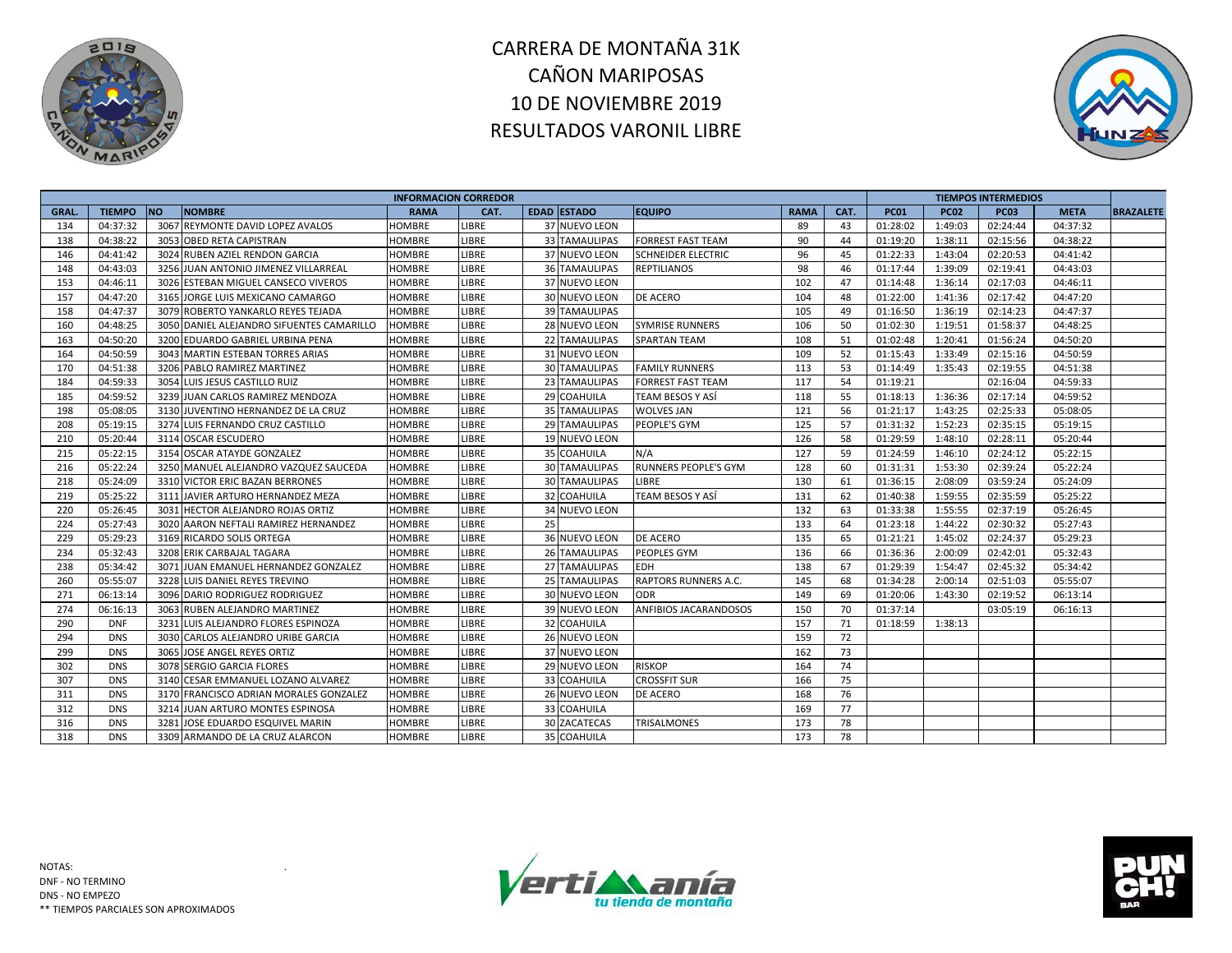# CARRERA DE MONTAÑA 31K
# CAÑON MARIPOSAS
# 10 DE NOVIEMBRE 2019
# RESULTADOS VARONIL LIBRE

| INFORMACION CORREDOR | | | | | | | | | | | TIEMPOS INTERMEDIOS | | | | |
|---|---|---|---|---|---|---|---|---|---|---|---|---|---|---|---|
| GRAL. | TIEMPO | NO | NOMBRE | RAMA | CAT. | EDAD | ESTADO | EQUIPO | RAMA | CAT. | PC01 | PC02 | PC03 | META | BRAZALETE |
| 134 | 04:37:32 | 3067 | REYMONTE DAVID LOPEZ AVALOS | HOMBRE | LIBRE | 37 | NUEVO LEON | | 89 | 43 | 01:28:02 | 1:49:03 | 02:24:44 | 04:37:32 | |
| 138 | 04:38:22 | 3053 | OBED RETA CAPISTRAN | HOMBRE | LIBRE | 33 | TAMAULIPAS | FORREST FAST TEAM | 90 | 44 | 01:19:20 | 1:38:11 | 02:15:56 | 04:38:22 | |
| 146 | 04:41:42 | 3024 | RUBEN AZIEL RENDON GARCIA | HOMBRE | LIBRE | 37 | NUEVO LEON | SCHNEIDER ELECTRIC | 96 | 45 | 01:22:33 | 1:43:04 | 02:20:53 | 04:41:42 | |
| 148 | 04:43:03 | 3256 | JUAN ANTONIO JIMENEZ VILLARREAL | HOMBRE | LIBRE | 36 | TAMAULIPAS | REPTILIANOS | 98 | 46 | 01:17:44 | 1:39:09 | 02:19:41 | 04:43:03 | |
| 153 | 04:46:11 | 3026 | ESTEBAN MIGUEL CANSECO VIVEROS | HOMBRE | LIBRE | 37 | NUEVO LEON | | 102 | 47 | 01:14:48 | 1:36:14 | 02:17:03 | 04:46:11 | |
| 157 | 04:47:20 | 3165 | JORGE LUIS MEXICANO CAMARGO | HOMBRE | LIBRE | 30 | NUEVO LEON | DE ACERO | 104 | 48 | 01:22:00 | 1:41:36 | 02:17:42 | 04:47:20 | |
| 158 | 04:47:37 | 3079 | ROBERTO YANKARLO REYES TEJADA | HOMBRE | LIBRE | 39 | TAMAULIPAS | | 105 | 49 | 01:16:50 | 1:36:19 | 02:14:23 | 04:47:37 | |
| 160 | 04:48:25 | 3050 | DANIEL ALEJANDRO SIFUENTES CAMARILLO | HOMBRE | LIBRE | 28 | NUEVO LEON | SYMRISE RUNNERS | 106 | 50 | 01:02:30 | 1:19:51 | 01:58:37 | 04:48:25 | |
| 163 | 04:50:20 | 3200 | EDUARDO GABRIEL URBINA PENA | HOMBRE | LIBRE | 22 | TAMAULIPAS | SPARTAN TEAM | 108 | 51 | 01:02:48 | 1:20:41 | 01:56:24 | 04:50:20 | |
| 164 | 04:50:59 | 3043 | MARTIN ESTEBAN TORRES ARIAS | HOMBRE | LIBRE | 31 | NUEVO LEON | | 109 | 52 | 01:15:43 | 1:33:49 | 02:15:16 | 04:50:59 | |
| 170 | 04:51:38 | 3206 | PABLO RAMIREZ MARTINEZ | HOMBRE | LIBRE | 30 | TAMAULIPAS | FAMILY RUNNERS | 113 | 53 | 01:14:49 | 1:35:43 | 02:19:55 | 04:51:38 | |
| 184 | 04:59:33 | 3054 | LUIS JESUS CASTILLO RUIZ | HOMBRE | LIBRE | 23 | TAMAULIPAS | FORREST FAST TEAM | 117 | 54 | 01:19:21 | | 02:16:04 | 04:59:33 | |
| 185 | 04:59:52 | 3239 | JUAN CARLOS RAMIREZ MENDOZA | HOMBRE | LIBRE | 29 | COAHUILA | TEAM BESOS Y ASÍ | 118 | 55 | 01:18:13 | 1:36:36 | 02:17:14 | 04:59:52 | |
| 198 | 05:08:05 | 3130 | JUVENTINO HERNANDEZ DE LA CRUZ | HOMBRE | LIBRE | 35 | TAMAULIPAS | WOLVES JAN | 121 | 56 | 01:21:17 | 1:43:25 | 02:25:33 | 05:08:05 | |
| 208 | 05:19:15 | 3274 | LUIS FERNANDO CRUZ CASTILLO | HOMBRE | LIBRE | 29 | TAMAULIPAS | PEOPLE'S GYM | 125 | 57 | 01:31:32 | 1:52:23 | 02:35:15 | 05:19:15 | |
| 210 | 05:20:44 | 3114 | OSCAR ESCUDERO | HOMBRE | LIBRE | 19 | NUEVO LEON | | 126 | 58 | 01:29:59 | 1:48:10 | 02:28:11 | 05:20:44 | |
| 215 | 05:22:15 | 3154 | OSCAR ATAYDE GONZALEZ | HOMBRE | LIBRE | 35 | COAHUILA | N/A | 127 | 59 | 01:24:59 | 1:46:10 | 02:24:12 | 05:22:15 | |
| 216 | 05:22:24 | 3250 | MANUEL ALEJANDRO VAZQUEZ SAUCEDA | HOMBRE | LIBRE | 30 | TAMAULIPAS | RUNNERS PEOPLE'S GYM | 128 | 60 | 01:31:31 | 1:53:30 | 02:39:24 | 05:22:24 | |
| 218 | 05:24:09 | 3310 | VICTOR ERIC BAZAN BERRONES | HOMBRE | LIBRE | 30 | TAMAULIPAS | LIBRE | 130 | 61 | 01:36:15 | 2:08:09 | 03:59:24 | 05:24:09 | |
| 219 | 05:25:22 | 3111 | JAVIER ARTURO HERNANDEZ MEZA | HOMBRE | LIBRE | 32 | COAHUILA | TEAM BESOS Y ASÍ | 131 | 62 | 01:40:38 | 1:59:55 | 02:35:59 | 05:25:22 | |
| 220 | 05:26:45 | 3031 | HECTOR ALEJANDRO ROJAS ORTIZ | HOMBRE | LIBRE | 34 | NUEVO LEON | | 132 | 63 | 01:33:38 | 1:55:55 | 02:37:19 | 05:26:45 | |
| 224 | 05:27:43 | 3020 | AARON NEFTALI RAMIREZ HERNANDEZ | HOMBRE | LIBRE | 25 | | | 133 | 64 | 01:23:18 | 1:44:22 | 02:30:32 | 05:27:43 | |
| 229 | 05:29:23 | 3169 | RICARDO SOLIS ORTEGA | HOMBRE | LIBRE | 36 | NUEVO LEON | DE ACERO | 135 | 65 | 01:21:21 | 1:45:02 | 02:24:37 | 05:29:23 | |
| 234 | 05:32:43 | 3208 | ERIK CARBAJAL TAGARA | HOMBRE | LIBRE | 26 | TAMAULIPAS | PEOPLES GYM | 136 | 66 | 01:36:36 | 2:00:09 | 02:42:01 | 05:32:43 | |
| 238 | 05:34:42 | 3071 | JUAN EMANUEL HERNANDEZ GONZALEZ | HOMBRE | LIBRE | 27 | TAMAULIPAS | EDH | 138 | 67 | 01:29:39 | 1:54:47 | 02:45:32 | 05:34:42 | |
| 260 | 05:55:07 | 3228 | LUIS DANIEL REYES TREVINO | HOMBRE | LIBRE | 25 | TAMAULIPAS | RAPTORS RUNNERS A.C. | 145 | 68 | 01:34:28 | 2:00:14 | 02:51:03 | 05:55:07 | |
| 271 | 06:13:14 | 3096 | DARIO RODRIGUEZ RODRIGUEZ | HOMBRE | LIBRE | 30 | NUEVO LEON | ODR | 149 | 69 | 01:20:06 | 1:43:30 | 02:19:52 | 06:13:14 | |
| 274 | 06:16:13 | 3063 | RUBEN ALEJANDRO MARTINEZ | HOMBRE | LIBRE | 39 | NUEVO LEON | ANFIBIOS JACARANDOSOS | 150 | 70 | 01:37:14 | | 03:05:19 | 06:16:13 | |
| 290 | DNF | 3231 | LUIS ALEJANDRO FLORES ESPINOZA | HOMBRE | LIBRE | 32 | COAHUILA | | 157 | 71 | 01:18:59 | 1:38:13 | | | |
| 294 | DNS | 3030 | CARLOS ALEJANDRO URIBE GARCIA | HOMBRE | LIBRE | 26 | NUEVO LEON | | 159 | 72 | | | | | |
| 299 | DNS | 3065 | JOSE ANGEL REYES ORTIZ | HOMBRE | LIBRE | 37 | NUEVO LEON | | 162 | 73 | | | | | |
| 302 | DNS | 3078 | SERGIO GARCIA FLORES | HOMBRE | LIBRE | 29 | NUEVO LEON | RISKOP | 164 | 74 | | | | | |
| 307 | DNS | 3140 | CESAR EMMANUEL LOZANO ALVAREZ | HOMBRE | LIBRE | 33 | COAHUILA | CROSSFIT SUR | 166 | 75 | | | | | |
| 311 | DNS | 3170 | FRANCISCO ADRIAN MORALES GONZALEZ | HOMBRE | LIBRE | 26 | NUEVO LEON | DE ACERO | 168 | 76 | | | | | |
| 312 | DNS | 3214 | JUAN ARTURO MONTES ESPINOSA | HOMBRE | LIBRE | 33 | COAHUILA | | 169 | 77 | | | | | |
| 316 | DNS | 3281 | JOSE EDUARDO ESQUIVEL MARIN | HOMBRE | LIBRE | 30 | ZACATECAS | TRISALMONES | 173 | 78 | | | | | |
| 318 | DNS | 3309 | ARMANDO DE LA CRUZ ALARCON | HOMBRE | LIBRE | 35 | COAHUILA | | 173 | 78 | | | | | |

NOTAS:
DNF - NO TERMINO
DNS - NO EMPEZO
** TIEMPOS PARCIALES SON APROXIMADOS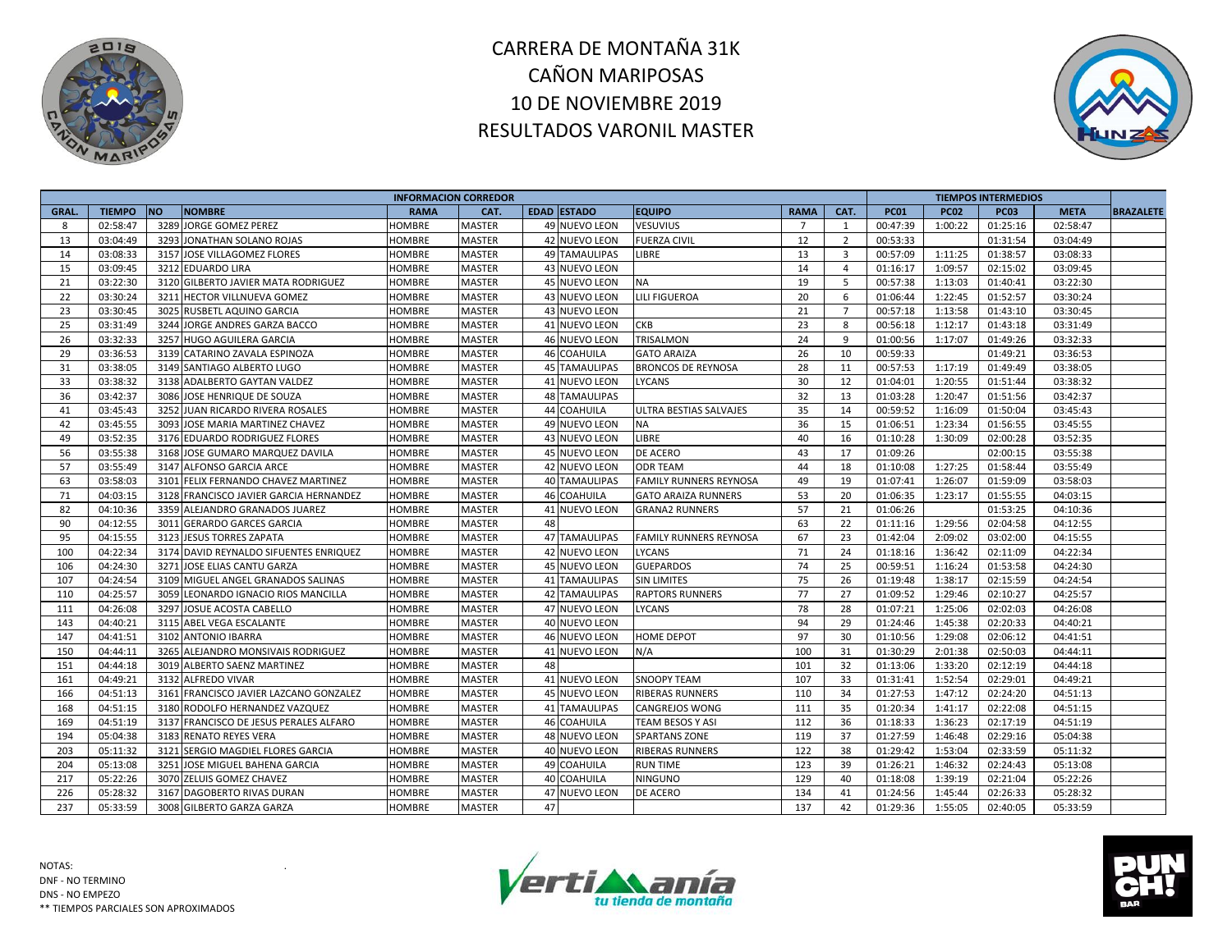# CARRERA DE MONTAÑA 31K
# CAÑON MARIPOSAS
# 10 DE NOVIEMBRE 2019
# RESULTADOS VARONIL MASTER

| INFORMACION CORREDOR | | | | | | | | | | | TIEMPOS INTERMEDIOS | | | | |
|---|---|---|---|---|---|---|---|---|---|---|---|---|---|---|---|
| GRAL. | TIEMPO | NO | NOMBRE | RAMA | CAT. | EDAD | ESTADO | EQUIPO | RAMA | CAT. | PC01 | PC02 | PC03 | META | BRAZALETE |
| 8 | 02:58:47 | 3289 | JORGE GOMEZ PEREZ | HOMBRE | MASTER | 49 | NUEVO LEON | VESUVIUS | 7 | 1 | 00:47:39 | 1:00:22 | 01:25:16 | 02:58:47 | |
| 13 | 03:04:49 | 3293 | JONATHAN SOLANO ROJAS | HOMBRE | MASTER | 42 | NUEVO LEON | FUERZA CIVIL | 12 | 2 | 00:53:33 | | 01:31:54 | 03:04:49 | |
| 14 | 03:08:33 | 3157 | JOSE VILLAGOMEZ FLORES | HOMBRE | MASTER | 49 | TAMAULIPAS | LIBRE | 13 | 3 | 00:57:09 | 1:11:25 | 01:38:57 | 03:08:33 | |
| 15 | 03:09:45 | 3212 | EDUARDO LIRA | HOMBRE | MASTER | 43 | NUEVO LEON | | 14 | 4 | 01:16:17 | 1:09:57 | 02:15:02 | 03:09:45 | |
| 21 | 03:22:30 | 3120 | GILBERTO JAVIER MATA RODRIGUEZ | HOMBRE | MASTER | 45 | NUEVO LEON | NA | 19 | 5 | 00:57:38 | 1:13:03 | 01:40:41 | 03:22:30 | |
| 22 | 03:30:24 | 3211 | HECTOR VILLNUEVA GOMEZ | HOMBRE | MASTER | 43 | NUEVO LEON | LILI FIGUEROA | 20 | 6 | 01:06:44 | 1:22:45 | 01:52:57 | 03:30:24 | |
| 23 | 03:30:45 | 3025 | RUSBETL AQUINO GARCIA | HOMBRE | MASTER | 43 | NUEVO LEON | | 21 | 7 | 00:57:18 | 1:13:58 | 01:43:10 | 03:30:45 | |
| 25 | 03:31:49 | 3244 | JORGE ANDRES GARZA BACCO | HOMBRE | MASTER | 41 | NUEVO LEON | CKB | 23 | 8 | 00:56:18 | 1:12:17 | 01:43:18 | 03:31:49 | |
| 26 | 03:32:33 | 3257 | HUGO AGUILERA GARCIA | HOMBRE | MASTER | 46 | NUEVO LEON | TRISALMON | 24 | 9 | 01:00:56 | 1:17:07 | 01:49:26 | 03:32:33 | |
| 29 | 03:36:53 | 3139 | CATARINO ZAVALA ESPINOZA | HOMBRE | MASTER | 46 | COAHUILA | GATO ARAIZA | 26 | 10 | 00:59:33 | | 01:49:21 | 03:36:53 | |
| 31 | 03:38:05 | 3149 | SANTIAGO ALBERTO LUGO | HOMBRE | MASTER | 45 | TAMAULIPAS | BRONCOS DE REYNOSA | 28 | 11 | 00:57:53 | 1:17:19 | 01:49:49 | 03:38:05 | |
| 33 | 03:38:32 | 3138 | ADALBERTO GAYTAN VALDEZ | HOMBRE | MASTER | 41 | NUEVO LEON | LYCANS | 30 | 12 | 01:04:01 | 1:20:55 | 01:51:44 | 03:38:32 | |
| 36 | 03:42:37 | 3086 | JOSE HENRIQUE DE SOUZA | HOMBRE | MASTER | 48 | TAMAULIPAS | | 32 | 13 | 01:03:28 | 1:20:47 | 01:51:56 | 03:42:37 | |
| 41 | 03:45:43 | 3252 | JUAN RICARDO RIVERA ROSALES | HOMBRE | MASTER | 44 | COAHUILA | ULTRA BESTIAS SALVAJES | 35 | 14 | 00:59:52 | 1:16:09 | 01:50:04 | 03:45:43 | |
| 42 | 03:45:55 | 3093 | JOSE MARIA MARTINEZ CHAVEZ | HOMBRE | MASTER | 49 | NUEVO LEON | NA | 36 | 15 | 01:06:51 | 1:23:34 | 01:56:55 | 03:45:55 | |
| 49 | 03:52:35 | 3176 | EDUARDO RODRIGUEZ FLORES | HOMBRE | MASTER | 43 | NUEVO LEON | LIBRE | 40 | 16 | 01:10:28 | 1:30:09 | 02:00:28 | 03:52:35 | |
| 56 | 03:55:38 | 3168 | JOSE GUMARO MARQUEZ DAVILA | HOMBRE | MASTER | 45 | NUEVO LEON | DE ACERO | 43 | 17 | 01:09:26 | | 02:00:15 | 03:55:38 | |
| 57 | 03:55:49 | 3147 | ALFONSO GARCIA ARCE | HOMBRE | MASTER | 42 | NUEVO LEON | ODR TEAM | 44 | 18 | 01:10:08 | 1:27:25 | 01:58:44 | 03:55:49 | |
| 63 | 03:58:03 | 3101 | FELIX FERNANDO CHAVEZ MARTINEZ | HOMBRE | MASTER | 40 | TAMAULIPAS | FAMILY RUNNERS REYNOSA | 49 | 19 | 01:07:41 | 1:26:07 | 01:59:09 | 03:58:03 | |
| 71 | 04:03:15 | 3128 | FRANCISCO JAVIER GARCIA HERNANDEZ | HOMBRE | MASTER | 46 | COAHUILA | GATO ARAIZA RUNNERS | 53 | 20 | 01:06:35 | 1:23:17 | 01:55:55 | 04:03:15 | |
| 82 | 04:10:36 | 3359 | ALEJANDRO GRANADOS JUAREZ | HOMBRE | MASTER | 41 | NUEVO LEON | GRANA2 RUNNERS | 57 | 21 | 01:06:26 | | 01:53:25 | 04:10:36 | |
| 90 | 04:12:55 | 3011 | GERARDO GARCES GARCIA | HOMBRE | MASTER | 48 | | | 63 | 22 | 01:11:16 | 1:29:56 | 02:04:58 | 04:12:55 | |
| 95 | 04:15:55 | 3123 | JESUS TORRES ZAPATA | HOMBRE | MASTER | 47 | TAMAULIPAS | FAMILY RUNNERS REYNOSA | 67 | 23 | 01:42:04 | 2:09:02 | 03:02:00 | 04:15:55 | |
| 100 | 04:22:34 | 3174 | DAVID REYNALDO SIFUENTES ENRIQUEZ | HOMBRE | MASTER | 42 | NUEVO LEON | LYCANS | 71 | 24 | 01:18:16 | 1:36:42 | 02:11:09 | 04:22:34 | |
| 106 | 04:24:30 | 3271 | JOSE ELIAS CANTU GARZA | HOMBRE | MASTER | 45 | NUEVO LEON | GUEPARDOS | 74 | 25 | 00:59:51 | 1:16:24 | 01:53:58 | 04:24:30 | |
| 107 | 04:24:54 | 3109 | MIGUEL ANGEL GRANADOS SALINAS | HOMBRE | MASTER | 41 | TAMAULIPAS | SIN LIMITES | 75 | 26 | 01:19:48 | 1:38:17 | 02:15:59 | 04:24:54 | |
| 110 | 04:25:57 | 3059 | LEONARDO IGNACIO RIOS MANCILLA | HOMBRE | MASTER | 42 | TAMAULIPAS | RAPTORS RUNNERS | 77 | 27 | 01:09:52 | 1:29:46 | 02:10:27 | 04:25:57 | |
| 111 | 04:26:08 | 3297 | JOSUE ACOSTA CABELLO | HOMBRE | MASTER | 47 | NUEVO LEON | LYCANS | 78 | 28 | 01:07:21 | 1:25:06 | 02:02:03 | 04:26:08 | |
| 143 | 04:40:21 | 3115 | ABEL VEGA ESCALANTE | HOMBRE | MASTER | 40 | NUEVO LEON | | 94 | 29 | 01:24:46 | 1:45:38 | 02:20:33 | 04:40:21 | |
| 147 | 04:41:51 | 3102 | ANTONIO IBARRA | HOMBRE | MASTER | 46 | NUEVO LEON | HOME DEPOT | 97 | 30 | 01:10:56 | 1:29:08 | 02:06:12 | 04:41:51 | |
| 150 | 04:44:11 | 3265 | ALEJANDRO MONSIVAIS RODRIGUEZ | HOMBRE | MASTER | 41 | NUEVO LEON | N/A | 100 | 31 | 01:30:29 | 2:01:38 | 02:50:03 | 04:44:11 | |
| 151 | 04:44:18 | 3019 | ALBERTO SAENZ MARTINEZ | HOMBRE | MASTER | 48 | | | 101 | 32 | 01:13:06 | 1:33:20 | 02:12:19 | 04:44:18 | |
| 161 | 04:49:21 | 3132 | ALFREDO VIVAR | HOMBRE | MASTER | 41 | NUEVO LEON | SNOOPY TEAM | 107 | 33 | 01:31:41 | 1:52:54 | 02:29:01 | 04:49:21 | |
| 166 | 04:51:13 | 3161 | FRANCISCO JAVIER LAZCANO GONZALEZ | HOMBRE | MASTER | 45 | NUEVO LEON | RIBERAS RUNNERS | 110 | 34 | 01:27:53 | 1:47:12 | 02:24:20 | 04:51:13 | |
| 168 | 04:51:15 | 3180 | RODOLFO HERNANDEZ VAZQUEZ | HOMBRE | MASTER | 41 | TAMAULIPAS | CANGREJOS WONG | 111 | 35 | 01:20:34 | 1:41:17 | 02:22:08 | 04:51:15 | |
| 169 | 04:51:19 | 3137 | FRANCISCO DE JESUS PERALES ALFARO | HOMBRE | MASTER | 46 | COAHUILA | TEAM BESOS Y ASI | 112 | 36 | 01:18:33 | 1:36:23 | 02:17:19 | 04:51:19 | |
| 194 | 05:04:38 | 3183 | RENATO REYES VERA | HOMBRE | MASTER | 48 | NUEVO LEON | SPARTANS ZONE | 119 | 37 | 01:27:59 | 1:46:48 | 02:29:16 | 05:04:38 | |
| 203 | 05:11:32 | 3121 | SERGIO MAGDIEL FLORES GARCIA | HOMBRE | MASTER | 40 | NUEVO LEON | RIBERAS RUNNERS | 122 | 38 | 01:29:42 | 1:53:04 | 02:33:59 | 05:11:32 | |
| 204 | 05:13:08 | 3251 | JOSE MIGUEL BAHENA GARCIA | HOMBRE | MASTER | 49 | COAHUILA | RUN TIME | 123 | 39 | 01:26:21 | 1:46:32 | 02:24:43 | 05:13:08 | |
| 217 | 05:22:26 | 3070 | ZELUIS GOMEZ CHAVEZ | HOMBRE | MASTER | 40 | COAHUILA | NINGUNO | 129 | 40 | 01:18:08 | 1:39:19 | 02:21:04 | 05:22:26 | |
| 226 | 05:28:32 | 3167 | DAGOBERTO RIVAS DURAN | HOMBRE | MASTER | 47 | NUEVO LEON | DE ACERO | 134 | 41 | 01:24:56 | 1:45:44 | 02:26:33 | 05:28:32 | |
| 237 | 05:33:59 | 3008 | GILBERTO GARZA GARZA | HOMBRE | MASTER | 47 | | | 137 | 42 | 01:29:36 | 1:55:05 | 02:40:05 | 05:33:59 | |

NOTAS:
DNF - NO TERMINO
DNS - NO EMPEZO
** TIEMPOS PARCIALES SON APROXIMADOS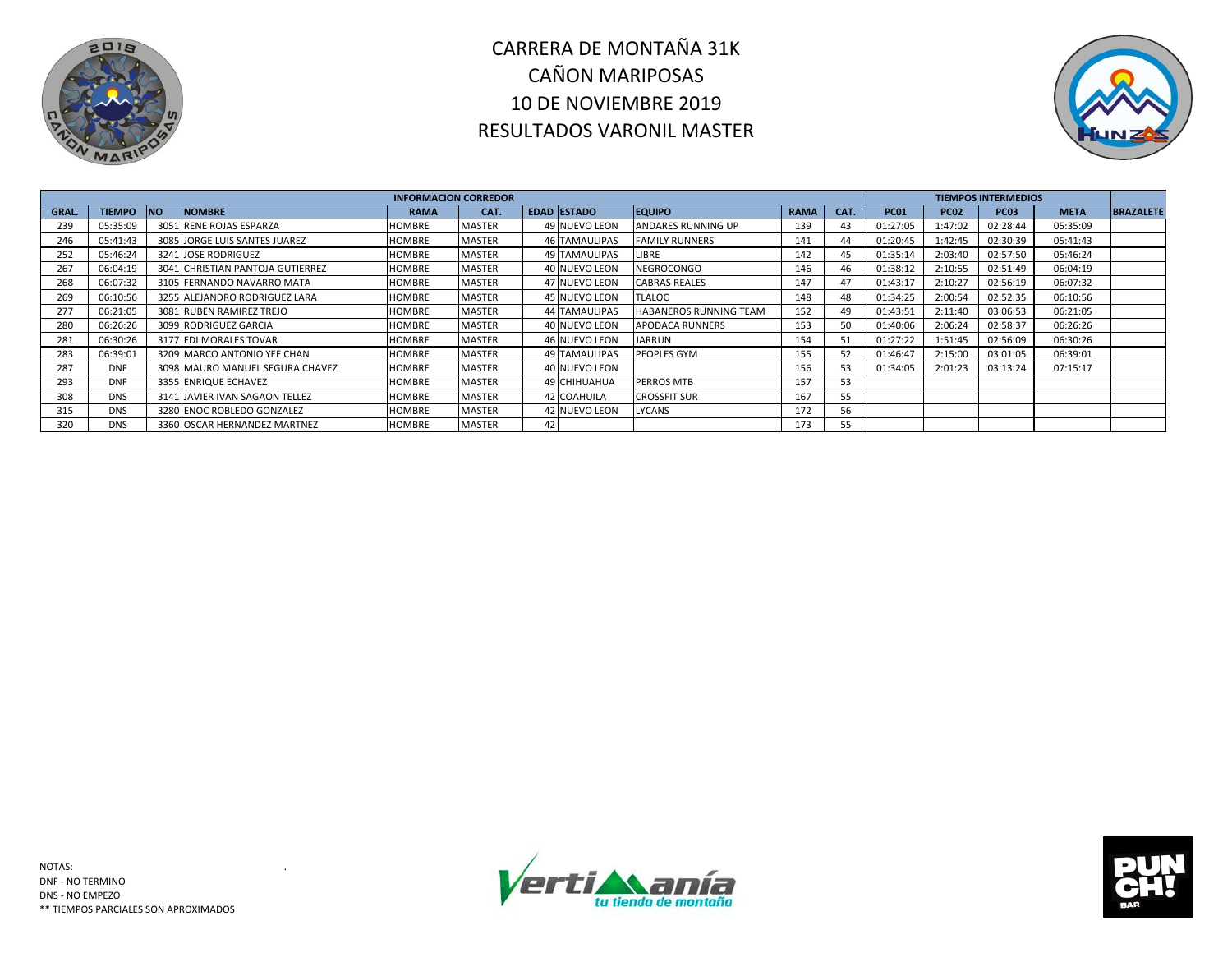# CARRERA DE MONTAÑA 31K
# CAÑON MARIPOSAS
# 10 DE NOVIEMBRE 2019
# RESULTADOS VARONIL MASTER

| INFORMACION CORREDOR | | | | | | | | | | | TIEMPOS INTERMEDIOS | | | | |
|---|---|---|---|---|---|---|---|---|---|---|---|---|---|---|---|
| GRAL. | TIEMPO | NO | NOMBRE | RAMA | CAT. | EDAD | ESTADO | EQUIPO | RAMA | CAT. | PC01 | PC02 | PC03 | META | BRAZALETE |
| 239 | 05:35:09 | 3051 | RENE ROJAS ESPARZA | HOMBRE | MASTER | 49 | NUEVO LEON | ANDARES RUNNING UP | 139 | 43 | 01:27:05 | 1:47:02 | 02:28:44 | 05:35:09 | |
| 246 | 05:41:43 | 3085 | JORGE LUIS SANTES JUAREZ | HOMBRE | MASTER | 46 | TAMAULIPAS | FAMILY RUNNERS | 141 | 44 | 01:20:45 | 1:42:45 | 02:30:39 | 05:41:43 | |
| 252 | 05:46:24 | 3241 | JOSE RODRIGUEZ | HOMBRE | MASTER | 49 | TAMAULIPAS | LIBRE | 142 | 45 | 01:35:14 | 2:03:40 | 02:57:50 | 05:46:24 | |
| 267 | 06:04:19 | 3041 | CHRISTIAN PANTOJA GUTIERREZ | HOMBRE | MASTER | 40 | NUEVO LEON | NEGROCONGO | 146 | 46 | 01:38:12 | 2:10:55 | 02:51:49 | 06:04:19 | |
| 268 | 06:07:32 | 3105 | FERNANDO NAVARRO MATA | HOMBRE | MASTER | 47 | NUEVO LEON | CABRAS REALES | 147 | 47 | 01:43:17 | 2:10:27 | 02:56:19 | 06:07:32 | |
| 269 | 06:10:56 | 3255 | ALEJANDRO RODRIGUEZ LARA | HOMBRE | MASTER | 45 | NUEVO LEON | TLALOC | 148 | 48 | 01:34:25 | 2:00:54 | 02:52:35 | 06:10:56 | |
| 277 | 06:21:05 | 3081 | RUBEN RAMIREZ TREJO | HOMBRE | MASTER | 44 | TAMAULIPAS | HABANEROS RUNNING TEAM | 152 | 49 | 01:43:51 | 2:11:40 | 03:06:53 | 06:21:05 | |
| 280 | 06:26:26 | 3099 | RODRIGUEZ GARCIA | HOMBRE | MASTER | 40 | NUEVO LEON | APODACA RUNNERS | 153 | 50 | 01:40:06 | 2:06:24 | 02:58:37 | 06:26:26 | |
| 281 | 06:30:26 | 3177 | EDI MORALES TOVAR | HOMBRE | MASTER | 46 | NUEVO LEON | JARRUN | 154 | 51 | 01:27:22 | 1:51:45 | 02:56:09 | 06:30:26 | |
| 283 | 06:39:01 | 3209 | MARCO ANTONIO YEE CHAN | HOMBRE | MASTER | 49 | TAMAULIPAS | PEOPLES GYM | 155 | 52 | 01:46:47 | 2:15:00 | 03:01:05 | 06:39:01 | |
| 287 | DNF | 3098 | MAURO MANUEL SEGURA CHAVEZ | HOMBRE | MASTER | 40 | NUEVO LEON | | 156 | 53 | 01:34:05 | 2:01:23 | 03:13:24 | 07:15:17 | |
| 293 | DNF | 3355 | ENRIQUE ECHAVEZ | HOMBRE | MASTER | 49 | CHIHUAHUA | PERROS MTB | 157 | 53 | | | | | |
| 308 | DNS | 3141 | JAVIER IVAN SAGAON TELLEZ | HOMBRE | MASTER | 42 | COAHUILA | CROSSFIT SUR | 167 | 55 | | | | | |
| 315 | DNS | 3280 | ENOC ROBLEDO GONZALEZ | HOMBRE | MASTER | 42 | NUEVO LEON | LYCANS | 172 | 56 | | | | | |
| 320 | DNS | 3360 | OSCAR HERNANDEZ MARTNEZ | HOMBRE | MASTER | 42 | | | 173 | 55 | | | | | |

NOTAS:
DNF - NO TERMINO
DNS - NO EMPEZO
** TIEMPOS PARCIALES SON APROXIMADOS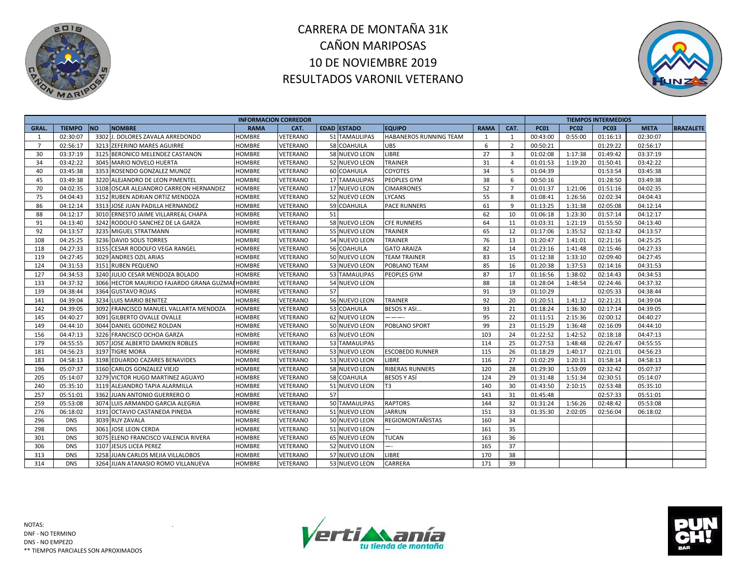# CARRERA DE MONTAÑA 31K
# CAÑON MARIPOSAS
# 10 DE NOVIEMBRE 2019
# RESULTADOS VARONIL VETERANO

| INFORMACION CORREDOR | | | | | | | | | | | TIEMPOS INTERMEDIOS | | | | |
|---|---|---|---|---|---|---|---|---|---|---|---|---|---|---|---|
| GRAL. | TIEMPO | NO | NOMBRE | RAMA | CAT. | EDAD | ESTADO | EQUIPO | RAMA | CAT. | PC01 | PC02 | PC03 | META | BRAZALETE |
| 1 | 02:30:07 | 3302 | J. DOLORES ZAVALA ARREDONDO | HOMBRE | VETERANO | 51 | TAMAULIPAS | HABANEROS RUNNING TEAM | 1 | 1 | 00:43:00 | 0:55:00 | 01:16:13 | 02:30:07 | |
| 7 | 02:56:17 | 3213 | ZEFERINO MARES AGUIRRE | HOMBRE | VETERANO | 58 | COAHUILA | UBS | 6 | 2 | 00:50:21 | | 01:29:22 | 02:56:17 | |
| 30 | 03:37:19 | 3125 | BERONICO MELENDEZ CASTANON | HOMBRE | VETERANO | 58 | NUEVO LEON | LIBRE | 27 | 3 | 01:02:08 | 1:17:38 | 01:49:42 | 03:37:19 | |
| 34 | 03:42:22 | 3045 | MARIO NOVELO HUERTA | HOMBRE | VETERANO | 52 | NUEVO LEON | TRAINER | 31 | 4 | 01:01:53 | 1:19:20 | 01:50:41 | 03:42:22 | |
| 40 | 03:45:38 | 3353 | ROSENDO GONZALEZ MUNOZ | HOMBRE | VETERANO | 60 | COAHUILA | COYOTES | 34 | 5 | 01:04:39 | | 01:53:54 | 03:45:38 | |
| 45 | 03:49:38 | 3220 | ALEJANDRO DE LEON PIMENTEL | HOMBRE | VETERANO | 17 | TAMAULIPAS | PEOPLES GYM | 38 | 6 | 00:50:16 | | 01:28:50 | 03:49:38 | |
| 70 | 04:02:35 | 3108 | OSCAR ALEJANDRO CARREON HERNANDEZ | HOMBRE | VETERANO | 17 | NUEVO LEON | CIMARRONES | 52 | 7 | 01:01:37 | 1:21:06 | 01:51:16 | 04:02:35 | |
| 75 | 04:04:43 | 3152 | RUBEN ADRIAN ORTIZ MENDOZA | HOMBRE | VETERANO | 52 | NUEVO LEON | LYCANS | 55 | 8 | 01:08:41 | 1:26:56 | 02:02:34 | 04:04:43 | |
| 86 | 04:12:14 | 3313 | JOSE JUAN PADILLA HERNANDEZ | HOMBRE | VETERANO | 59 | COAHUILA | PACE RUNNERS | 61 | 9 | 01:13:25 | 1:31:38 | 02:05:08 | 04:12:14 | |
| 88 | 04:12:17 | 3010 | ERNESTO JAIME VILLARREAL CHAPA | HOMBRE | VETERANO | 51 | | | 62 | 10 | 01:06:18 | 1:23:30 | 01:57:14 | 04:12:17 | |
| 91 | 04:13:40 | 3242 | RODOLFO SANCHEZ DE LA GARZA | HOMBRE | VETERANO | 58 | NUEVO LEON | CFE RUNNERS | 64 | 11 | 01:03:31 | 1:21:19 | 01:55:50 | 04:13:40 | |
| 92 | 04:13:57 | 3235 | MIGUEL STRATMANN | HOMBRE | VETERANO | 55 | NUEVO LEON | TRAINER | 65 | 12 | 01:17:06 | 1:35:52 | 02:13:42 | 04:13:57 | |
| 108 | 04:25:25 | 3236 | DAVID SOLIS TORRES | HOMBRE | VETERANO | 54 | NUEVO LEON | TRAINER | 76 | 13 | 01:20:47 | 1:41:01 | 02:21:16 | 04:25:25 | |
| 118 | 04:27:33 | 3155 | CESAR RODOLFO VEGA RANGEL | HOMBRE | VETERANO | 56 | COAHUILA | GATO ARAIZA | 82 | 14 | 01:23:16 | 1:41:48 | 02:15:46 | 04:27:33 | |
| 119 | 04:27:45 | 3029 | ANDRES OZIL ARIAS | HOMBRE | VETERANO | 50 | NUEVO LEON | TEAM TRAINER | 83 | 15 | 01:12:38 | 1:33:10 | 02:09:40 | 04:27:45 | |
| 124 | 04:31:53 | 3151 | RUBEN PEQUENO | HOMBRE | VETERANO | 53 | NUEVO LEON | POBLANO TEAM | 85 | 16 | 01:20:38 | 1:37:53 | 02:14:16 | 04:31:53 | |
| 127 | 04:34:53 | 3240 | JULIO CESAR MENDOZA BOLADO | HOMBRE | VETERANO | 53 | TAMAULIPAS | PEOPLES GYM | 87 | 17 | 01:16:56 | 1:38:02 | 02:14:43 | 04:34:53 | |
| 133 | 04:37:32 | 3066 | HECTOR MAURICIO FAJARDO GRANA GUZMAN | HOMBRE | VETERANO | 54 | NUEVO LEON | | 88 | 18 | 01:28:04 | 1:48:54 | 02:24:46 | 04:37:32 | |
| 139 | 04:38:44 | 3364 | GUSTAVO ROJAS | HOMBRE | VETERANO | 57 | | | 91 | 19 | 01:10:29 | | 02:05:33 | 04:38:44 | |
| 141 | 04:39:04 | 3234 | LUIS MARIO BENITEZ | HOMBRE | VETERANO | 56 | NUEVO LEON | TRAINER | 92 | 20 | 01:20:51 | 1:41:12 | 02:21:21 | 04:39:04 | |
| 142 | 04:39:05 | 3092 | FRANCISCO MANUEL VALLARTA MENDOZA | HOMBRE | VETERANO | 53 | COAHUILA | BESOS Y ASI... | 93 | 21 | 01:18:24 | 1:36:30 | 02:17:14 | 04:39:05 | |
| 145 | 04:40:27 | 3091 | GILBERTO OVALLE OVALLE | HOMBRE | VETERANO | 62 | NUEVO LEON | ———- | 95 | 22 | 01:11:51 | 2:15:36 | 02:00:12 | 04:40:27 | |
| 149 | 04:44:10 | 3044 | DANIEL GODINEZ ROLDAN | HOMBRE | VETERANO | 50 | NUEVO LEON | POBLANO SPORT | 99 | 23 | 01:15:29 | 1:36:48 | 02:16:09 | 04:44:10 | |
| 156 | 04:47:13 | 3226 | FRANCISCO OCHOA GARZA | HOMBRE | VETERANO | 63 | NUEVO LEON | | 103 | 24 | 01:22:52 | 1:42:52 | 02:18:18 | 04:47:13 | |
| 179 | 04:55:55 | 3057 | JOSE ALBERTO DAMKEN ROBLES | HOMBRE | VETERANO | 53 | TAMAULIPAS | | 114 | 25 | 01:27:53 | 1:48:48 | 02:26:47 | 04:55:55 | |
| 181 | 04:56:23 | 3197 | TIGRE MORA | HOMBRE | VETERANO | 53 | NUEVO LEON | ESCOBEDO RUNNER | 115 | 26 | 01:18:29 | 1:40:17 | 02:21:01 | 04:56:23 | |
| 183 | 04:58:13 | 3198 | EDUARDO CAZARES BENAVIDES | HOMBRE | VETERANO | 53 | NUEVO LEON | LIBRE | 116 | 27 | 01:02:29 | 1:20:31 | 01:58:14 | 04:58:13 | |
| 196 | 05:07:37 | 3160 | CARLOS GONZALEZ VIEJO | HOMBRE | VETERANO | 58 | NUEVO LEON | RIBERAS RUNNERS | 120 | 28 | 01:29:30 | 1:53:09 | 02:32:42 | 05:07:37 | |
| 205 | 05:14:07 | 3279 | VICTOR HUGO MARTINEZ AGUAYO | HOMBRE | VETERANO | 58 | COAHUILA | BESOS Y ASÍ | 124 | 29 | 01:31:48 | 1:51:34 | 02:30:51 | 05:14:07 | |
| 240 | 05:35:10 | 3119 | ALEJANDRO TAPIA ALARMILLA | HOMBRE | VETERANO | 51 | NUEVO LEON | T3 | 140 | 30 | 01:43:50 | 2:10:15 | 02:53:48 | 05:35:10 | |
| 257 | 05:51:01 | 3362 | JUAN ANTONIO GUERRERO O | HOMBRE | VETERANO | 57 | | | 143 | 31 | 01:45:48 | | 02:57:33 | 05:51:01 | |
| 259 | 05:53:08 | 3074 | LUIS ARMANDO GARCIA ALEGRIA | HOMBRE | VETERANO | 50 | TAMAULIPAS | RAPTORS | 144 | 32 | 01:31:24 | 1:56:26 | 02:48:42 | 05:53:08 | |
| 276 | 06:18:02 | 3191 | OCTAVIO CASTANEDA PINEDA | HOMBRE | VETERANO | 51 | NUEVO LEON | JARRUN | 151 | 33 | 01:35:30 | 2:02:05 | 02:56:04 | 06:18:02 | |
| 296 | DNS | 3039 | RUY ZAVALA | HOMBRE | VETERANO | 50 | NUEVO LEON | REGIOMONTAÑISTAS | 160 | 34 | | | | | |
| 298 | DNS | 3061 | JOSE LEON CERDA | HOMBRE | VETERANO | 51 | NUEVO LEON | — | 161 | 35 | | | | | |
| 301 | DNS | 3075 | ELENO FRANCISCO VALENCIA RIVERA | HOMBRE | VETERANO | 65 | NUEVO LEON | TUCAN | 163 | 36 | | | | | |
| 306 | DNS | 3107 | JESUS LICEA PEREZ | HOMBRE | VETERANO | 52 | NUEVO LEON | —- | 165 | 37 | | | | | |
| 313 | DNS | 3258 | JUAN CARLOS MEJIA VILLALOBOS | HOMBRE | VETERANO | 57 | NUEVO LEON | LIBRE | 170 | 38 | | | | | |
| 314 | DNS | 3264 | JUAN ATANASIO ROMO VILLANUEVA | HOMBRE | VETERANO | 53 | NUEVO LEON | CARRERA | 171 | 39 | | | | | |

NOTAS:
DNF - NO TERMINO
DNS - NO EMPEZO
** TIEMPOS PARCIALES SON APROXIMADOS